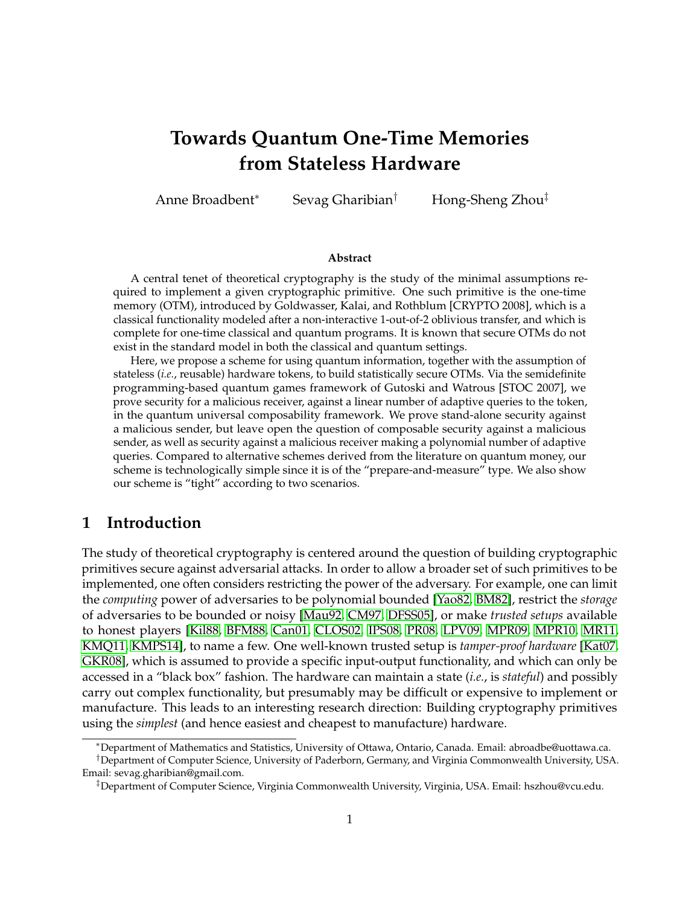# Towards Quantum One-Time Memories from Stateless Hardware

Anne Broadbent[*] Sevag Gharibian[†] Hong-Sheng Zhou[‡]

### Abstract

A central tenet of theoretical cryptography is the study of the minimal assumptions required to implement a given cryptographic primitive. One such primitive is the one-time memory (OTM), introduced by Goldwasser, Kalai, and Rothblum [CRYPTO 2008], which is a classical functionality modeled after a non-interactive 1-out-of-2 oblivious transfer, and which is complete for one-time classical and quantum programs. It is known that secure OTMs do not exist in the standard model in both the classical and quantum settings.

Here, we propose a scheme for using quantum information, together with the assumption of stateless (*i.e.*, reusable) hardware tokens, to build statistically secure OTMs. Via the semidefinite programming-based quantum games framework of Gutoski and Watrous [STOC 2007], we prove security for a malicious receiver, against a linear number of adaptive queries to the token, in the quantum universal composability framework. We prove stand-alone security against a malicious sender, but leave open the question of composable security against a malicious sender, as well as security against a malicious receiver making a polynomial number of adaptive queries. Compared to alternative schemes derived from the literature on quantum money, our scheme is technologically simple since it is of the "prepare-and-measure" type. We also show our scheme is "tight" according to two scenarios.

## 1 Introduction

The study of theoretical cryptography is centered around the question of building cryptographic primitives secure against adversarial attacks. In order to allow a broader set of such primitives to be implemented, one often considers restricting the power of the adversary. For example, one can limit the *computing* power of adversaries to be polynomial bounded [Yao82, BM82], restrict the *storage* of adversaries to be bounded or noisy [Mau92, CM97, DFSS05], or make *trusted setups* available to honest players [Kil88, BFM88, Can01, CLOS02, IPS08, PR08, LPV09, MPR09, MPR10, MR11, KMQ11, KMPS14], to name a few. One well-known trusted setup is *tamper-proof hardware* [Kat07, GKR08], which is assumed to provide a specific input-output functionality, and which can only be accessed in a "black box" fashion. The hardware can maintain a state (*i.e.*, is *stateful*) and possibly carry out complex functionality, but presumably may be difficult or expensive to implement or manufacture. This leads to an interesting research direction: Building cryptography primitives using the *simplest* (and hence easiest and cheapest to manufacture) hardware.

---

[*] Department of Mathematics and Statistics, University of Ottawa, Ontario, Canada. Email: abroadbe@uottawa.ca.

[†] Department of Computer Science, University of Paderborn, Germany, and Virginia Commonwealth University, USA. Email: sevag.gharibian@gmail.com.

[‡] Department of Computer Science, Virginia Commonwealth University, Virginia, USA. Email: hszhou@vcu.edu.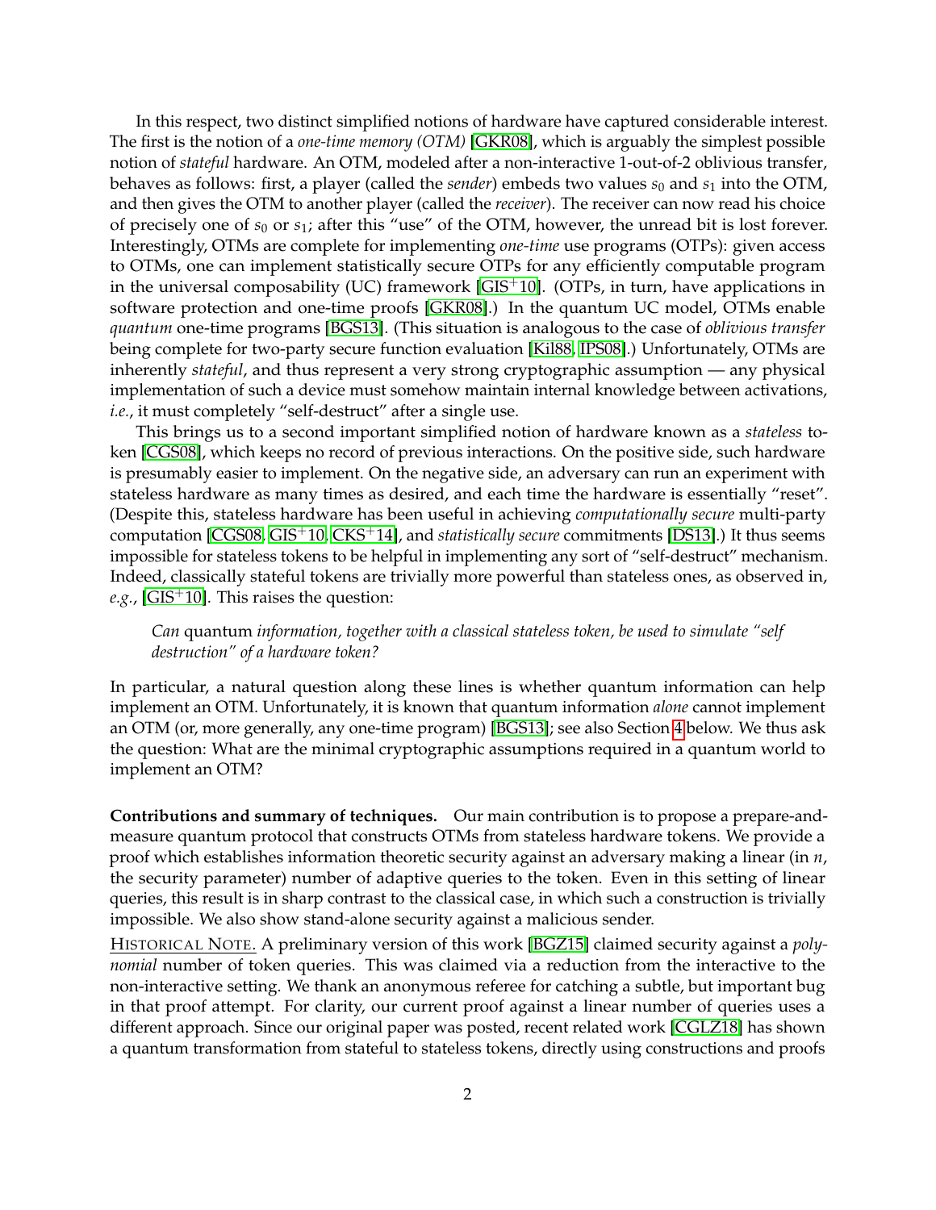In this respect, two distinct simplified notions of hardware have captured considerable interest. The first is the notion of a *one-time memory (OTM)* [GKR08], which is arguably the simplest possible notion of *stateful* hardware. An OTM, modeled after a non-interactive 1-out-of-2 oblivious transfer, behaves as follows: first, a player (called the *sender*) embeds two values $s_0$ and $s_1$ into the OTM, and then gives the OTM to another player (called the *receiver*). The receiver can now read his choice of precisely one of $s_0$ or $s_1$; after this "use" of the OTM, however, the unread bit is lost forever. Interestingly, OTMs are complete for implementing *one-time* use programs (OTPs): given access to OTMs, one can implement statistically secure OTPs for any efficiently computable program in the universal composability (UC) framework [GIS+10]. (OTPs, in turn, have applications in software protection and one-time proofs [GKR08].) In the quantum UC model, OTMs enable *quantum* one-time programs [BGS13]. (This situation is analogous to the case of *oblivious transfer* being complete for two-party secure function evaluation [Kil88, IPS08].) Unfortunately, OTMs are inherently *stateful*, and thus represent a very strong cryptographic assumption — any physical implementation of such a device must somehow maintain internal knowledge between activations, *i.e.*, it must completely "self-destruct" after a single use.

This brings us to a second important simplified notion of hardware known as a *stateless* token [CGS08], which keeps no record of previous interactions. On the positive side, such hardware is presumably easier to implement. On the negative side, an adversary can run an experiment with stateless hardware as many times as desired, and each time the hardware is essentially "reset". (Despite this, stateless hardware has been useful in achieving *computationally secure* multi-party computation [CGS08, GIS+10, CKS+14], and *statistically secure* commitments [DS13].) It thus seems impossible for stateless tokens to be helpful in implementing any sort of "self-destruct" mechanism. Indeed, classically stateful tokens are trivially more powerful than stateless ones, as observed in, *e.g.*, [GIS+10]. This raises the question:

> *Can* quantum *information, together with a classical stateless token, be used to simulate "self destruction" of a hardware token?*

In particular, a natural question along these lines is whether quantum information can help implement an OTM. Unfortunately, it is known that quantum information *alone* cannot implement an OTM (or, more generally, any one-time program) [BGS13]; see also Section 4 below. We thus ask the question: What are the minimal cryptographic assumptions required in a quantum world to implement an OTM?

**Contributions and summary of techniques.** Our main contribution is to propose a prepare-and-measure quantum protocol that constructs OTMs from stateless hardware tokens. We provide a proof which establishes information theoretic security against an adversary making a linear (in $n$, the security parameter) number of adaptive queries to the token. Even in this setting of linear queries, this result is in sharp contrast to the classical case, in which such a construction is trivially impossible. We also show stand-alone security against a malicious sender.

HISTORICAL NOTE. A preliminary version of this work [BGZ15] claimed security against a *polynomial* number of token queries. This was claimed via a reduction from the interactive to the non-interactive setting. We thank an anonymous referee for catching a subtle, but important bug in that proof attempt. For clarity, our current proof against a linear number of queries uses a different approach. Since our original paper was posted, recent related work [CGLZ18] has shown a quantum transformation from stateful to stateless tokens, directly using constructions and proofs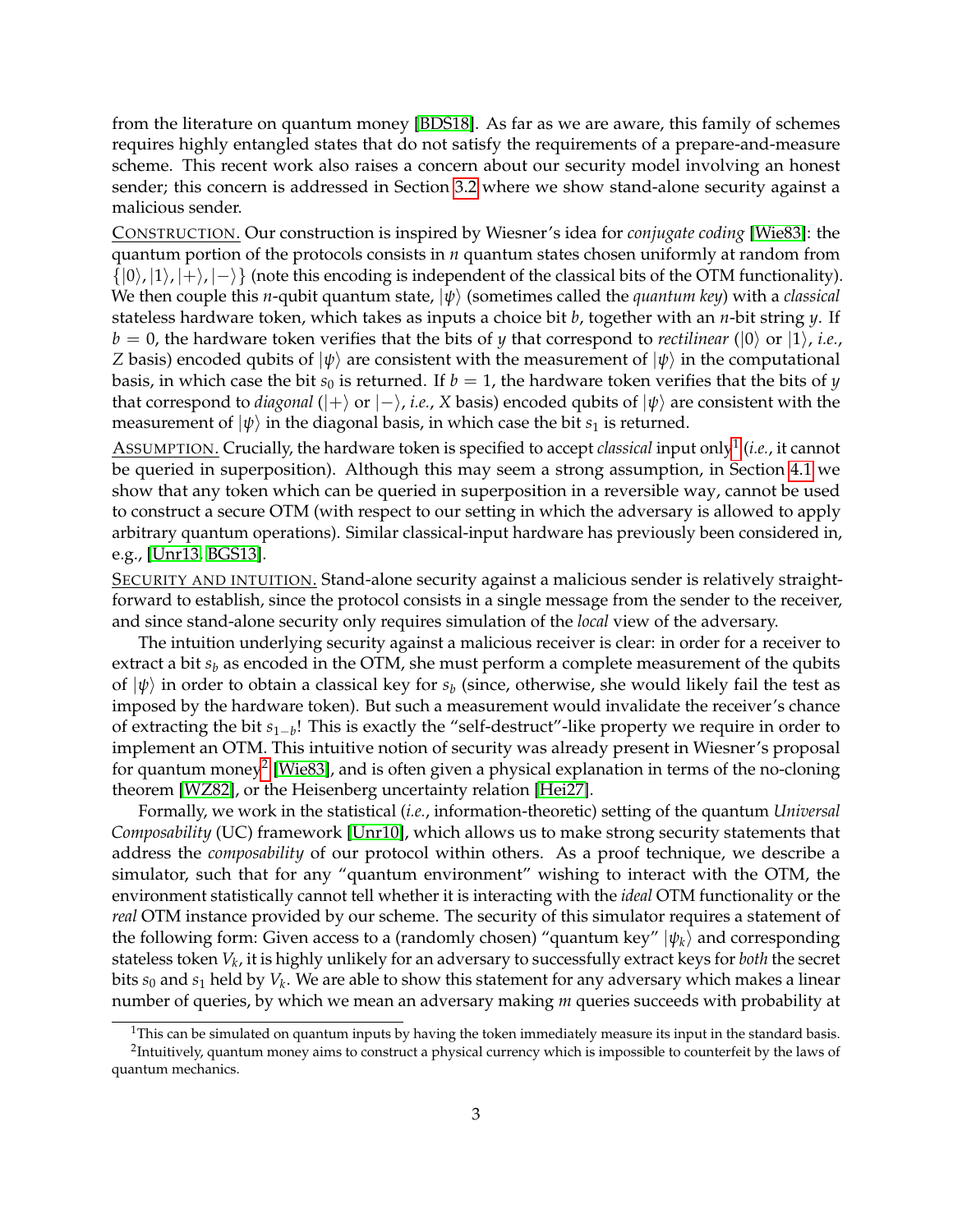from the literature on quantum money [BDS18]. As far as we are aware, this family of schemes requires highly entangled states that do not satisfy the requirements of a prepare-and-measure scheme. This recent work also raises a concern about our security model involving an honest sender; this concern is addressed in Section 3.2 where we show stand-alone security against a malicious sender.

CONSTRUCTION. Our construction is inspired by Wiesner's idea for *conjugate coding* [Wie83]: the quantum portion of the protocols consists in $n$ quantum states chosen uniformly at random from $\{|0\rangle, |1\rangle, |+\rangle, |-\rangle\}$ (note this encoding is independent of the classical bits of the OTM functionality). We then couple this $n$-qubit quantum state, $|\psi\rangle$ (sometimes called the *quantum key*) with a *classical* stateless hardware token, which takes as inputs a choice bit $b$, together with an $n$-bit string $y$. If $b = 0$, the hardware token verifies that the bits of $y$ that correspond to *rectilinear* ($|0\rangle$ or $|1\rangle$, *i.e.*, $Z$ basis) encoded qubits of $|\psi\rangle$ are consistent with the measurement of $|\psi\rangle$ in the computational basis, in which case the bit $s_0$ is returned. If $b = 1$, the hardware token verifies that the bits of $y$ that correspond to *diagonal* ($|+\rangle$ or $|-\rangle$, *i.e.*, $X$ basis) encoded qubits of $|\psi\rangle$ are consistent with the measurement of $|\psi\rangle$ in the diagonal basis, in which case the bit $s_1$ is returned.

ASSUMPTION. Crucially, the hardware token is specified to accept *classical* input only[1] (*i.e.*, it cannot be queried in superposition). Although this may seem a strong assumption, in Section 4.1 we show that any token which can be queried in superposition in a reversible way, cannot be used to construct a secure OTM (with respect to our setting in which the adversary is allowed to apply arbitrary quantum operations). Similar classical-input hardware has previously been considered in, e.g., [Unr13, BGS13].

SECURITY AND INTUITION. Stand-alone security against a malicious sender is relatively straightforward to establish, since the protocol consists in a single message from the sender to the receiver, and since stand-alone security only requires simulation of the *local* view of the adversary.

The intuition underlying security against a malicious receiver is clear: in order for a receiver to extract a bit $s_b$ as encoded in the OTM, she must perform a complete measurement of the qubits of $|\psi\rangle$ in order to obtain a classical key for $s_b$ (since, otherwise, she would likely fail the test as imposed by the hardware token). But such a measurement would invalidate the receiver's chance of extracting the bit $s_{1-b}$! This is exactly the "self-destruct"-like property we require in order to implement an OTM. This intuitive notion of security was already present in Wiesner's proposal for quantum money[2] [Wie83], and is often given a physical explanation in terms of the no-cloning theorem [WZ82], or the Heisenberg uncertainty relation [Hei27].

Formally, we work in the statistical (*i.e.*, information-theoretic) setting of the quantum *Universal Composability* (UC) framework [Unr10], which allows us to make strong security statements that address the *composability* of our protocol within others. As a proof technique, we describe a simulator, such that for any "quantum environment" wishing to interact with the OTM, the environment statistically cannot tell whether it is interacting with the *ideal* OTM functionality or the *real* OTM instance provided by our scheme. The security of this simulator requires a statement of the following form: Given access to a (randomly chosen) "quantum key" $|\psi_k\rangle$ and corresponding stateless token $V_k$, it is highly unlikely for an adversary to successfully extract keys for *both* the secret bits $s_0$ and $s_1$ held by $V_k$. We are able to show this statement for any adversary which makes a linear number of queries, by which we mean an adversary making $m$ queries succeeds with probability at

[1] This can be simulated on quantum inputs by having the token immediately measure its input in the standard basis.

[2] Intuitively, quantum money aims to construct a physical currency which is impossible to counterfeit by the laws of quantum mechanics.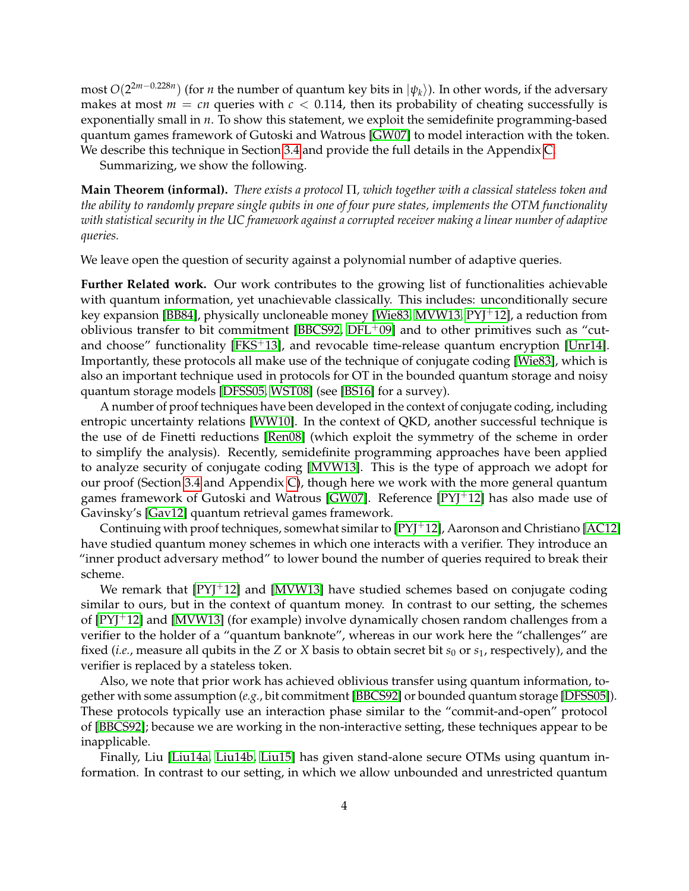most $O(2^{2m-0.228n})$ (for $n$ the number of quantum key bits in $|\psi_k\rangle$). In other words, if the adversary makes at most $m = cn$ queries with $c < 0.114$, then its probability of cheating successfully is exponentially small in $n$. To show this statement, we exploit the semidefinite programming-based quantum games framework of Gutoski and Watrous [GW07] to model interaction with the token. We describe this technique in Section 3.4 and provide the full details in the Appendix C.

Summarizing, we show the following.

**Main Theorem (informal).** *There exists a protocol $\Pi$, which together with a classical stateless token and the ability to randomly prepare single qubits in one of four pure states, implements the OTM functionality with statistical security in the UC framework against a corrupted receiver making a linear number of adaptive queries.*

We leave open the question of security against a polynomial number of adaptive queries.

**Further Related work.** Our work contributes to the growing list of functionalities achievable with quantum information, yet unachievable classically. This includes: unconditionally secure key expansion [BB84], physically uncloneable money [Wie83, MVW13, PYJ+12], a reduction from oblivious transfer to bit commitment [BBCS92, DFL+09] and to other primitives such as "cut-and choose" functionality [FKS+13], and revocable time-release quantum encryption [Unr14]. Importantly, these protocols all make use of the technique of conjugate coding [Wie83], which is also an important technique used in protocols for OT in the bounded quantum storage and noisy quantum storage models [DFSS05, WST08] (see [BS16] for a survey).

A number of proof techniques have been developed in the context of conjugate coding, including entropic uncertainty relations [WW10]. In the context of QKD, another successful technique is the use of de Finetti reductions [Ren08] (which exploit the symmetry of the scheme in order to simplify the analysis). Recently, semidefinite programming approaches have been applied to analyze security of conjugate coding [MVW13]. This is the type of approach we adopt for our proof (Section 3.4 and Appendix C), though here we work with the more general quantum games framework of Gutoski and Watrous [GW07]. Reference [PYJ+12] has also made use of Gavinsky's [Gav12] quantum retrieval games framework.

Continuing with proof techniques, somewhat similar to [PYJ+12], Aaronson and Christiano [AC12] have studied quantum money schemes in which one interacts with a verifier. They introduce an "inner product adversary method" to lower bound the number of queries required to break their scheme.

We remark that [PYJ+12] and [MVW13] have studied schemes based on conjugate coding similar to ours, but in the context of quantum money. In contrast to our setting, the schemes of [PYJ+12] and [MVW13] (for example) involve dynamically chosen random challenges from a verifier to the holder of a "quantum banknote", whereas in our work here the "challenges" are fixed (*i.e.*, measure all qubits in the $Z$ or $X$ basis to obtain secret bit $s_0$ or $s_1$, respectively), and the verifier is replaced by a stateless token.

Also, we note that prior work has achieved oblivious transfer using quantum information, together with some assumption (*e.g.*, bit commitment [BBCS92] or bounded quantum storage [DFSS05]). These protocols typically use an interaction phase similar to the "commit-and-open" protocol of [BBCS92]; because we are working in the non-interactive setting, these techniques appear to be inapplicable.

Finally, Liu [Liu14a, Liu14b, Liu15] has given stand-alone secure OTMs using quantum information. In contrast to our setting, in which we allow unbounded and unrestricted quantum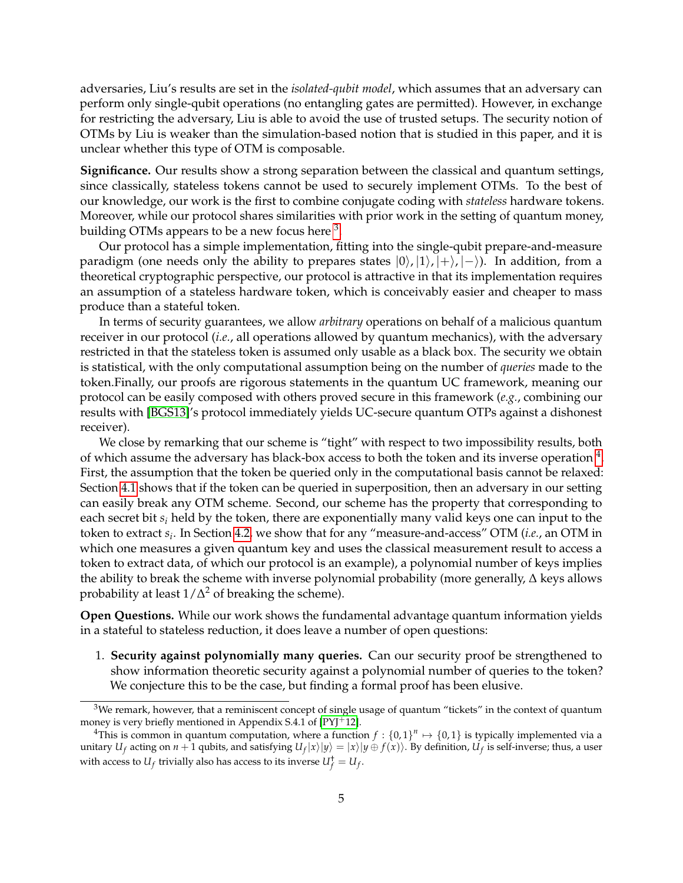adversaries, Liu's results are set in the *isolated-qubit model*, which assumes that an adversary can perform only single-qubit operations (no entangling gates are permitted). However, in exchange for restricting the adversary, Liu is able to avoid the use of trusted setups. The security notion of OTMs by Liu is weaker than the simulation-based notion that is studied in this paper, and it is unclear whether this type of OTM is composable.

**Significance.** Our results show a strong separation between the classical and quantum settings, since classically, stateless tokens cannot be used to securely implement OTMs. To the best of our knowledge, our work is the first to combine conjugate coding with *stateless* hardware tokens. Moreover, while our protocol shares similarities with prior work in the setting of quantum money, building OTMs appears to be a new focus here [3].

Our protocol has a simple implementation, fitting into the single-qubit prepare-and-measure paradigm (one needs only the ability to prepares states $|0\rangle, |1\rangle, |+\rangle, |-\rangle$). In addition, from a theoretical cryptographic perspective, our protocol is attractive in that its implementation requires an assumption of a stateless hardware token, which is conceivably easier and cheaper to mass produce than a stateful token.

In terms of security guarantees, we allow *arbitrary* operations on behalf of a malicious quantum receiver in our protocol (*i.e.*, all operations allowed by quantum mechanics), with the adversary restricted in that the stateless token is assumed only usable as a black box. The security we obtain is statistical, with the only computational assumption being on the number of *queries* made to the token.Finally, our proofs are rigorous statements in the quantum UC framework, meaning our protocol can be easily composed with others proved secure in this framework (*e.g.*, combining our results with [BGS13]'s protocol immediately yields UC-secure quantum OTPs against a dishonest receiver).

We close by remarking that our scheme is "tight" with respect to two impossibility results, both of which assume the adversary has black-box access to both the token and its inverse operation [4]. First, the assumption that the token be queried only in the computational basis cannot be relaxed: Section 4.1 shows that if the token can be queried in superposition, then an adversary in our setting can easily break any OTM scheme. Second, our scheme has the property that corresponding to each secret bit $s_i$ held by the token, there are exponentially many valid keys one can input to the token to extract $s_i$. In Section 4.2, we show that for any "measure-and-access" OTM (*i.e.*, an OTM in which one measures a given quantum key and uses the classical measurement result to access a token to extract data, of which our protocol is an example), a polynomial number of keys implies the ability to break the scheme with inverse polynomial probability (more generally, $\Delta$ keys allows probability at least $1/\Delta^2$ of breaking the scheme).

**Open Questions.** While our work shows the fundamental advantage quantum information yields in a stateful to stateless reduction, it does leave a number of open questions:

1. **Security against polynomially many queries.** Can our security proof be strengthened to show information theoretic security against a polynomial number of queries to the token? We conjecture this to be the case, but finding a formal proof has been elusive.

[3] We remark, however, that a reminiscent concept of single usage of quantum "tickets" in the context of quantum money is very briefly mentioned in Appendix S.4.1 of [PYJ+12].

[4] This is common in quantum computation, where a function $f : \{0,1\}^n \mapsto \{0,1\}$ is typically implemented via a unitary $U_f$ acting on $n+1$ qubits, and satisfying $U_f|x\rangle|y\rangle = |x\rangle|y \oplus f(x)\rangle$. By definition, $U_f$ is self-inverse; thus, a user with access to $U_f$ trivially also has access to its inverse $U_f^\dagger = U_f$.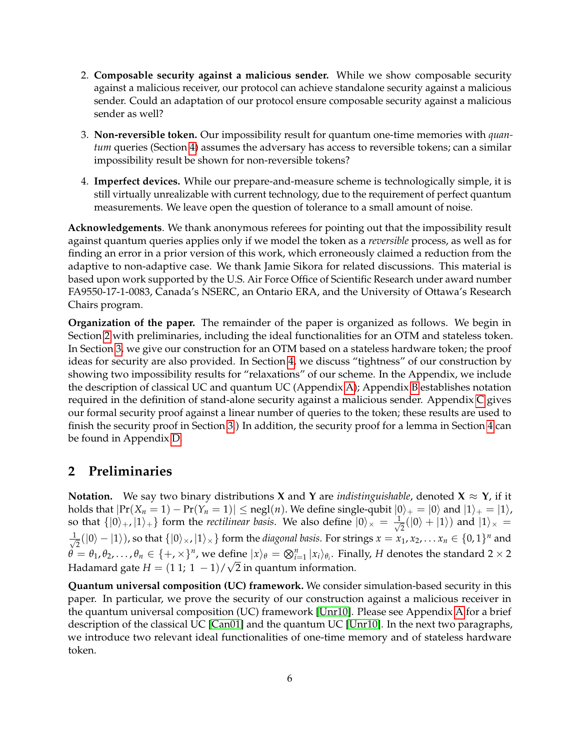2. **Composable security against a malicious sender.** While we show composable security against a malicious receiver, our protocol can achieve standalone security against a malicious sender. Could an adaptation of our protocol ensure composable security against a malicious sender as well?
3. **Non-reversible token.** Our impossibility result for quantum one-time memories with *quantum* queries (Section 4) assumes the adversary has access to reversible tokens; can a similar impossibility result be shown for non-reversible tokens?
4. **Imperfect devices.** While our prepare-and-measure scheme is technologically simple, it is still virtually unrealizable with current technology, due to the requirement of perfect quantum measurements. We leave open the question of tolerance to a small amount of noise.

**Acknowledgements**. We thank anonymous referees for pointing out that the impossibility result against quantum queries applies only if we model the token as a *reversible* process, as well as for finding an error in a prior version of this work, which erroneously claimed a reduction from the adaptive to non-adaptive case. We thank Jamie Sikora for related discussions. This material is based upon work supported by the U.S. Air Force Office of Scientific Research under award number FA9550-17-1-0083, Canada's NSERC, an Ontario ERA, and the University of Ottawa's Research Chairs program.

**Organization of the paper.** The remainder of the paper is organized as follows. We begin in Section 2 with preliminaries, including the ideal functionalities for an OTM and stateless token. In Section 3, we give our construction for an OTM based on a stateless hardware token; the proof ideas for security are also provided. In Section 4, we discuss "tightness" of our construction by showing two impossibility results for "relaxations" of our scheme. In the Appendix, we include the description of classical UC and quantum UC (Appendix A); Appendix B establishes notation required in the definition of stand-alone security against a malicious sender. Appendix C gives our formal security proof against a linear number of queries to the token; these results are used to finish the security proof in Section 3.) In addition, the security proof for a lemma in Section 4 can be found in Appendix D.

## 2 Preliminaries

**Notation.** We say two binary distributions $\mathbf{X}$ and $\mathbf{Y}$ are *indistinguishable*, denoted $\mathbf{X} \approx \mathbf{Y}$, if it holds that $|\Pr(X_n = 1) - \Pr(Y_n = 1)| \leq \text{negl}(n)$. We define single-qubit $|0\rangle_+ = |0\rangle$ and $|1\rangle_+ = |1\rangle$, so that $\{|0\rangle_+, |1\rangle_+\}$ form the *rectilinear basis*. We also define $|0\rangle_\times = \frac{1}{\sqrt{2}}(|0\rangle + |1\rangle)$ and $|1\rangle_\times = \frac{1}{\sqrt{2}}(|0\rangle - |1\rangle)$, so that $\{|0\rangle_\times, |1\rangle_\times\}$ form the *diagonal basis*. For strings $x = x_1, x_2, \ldots x_n \in \{0,1\}^n$ and $\theta = \theta_1, \theta_2, \ldots, \theta_n \in \{+, \times\}^n$, we define $|x\rangle_\theta = \bigotimes_{i=1}^n |x_i\rangle_{\theta_i}$. Finally, $H$ denotes the standard $2 \times 2$ Hadamard gate $H = (1\,1;\ 1\ -1)/\sqrt{2}$ in quantum information.

**Quantum universal composition (UC) framework.** We consider simulation-based security in this paper. In particular, we prove the security of our construction against a malicious receiver in the quantum universal composition (UC) framework [Unr10]. Please see Appendix A for a brief description of the classical UC [Can01] and the quantum UC [Unr10]. In the next two paragraphs, we introduce two relevant ideal functionalities of one-time memory and of stateless hardware token.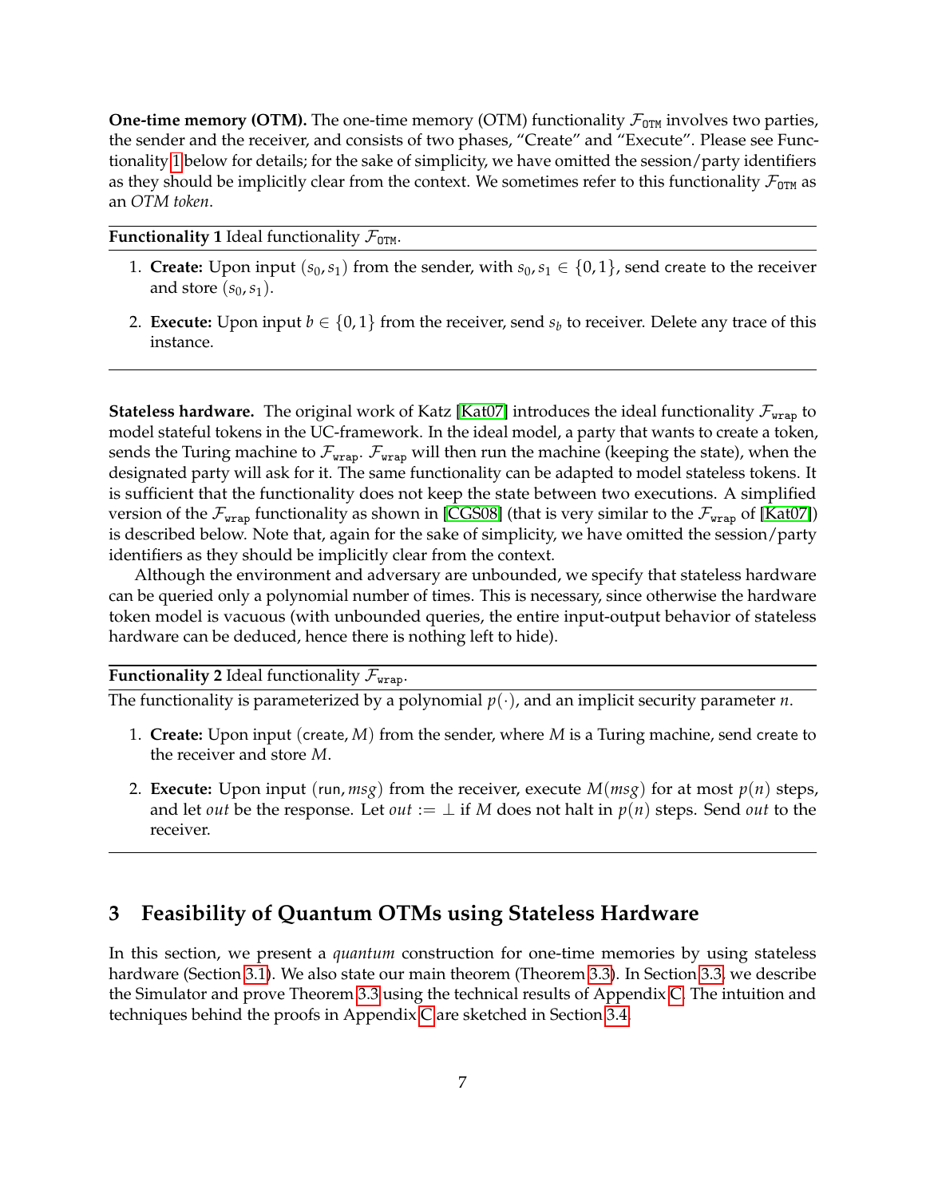**One-time memory (OTM).** The one-time memory (OTM) functionality $\mathcal{F}_{\texttt{OTM}}$ involves two parties, the sender and the receiver, and consists of two phases, "Create" and "Execute". Please see Functionality 1 below for details; for the sake of simplicity, we have omitted the session/party identifiers as they should be implicitly clear from the context. We sometimes refer to this functionality $\mathcal{F}_{\texttt{OTM}}$ as an *OTM token*.

---

**Functionality 1** Ideal functionality $\mathcal{F}_{\texttt{OTM}}$.

---

1. **Create:** Upon input $(s_0, s_1)$ from the sender, with $s_0, s_1 \in \{0,1\}$, send create to the receiver and store $(s_0, s_1)$.
2. **Execute:** Upon input $b \in \{0,1\}$ from the receiver, send $s_b$ to receiver. Delete any trace of this instance.

---

**Stateless hardware.** The original work of Katz [Kat07] introduces the ideal functionality $\mathcal{F}_{\texttt{wrap}}$ to model stateful tokens in the UC-framework. In the ideal model, a party that wants to create a token, sends the Turing machine to $\mathcal{F}_{\texttt{wrap}}$. $\mathcal{F}_{\texttt{wrap}}$ will then run the machine (keeping the state), when the designated party will ask for it. The same functionality can be adapted to model stateless tokens. It is sufficient that the functionality does not keep the state between two executions. A simplified version of the $\mathcal{F}_{\texttt{wrap}}$ functionality as shown in [CGS08] (that is very similar to the $\mathcal{F}_{\texttt{wrap}}$ of [Kat07]) is described below. Note that, again for the sake of simplicity, we have omitted the session/party identifiers as they should be implicitly clear from the context.

Although the environment and adversary are unbounded, we specify that stateless hardware can be queried only a polynomial number of times. This is necessary, since otherwise the hardware token model is vacuous (with unbounded queries, the entire input-output behavior of stateless hardware can be deduced, hence there is nothing left to hide).

---

**Functionality 2** Ideal functionality $\mathcal{F}_{\texttt{wrap}}$.

---

The functionality is parameterized by a polynomial $p(\cdot)$, and an implicit security parameter $n$.

1. **Create:** Upon input (create, $M$) from the sender, where $M$ is a Turing machine, send create to the receiver and store $M$.
2. **Execute:** Upon input (run, $msg$) from the receiver, execute $M(msg)$ for at most $p(n)$ steps, and let $out$ be the response. Let $out := \perp$ if $M$ does not halt in $p(n)$ steps. Send $out$ to the receiver.

---

## 3 Feasibility of Quantum OTMs using Stateless Hardware

In this section, we present a *quantum* construction for one-time memories by using stateless hardware (Section 3.1). We also state our main theorem (Theorem 3.3). In Section 3.3, we describe the Simulator and prove Theorem 3.3 using the technical results of Appendix C. The intuition and techniques behind the proofs in Appendix C are sketched in Section 3.4.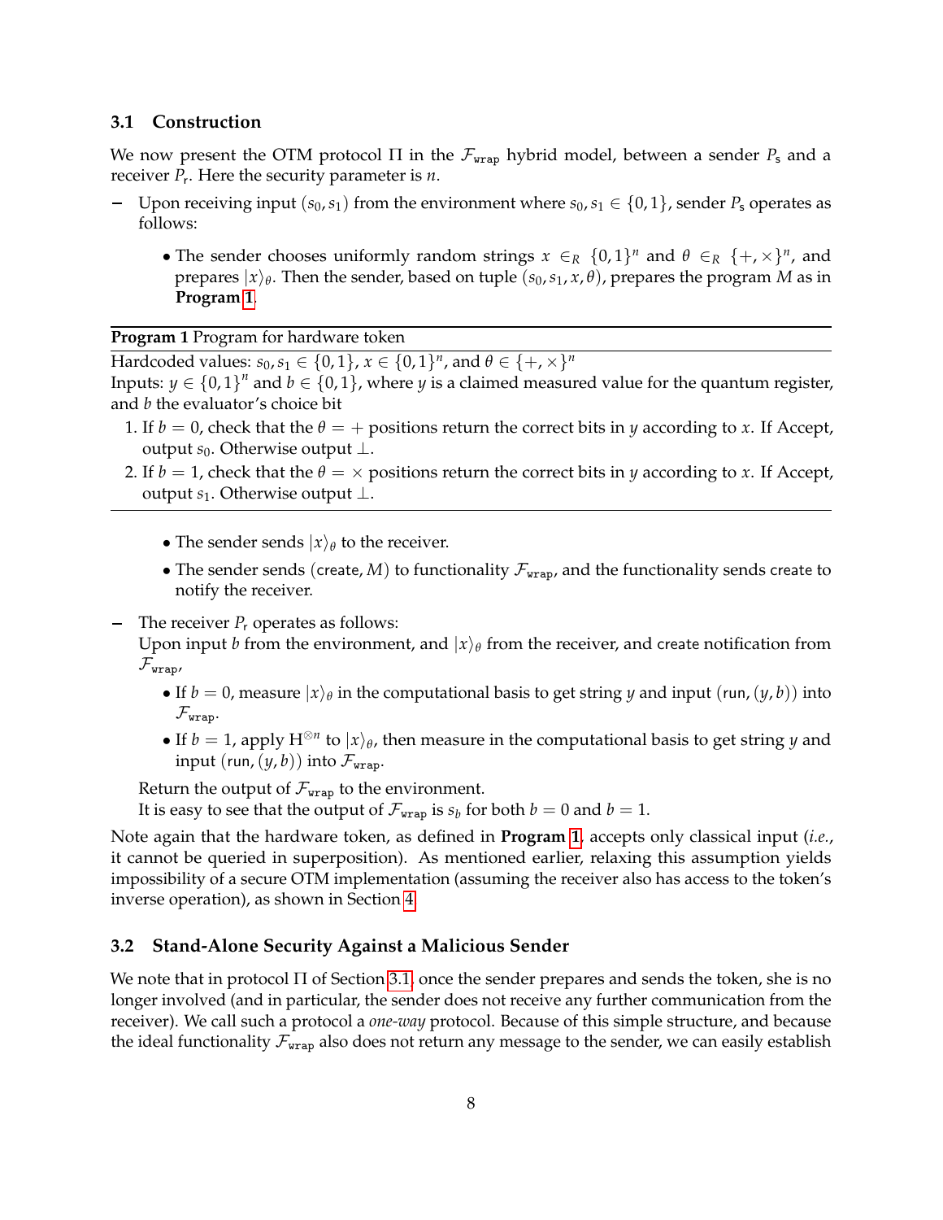### 3.1 Construction

We now present the OTM protocol $\Pi$ in the $\mathcal{F}_{\texttt{wrap}}$ hybrid model, between a sender $P_{\mathsf{s}}$ and a receiver $P_{\mathsf{r}}$. Here the security parameter is $n$.

– Upon receiving input $(s_0, s_1)$ from the environment where $s_0, s_1 \in \{0,1\}$, sender $P_{\mathsf{s}}$ operates as follows:

  - The sender chooses uniformly random strings $x \in_R \{0,1\}^n$ and $\theta \in_R \{+, \times\}^n$, and prepares $|x\rangle_\theta$. Then the sender, based on tuple $(s_0, s_1, x, \theta)$, prepares the program $M$ as in **Program 1**.

---

**Program 1** Program for hardware token

Hardcoded values: $s_0, s_1 \in \{0,1\}$, $x \in \{0,1\}^n$, and $\theta \in \{+, \times\}^n$

Inputs: $y \in \{0,1\}^n$ and $b \in \{0,1\}$, where $y$ is a claimed measured value for the quantum register, and $b$ the evaluator's choice bit

1. If $b = 0$, check that the $\theta = +$ positions return the correct bits in $y$ according to $x$. If Accept, output $s_0$. Otherwise output $\perp$.
2. If $b = 1$, check that the $\theta = \times$ positions return the correct bits in $y$ according to $x$. If Accept, output $s_1$. Otherwise output $\perp$.

---

  - The sender sends $|x\rangle_\theta$ to the receiver.
  - The sender sends $(\mathsf{create}, M)$ to functionality $\mathcal{F}_{\texttt{wrap}}$, and the functionality sends $\mathsf{create}$ to notify the receiver.

– The receiver $P_{\mathsf{r}}$ operates as follows:
  Upon input $b$ from the environment, and $|x\rangle_\theta$ from the receiver, and $\mathsf{create}$ notification from $\mathcal{F}_{\texttt{wrap}}$,

  - If $b = 0$, measure $|x\rangle_\theta$ in the computational basis to get string $y$ and input $(\mathsf{run}, (y, b))$ into $\mathcal{F}_{\texttt{wrap}}$.
  - If $b = 1$, apply $\mathrm{H}^{\otimes n}$ to $|x\rangle_\theta$, then measure in the computational basis to get string $y$ and input $(\mathsf{run}, (y, b))$ into $\mathcal{F}_{\texttt{wrap}}$.

  Return the output of $\mathcal{F}_{\texttt{wrap}}$ to the environment.
  It is easy to see that the output of $\mathcal{F}_{\texttt{wrap}}$ is $s_b$ for both $b = 0$ and $b = 1$.

Note again that the hardware token, as defined in **Program 1**, accepts only classical input (*i.e.*, it cannot be queried in superposition). As mentioned earlier, relaxing this assumption yields impossibility of a secure OTM implementation (assuming the receiver also has access to the token's inverse operation), as shown in Section 4.

### 3.2 Stand-Alone Security Against a Malicious Sender

We note that in protocol $\Pi$ of Section 3.1, once the sender prepares and sends the token, she is no longer involved (and in particular, the sender does not receive any further communication from the receiver). We call such a protocol a *one-way* protocol. Because of this simple structure, and because the ideal functionality $\mathcal{F}_{\texttt{wrap}}$ also does not return any message to the sender, we can easily establish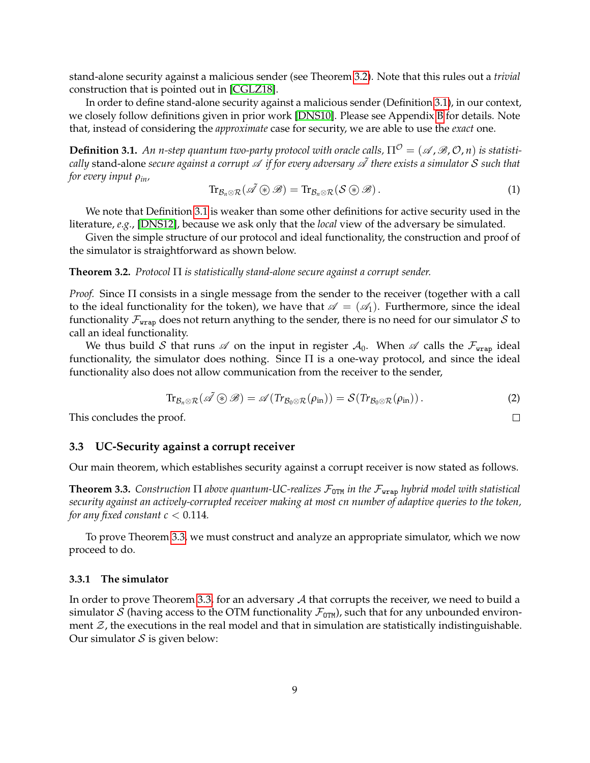stand-alone security against a malicious sender (see Theorem 3.2). Note that this rules out a *trivial* construction that is pointed out in [CGLZ18].

In order to define stand-alone security against a malicious sender (Definition 3.1), in our context, we closely follow definitions given in prior work [DNS10]. Please see Appendix B for details. Note that, instead of considering the *approximate* case for security, we are able to use the *exact* one.

**Definition 3.1.** *An n-step quantum two-party protocol with oracle calls, $\Pi^{\mathcal{O}} = (\mathscr{A}, \mathscr{B}, \mathcal{O}, n)$ is statistically* stand-alone *secure against a corrupt $\mathscr{A}$ if for every adversary $\tilde{\mathscr{A}}$ there exists a simulator $\mathcal{S}$ such that for every input $\rho_{in}$,*

$$\mathrm{Tr}_{\mathcal{B}_n \otimes \mathcal{R}}(\tilde{\mathscr{A}} \circledast \mathscr{B}) = \mathrm{Tr}_{\mathcal{B}_n \otimes \mathcal{R}}(\mathcal{S} \circledast \mathscr{B}) . \tag{1}$$

We note that Definition 3.1 is weaker than some other definitions for active security used in the literature, *e.g.*, [DNS12], because we ask only that the *local* view of the adversary be simulated.

Given the simple structure of our protocol and ideal functionality, the construction and proof of the simulator is straightforward as shown below.

**Theorem 3.2.** *Protocol $\Pi$ is statistically stand-alone secure against a corrupt sender.*

*Proof.* Since $\Pi$ consists in a single message from the sender to the receiver (together with a call to the ideal functionality for the token), we have that $\mathscr{A} = (\mathscr{A}_1)$. Furthermore, since the ideal functionality $\mathcal{F}_{\mathtt{wrap}}$ does not return anything to the sender, there is no need for our simulator $\mathcal{S}$ to call an ideal functionality.

We thus build $\mathcal{S}$ that runs $\mathscr{A}$ on the input in register $\mathcal{A}_0$. When $\mathscr{A}$ calls the $\mathcal{F}_{\mathtt{wrap}}$ ideal functionality, the simulator does nothing. Since $\Pi$ is a one-way protocol, and since the ideal functionality also does not allow communication from the receiver to the sender,

$$\mathrm{Tr}_{\mathcal{B}_n \otimes \mathcal{R}}(\tilde{\mathscr{A}} \circledast \mathscr{B}) = \mathscr{A}(Tr_{\mathcal{B}_0 \otimes \mathcal{R}}(\rho_{\mathrm{in}})) = \mathcal{S}(Tr_{\mathcal{B}_0 \otimes \mathcal{R}}(\rho_{\mathrm{in}})) . \tag{2}$$

This concludes the proof. □

### 3.3 UC-Security against a corrupt receiver

Our main theorem, which establishes security against a corrupt receiver is now stated as follows.

**Theorem 3.3.** *Construction $\Pi$ above quantum-UC-realizes $\mathcal{F}_{\mathtt{OTM}}$ in the $\mathcal{F}_{\mathtt{wrap}}$ hybrid model with statistical security against an actively-corrupted receiver making at most $cn$ number of adaptive queries to the token, for any fixed constant $c < 0.114$.*

To prove Theorem 3.3, we must construct and analyze an appropriate simulator, which we now proceed to do.

#### 3.3.1 The simulator

In order to prove Theorem 3.3, for an adversary $\mathcal{A}$ that corrupts the receiver, we need to build a simulator $\mathcal{S}$ (having access to the OTM functionality $\mathcal{F}_{\mathtt{OTM}}$), such that for any unbounded environment $\mathcal{Z}$, the executions in the real model and that in simulation are statistically indistinguishable. Our simulator $\mathcal{S}$ is given below: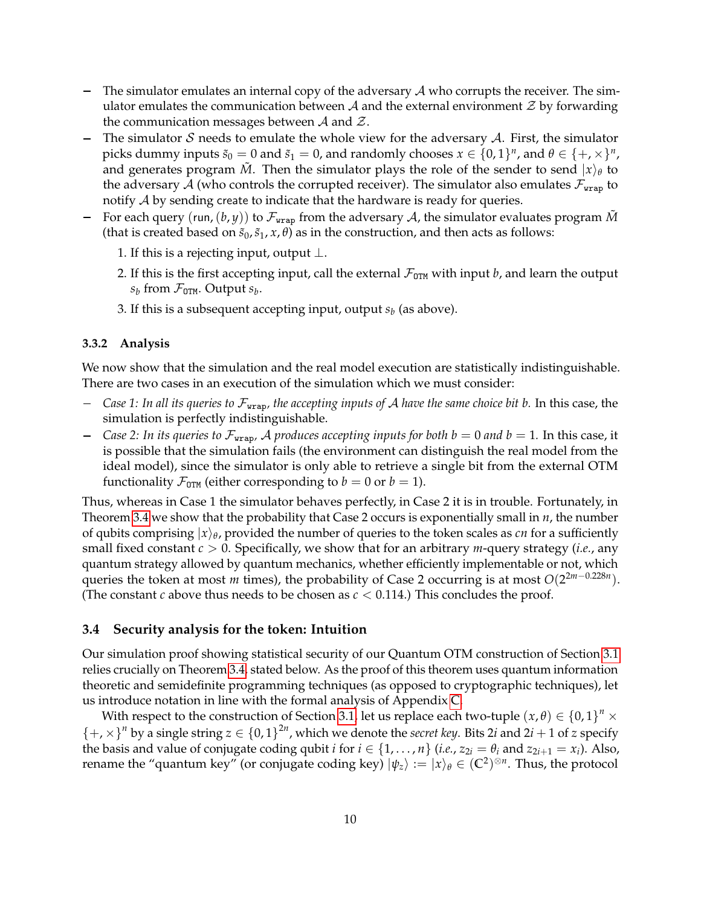- The simulator emulates an internal copy of the adversary $\mathcal{A}$ who corrupts the receiver. The simulator emulates the communication between $\mathcal{A}$ and the external environment $\mathcal{Z}$ by forwarding the communication messages between $\mathcal{A}$ and $\mathcal{Z}$.
- The simulator $\mathcal{S}$ needs to emulate the whole view for the adversary $\mathcal{A}$. First, the simulator picks dummy inputs $\tilde{s}_0 = 0$ and $\tilde{s}_1 = 0$, and randomly chooses $x \in \{0,1\}^n$, and $\theta \in \{+, \times\}^n$, and generates program $\tilde{M}$. Then the simulator plays the role of the sender to send $|x\rangle_\theta$ to the adversary $\mathcal{A}$ (who controls the corrupted receiver). The simulator also emulates $\mathcal{F}_{\texttt{wrap}}$ to notify $\mathcal{A}$ by sending create to indicate that the hardware is ready for queries.
- For each query (run, $(b, y)$) to $\mathcal{F}_{\texttt{wrap}}$ from the adversary $\mathcal{A}$, the simulator evaluates program $\tilde{M}$ (that is created based on $\tilde{s}_0, \tilde{s}_1, x, \theta$) as in the construction, and then acts as follows:
  1. If this is a rejecting input, output $\perp$.
  2. If this is the first accepting input, call the external $\mathcal{F}_{\texttt{OTM}}$ with input $b$, and learn the output $s_b$ from $\mathcal{F}_{\texttt{OTM}}$. Output $s_b$.
  3. If this is a subsequent accepting input, output $s_b$ (as above).

#### 3.3.2 Analysis

We now show that the simulation and the real model execution are statistically indistinguishable. There are two cases in an execution of the simulation which we must consider:

- *Case 1: In all its queries to $\mathcal{F}_{\texttt{wrap}}$, the accepting inputs of $\mathcal{A}$ have the same choice bit $b$.* In this case, the simulation is perfectly indistinguishable.
- *Case 2: In its queries to $\mathcal{F}_{\texttt{wrap}}$, $\mathcal{A}$ produces accepting inputs for both $b = 0$ and $b = 1$.* In this case, it is possible that the simulation fails (the environment can distinguish the real model from the ideal model), since the simulator is only able to retrieve a single bit from the external OTM functionality $\mathcal{F}_{\texttt{OTM}}$ (either corresponding to $b = 0$ or $b = 1$).

Thus, whereas in Case 1 the simulator behaves perfectly, in Case 2 it is in trouble. Fortunately, in Theorem 3.4 we show that the probability that Case 2 occurs is exponentially small in $n$, the number of qubits comprising $|x\rangle_\theta$, provided the number of queries to the token scales as $cn$ for a sufficiently small fixed constant $c > 0$. Specifically, we show that for an arbitrary $m$-query strategy (*i.e.*, any quantum strategy allowed by quantum mechanics, whether efficiently implementable or not, which queries the token at most $m$ times), the probability of Case 2 occurring is at most $O(2^{2m-0.228n})$. (The constant $c$ above thus needs to be chosen as $c < 0.114$.) This concludes the proof.

### 3.4 Security analysis for the token: Intuition

Our simulation proof showing statistical security of our Quantum OTM construction of Section 3.1 relies crucially on Theorem 3.4, stated below. As the proof of this theorem uses quantum information theoretic and semidefinite programming techniques (as opposed to cryptographic techniques), let us introduce notation in line with the formal analysis of Appendix C.

With respect to the construction of Section 3.1, let us replace each two-tuple $(x, \theta) \in \{0,1\}^n \times \{+, \times\}^n$ by a single string $z \in \{0,1\}^{2n}$, which we denote the *secret key*. Bits $2i$ and $2i+1$ of $z$ specify the basis and value of conjugate coding qubit $i$ for $i \in \{1, \ldots, n\}$ (*i.e.*, $z_{2i} = \theta_i$ and $z_{2i+1} = x_i$). Also, rename the "quantum key" (or conjugate coding key) $|\psi_z\rangle := |x\rangle_\theta \in (\mathbb{C}^2)^{\otimes n}$. Thus, the protocol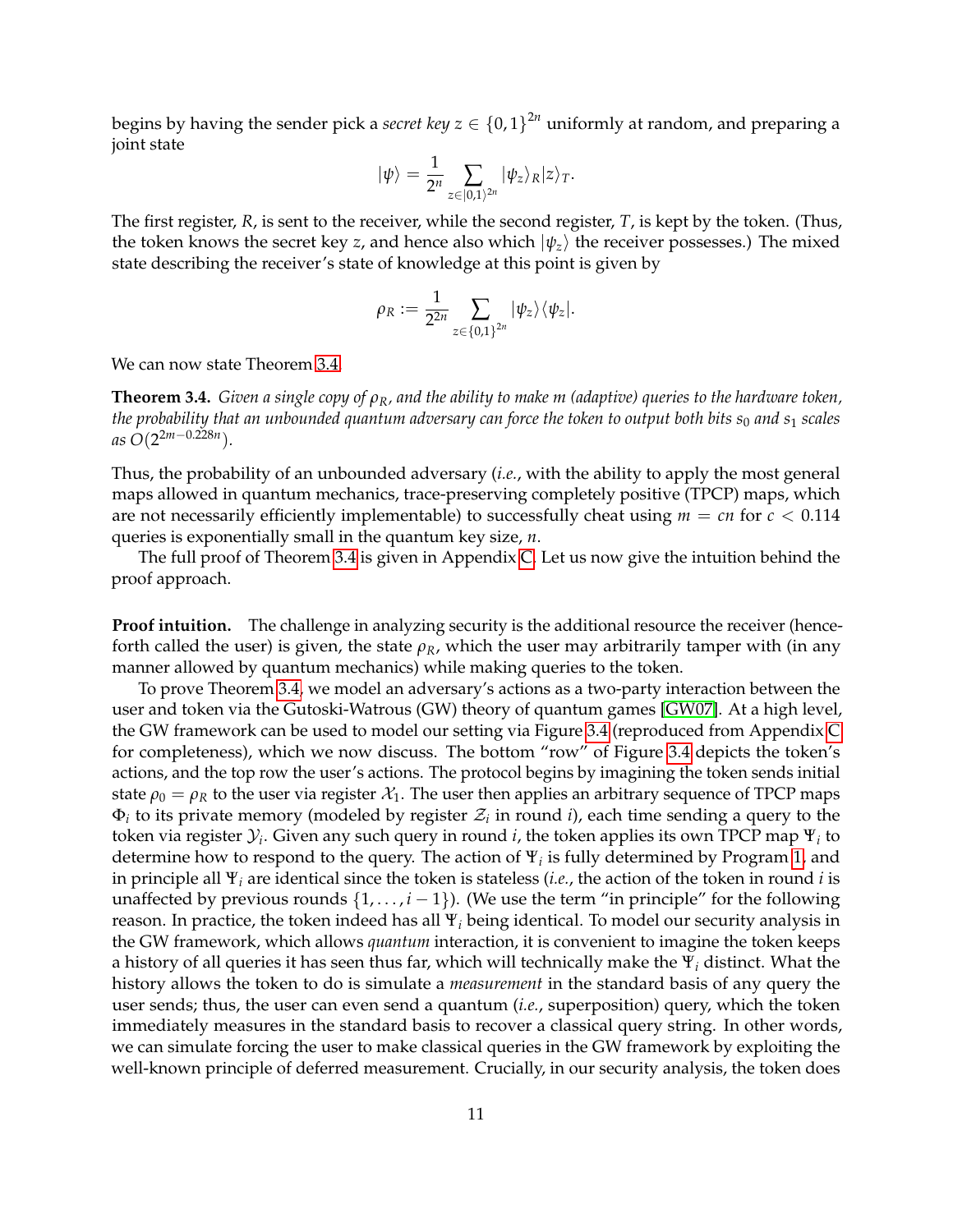begins by having the sender pick a *secret key* $z \in \{0,1\}^{2n}$ uniformly at random, and preparing a joint state

$$|\psi\rangle = \frac{1}{2^n} \sum_{z \in |0,1\rangle^{2n}} |\psi_z\rangle_R |z\rangle_T.$$

The first register, $R$, is sent to the receiver, while the second register, $T$, is kept by the token. (Thus, the token knows the secret key $z$, and hence also which $|\psi_z\rangle$ the receiver possesses.) The mixed state describing the receiver's state of knowledge at this point is given by

$$\rho_R := \frac{1}{2^{2n}} \sum_{z \in \{0,1\}^{2n}} |\psi_z\rangle\langle\psi_z|.$$

We can now state Theorem 3.4.

**Theorem 3.4.** *Given a single copy of $\rho_R$, and the ability to make $m$ (adaptive) queries to the hardware token, the probability that an unbounded quantum adversary can force the token to output both bits $s_0$ and $s_1$ scales as $O(2^{2m-0.228n})$.*

Thus, the probability of an unbounded adversary (*i.e.*, with the ability to apply the most general maps allowed in quantum mechanics, trace-preserving completely positive (TPCP) maps, which are not necessarily efficiently implementable) to successfully cheat using $m = cn$ for $c < 0.114$ queries is exponentially small in the quantum key size, $n$.

The full proof of Theorem 3.4 is given in Appendix C. Let us now give the intuition behind the proof approach.

**Proof intuition.** The challenge in analyzing security is the additional resource the receiver (henceforth called the user) is given, the state $\rho_R$, which the user may arbitrarily tamper with (in any manner allowed by quantum mechanics) while making queries to the token.

To prove Theorem 3.4, we model an adversary's actions as a two-party interaction between the user and token via the Gutoski-Watrous (GW) theory of quantum games [GW07]. At a high level, the GW framework can be used to model our setting via Figure 3.4 (reproduced from Appendix C for completeness), which we now discuss. The bottom "row" of Figure 3.4 depicts the token's actions, and the top row the user's actions. The protocol begins by imagining the token sends initial state $\rho_0 = \rho_R$ to the user via register $\mathcal{X}_1$. The user then applies an arbitrary sequence of TPCP maps $\Phi_i$ to its private memory (modeled by register $\mathcal{Z}_i$ in round $i$), each time sending a query to the token via register $\mathcal{Y}_i$. Given any such query in round $i$, the token applies its own TPCP map $\Psi_i$ to determine how to respond to the query. The action of $\Psi_i$ is fully determined by Program 1, and in principle all $\Psi_i$ are identical since the token is stateless (*i.e.*, the action of the token in round $i$ is unaffected by previous rounds $\{1, \ldots, i-1\}$). (We use the term "in principle" for the following reason. In practice, the token indeed has all $\Psi_i$ being identical. To model our security analysis in the GW framework, which allows *quantum* interaction, it is convenient to imagine the token keeps a history of all queries it has seen thus far, which will technically make the $\Psi_i$ distinct. What the history allows the token to do is simulate a *measurement* in the standard basis of any query the user sends; thus, the user can even send a quantum (*i.e.*, superposition) query, which the token immediately measures in the standard basis to recover a classical query string. In other words, we can simulate forcing the user to make classical queries in the GW framework by exploiting the well-known principle of deferred measurement. Crucially, in our security analysis, the token does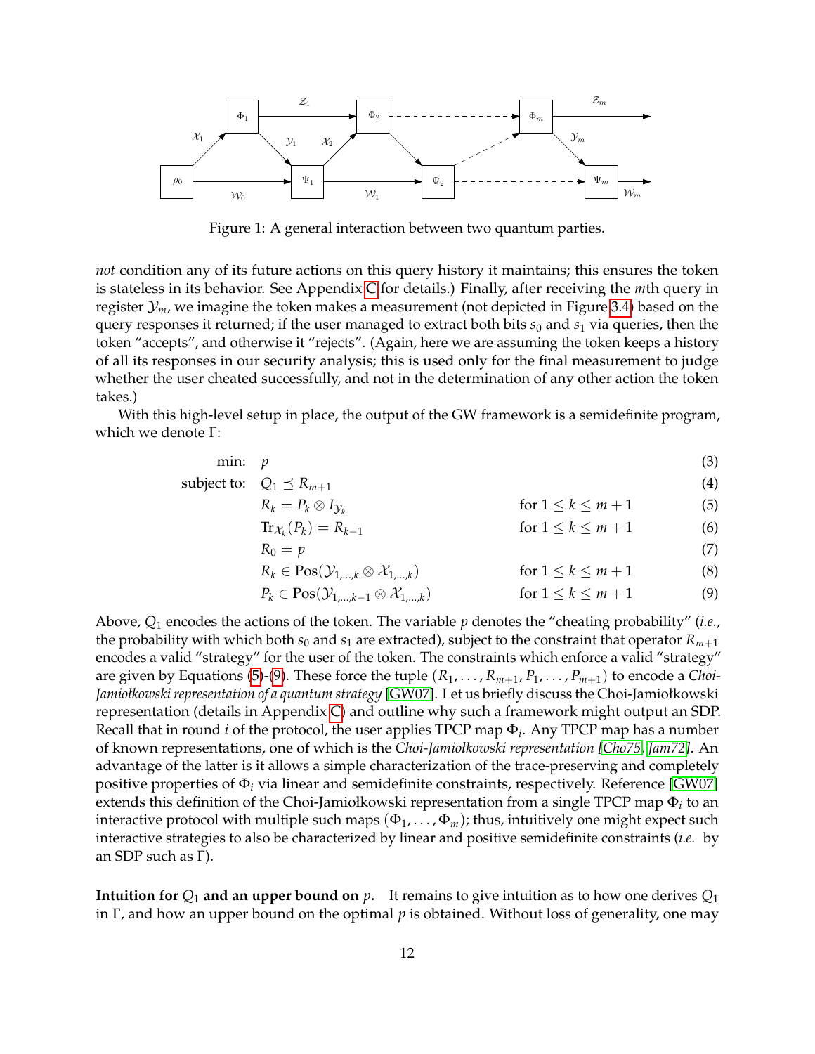Figure 1: A general interaction between two quantum parties.

*not* condition any of its future actions on this query history it maintains; this ensures the token is stateless in its behavior. See Appendix C for details.) Finally, after receiving the $m$th query in register $\mathcal{Y}_m$, we imagine the token makes a measurement (not depicted in Figure 3.4) based on the query responses it returned; if the user managed to extract both bits $s_0$ and $s_1$ via queries, then the token "accepts", and otherwise it "rejects". (Again, here we are assuming the token keeps a history of all its responses in our security analysis; this is used only for the final measurement to judge whether the user cheated successfully, and not in the determination of any other action the token takes.)

With this high-level setup in place, the output of the GW framework is a semidefinite program, which we denote $\Gamma$:

$$
\begin{aligned}
\text{min:} \quad & p && && (3)\\
\text{subject to:} \quad & Q_1 \preceq R_{m+1} && && (4)\\
& R_k = P_k \otimes I_{\mathcal{Y}_k} && \text{for } 1 \leq k \leq m+1 && (5)\\
& \mathrm{Tr}_{\mathcal{X}_k}(P_k) = R_{k-1} && \text{for } 1 \leq k \leq m+1 && (6)\\
& R_0 = p && && (7)\\
& R_k \in \mathrm{Pos}(\mathcal{Y}_{1,\dots,k} \otimes \mathcal{X}_{1,\dots,k}) && \text{for } 1 \leq k \leq m+1 && (8)\\
& P_k \in \mathrm{Pos}(\mathcal{Y}_{1,\dots,k-1} \otimes \mathcal{X}_{1,\dots,k}) && \text{for } 1 \leq k \leq m+1 && (9)
\end{aligned}
$$

Above, $Q_1$ encodes the actions of the token. The variable $p$ denotes the "cheating probability" (*i.e.*, the probability with which both $s_0$ and $s_1$ are extracted), subject to the constraint that operator $R_{m+1}$ encodes a valid "strategy" for the user of the token. The constraints which enforce a valid "strategy" are given by Equations (5)-(9). These force the tuple $(R_1, \dots, R_{m+1}, P_1, \dots, P_{m+1})$ to encode a *Choi-Jamiołkowski representation of a quantum strategy* [GW07]. Let us briefly discuss the Choi-Jamiołkowski representation (details in Appendix C) and outline why such a framework might output an SDP. Recall that in round $i$ of the protocol, the user applies TPCP map $\Phi_i$. Any TPCP map has a number of known representations, one of which is the *Choi-Jamiołkowski representation [Cho75, Jam72]*. An advantage of the latter is it allows a simple characterization of the trace-preserving and completely positive properties of $\Phi_i$ via linear and semidefinite constraints, respectively. Reference [GW07] extends this definition of the Choi-Jamiołkowski representation from a single TPCP map $\Phi_i$ to an interactive protocol with multiple such maps $(\Phi_1, \dots, \Phi_m)$; thus, intuitively one might expect such interactive strategies to also be characterized by linear and positive semidefinite constraints (*i.e.* by an SDP such as $\Gamma$).

**Intuition for $Q_1$ and an upper bound on $p$.** It remains to give intuition as to how one derives $Q_1$ in $\Gamma$, and how an upper bound on the optimal $p$ is obtained. Without loss of generality, one may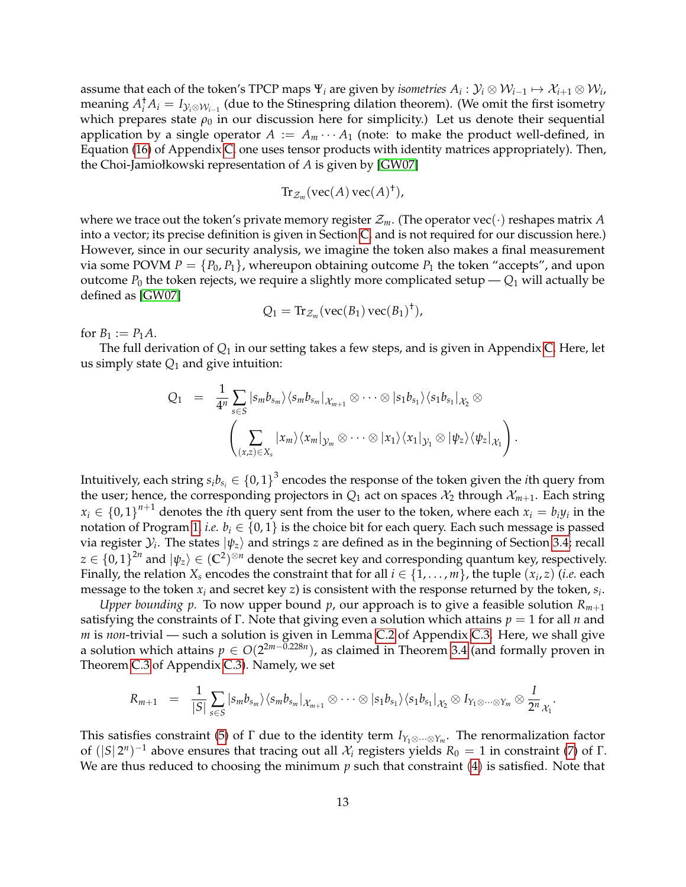assume that each of the token's TPCP maps $\Psi_i$ are given by *isometries* $A_i : \mathcal{Y}_i \otimes \mathcal{W}_{i-1} \mapsto \mathcal{X}_{i+1} \otimes \mathcal{W}_i$, meaning $A_i^\dagger A_i = I_{\mathcal{Y}_i \otimes \mathcal{W}_{i-1}}$ (due to the Stinespring dilation theorem). (We omit the first isometry which prepares state $\rho_0$ in our discussion here for simplicity.) Let us denote their sequential application by a single operator $A := A_m \cdots A_1$ (note: to make the product well-defined, in Equation (16) of Appendix C, one uses tensor products with identity matrices appropriately). Then, the Choi-Jamiołkowski representation of $A$ is given by [GW07]

$$\mathrm{Tr}_{\mathcal{Z}_m}(\mathrm{vec}(A)\,\mathrm{vec}(A)^\dagger),$$

where we trace out the token's private memory register $\mathcal{Z}_m$. (The operator $\mathrm{vec}(\cdot)$ reshapes matrix $A$ into a vector; its precise definition is given in Section C, and is not required for our discussion here.) However, since in our security analysis, we imagine the token also makes a final measurement via some POVM $P = \{P_0, P_1\}$, whereupon obtaining outcome $P_1$ the token "accepts", and upon outcome $P_0$ the token rejects, we require a slightly more complicated setup — $Q_1$ will actually be defined as [GW07]

$$Q_1 = \mathrm{Tr}_{\mathcal{Z}_m}(\mathrm{vec}(B_1)\,\mathrm{vec}(B_1)^\dagger),$$

for $B_1 := P_1 A$.

The full derivation of $Q_1$ in our setting takes a few steps, and is given in Appendix C. Here, let us simply state $Q_1$ and give intuition:

$$Q_1 = \frac{1}{4^n} \sum_{s \in S} |s_m b_{s_m}\rangle\langle s_m b_{s_m}|_{\mathcal{X}_{m+1}} \otimes \cdots \otimes |s_1 b_{s_1}\rangle\langle s_1 b_{s_1}|_{\mathcal{X}_2} \otimes \left( \sum_{(x,z) \in X_s} |x_m\rangle\langle x_m|_{\mathcal{Y}_m} \otimes \cdots \otimes |x_1\rangle\langle x_1|_{\mathcal{Y}_1} \otimes |\psi_z\rangle\langle\psi_z|_{\mathcal{X}_1} \right).$$

Intuitively, each string $s_i b_{s_i} \in \{0,1\}^3$ encodes the response of the token given the $i$th query from the user; hence, the corresponding projectors in $Q_1$ act on spaces $\mathcal{X}_2$ through $\mathcal{X}_{m+1}$. Each string $x_i \in \{0,1\}^{n+1}$ denotes the $i$th query sent from the user to the token, where each $x_i = b_i y_i$ in the notation of Program 1, *i.e.* $b_i \in \{0,1\}$ is the choice bit for each query. Each such message is passed via register $\mathcal{Y}_i$. The states $|\psi_z\rangle$ and strings $z$ are defined as in the beginning of Section 3.4; recall $z \in \{0,1\}^{2n}$ and $|\psi_z\rangle \in (\mathbb{C}^2)^{\otimes n}$ denote the secret key and corresponding quantum key, respectively. Finally, the relation $X_s$ encodes the constraint that for all $i \in \{1, \ldots, m\}$, the tuple $(x_i, z)$ (*i.e.* each message to the token $x_i$ and secret key $z$) is consistent with the response returned by the token, $s_i$.

*Upper bounding $p$.* To now upper bound $p$, our approach is to give a feasible solution $R_{m+1}$ satisfying the constraints of $\Gamma$. Note that giving even a solution which attains $p = 1$ for all $n$ and $m$ is *non*-trivial — such a solution is given in Lemma C.2 of Appendix C.3. Here, we shall give a solution which attains $p \in O(2^{2m-0.228n})$, as claimed in Theorem 3.4 (and formally proven in Theorem C.3 of Appendix C.3). Namely, we set

$$R_{m+1} = \frac{1}{|S|} \sum_{s \in S} |s_m b_{s_m}\rangle\langle s_m b_{s_m}|_{\mathcal{X}_{m+1}} \otimes \cdots \otimes |s_1 b_{s_1}\rangle\langle s_1 b_{s_1}|_{\mathcal{X}_2} \otimes I_{Y_1 \otimes \cdots \otimes Y_m} \otimes \frac{I}{2^n}_{\mathcal{X}_1}.$$

This satisfies constraint (5) of $\Gamma$ due to the identity term $I_{Y_1 \otimes \cdots \otimes Y_m}$. The renormalization factor of $(|S|\,2^n)^{-1}$ above ensures that tracing out all $\mathcal{X}_i$ registers yields $R_0 = 1$ in constraint (7) of $\Gamma$. We are thus reduced to choosing the minimum $p$ such that constraint (4) is satisfied. Note that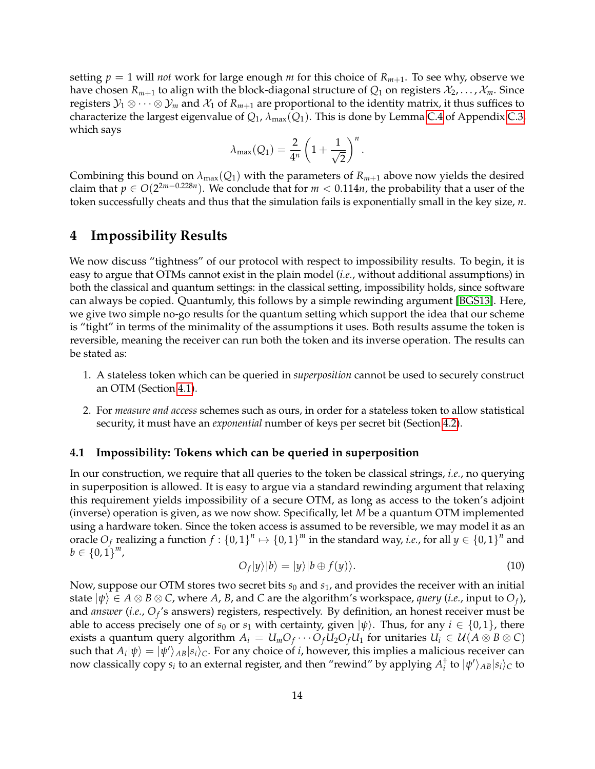setting $p = 1$ will *not* work for large enough $m$ for this choice of $R_{m+1}$. To see why, observe we have chosen $R_{m+1}$ to align with the block-diagonal structure of $Q_1$ on registers $\mathcal{X}_2, \ldots, \mathcal{X}_m$. Since registers $\mathcal{Y}_1 \otimes \cdots \otimes \mathcal{Y}_m$ and $\mathcal{X}_1$ of $R_{m+1}$ are proportional to the identity matrix, it thus suffices to characterize the largest eigenvalue of $Q_1$, $\lambda_{\max}(Q_1)$. This is done by Lemma C.4 of Appendix C.3, which says

$$\lambda_{\max}(Q_1) = \frac{2}{4^n}\left(1 + \frac{1}{\sqrt{2}}\right)^n.$$

Combining this bound on $\lambda_{\max}(Q_1)$ with the parameters of $R_{m+1}$ above now yields the desired claim that $p \in O(2^{2m-0.228n})$. We conclude that for $m < 0.114n$, the probability that a user of the token successfully cheats and thus that the simulation fails is exponentially small in the key size, $n$.

# 4 Impossibility Results

We now discuss "tightness" of our protocol with respect to impossibility results. To begin, it is easy to argue that OTMs cannot exist in the plain model (*i.e.*, without additional assumptions) in both the classical and quantum settings: in the classical setting, impossibility holds, since software can always be copied. Quantumly, this follows by a simple rewinding argument [BGS13]. Here, we give two simple no-go results for the quantum setting which support the idea that our scheme is "tight" in terms of the minimality of the assumptions it uses. Both results assume the token is reversible, meaning the receiver can run both the token and its inverse operation. The results can be stated as:

1. A stateless token which can be queried in *superposition* cannot be used to securely construct an OTM (Section 4.1).
2. For *measure and access* schemes such as ours, in order for a stateless token to allow statistical security, it must have an *exponential* number of keys per secret bit (Section 4.2).

## 4.1 Impossibility: Tokens which can be queried in superposition

In our construction, we require that all queries to the token be classical strings, *i.e.*, no querying in superposition is allowed. It is easy to argue via a standard rewinding argument that relaxing this requirement yields impossibility of a secure OTM, as long as access to the token's adjoint (inverse) operation is given, as we now show. Specifically, let $M$ be a quantum OTM implemented using a hardware token. Since the token access is assumed to be reversible, we may model it as an oracle $O_f$ realizing a function $f : \{0,1\}^n \mapsto \{0,1\}^m$ in the standard way, *i.e.*, for all $y \in \{0,1\}^n$ and $b \in \{0,1\}^m$,

$$O_f|y\rangle|b\rangle = |y\rangle|b \oplus f(y)\rangle. \tag{10}$$

Now, suppose our OTM stores two secret bits $s_0$ and $s_1$, and provides the receiver with an initial state $|\psi\rangle \in A \otimes B \otimes C$, where $A$, $B$, and $C$ are the algorithm's workspace, *query* (*i.e.*, input to $O_f$), and *answer* (*i.e.*, $O_f$'s answers) registers, respectively. By definition, an honest receiver must be able to access precisely one of $s_0$ or $s_1$ with certainty, given $|\psi\rangle$. Thus, for any $i \in \{0,1\}$, there exists a quantum query algorithm $A_i = U_m O_f \cdots O_f U_2 O_f U_1$ for unitaries $U_i \in \mathcal{U}(A \otimes B \otimes C)$ such that $A_i|\psi\rangle = |\psi'\rangle_{AB}|s_i\rangle_C$. For any choice of $i$, however, this implies a malicious receiver can now classically copy $s_i$ to an external register, and then "rewind" by applying $A_i^\dagger$ to $|\psi'\rangle_{AB}|s_i\rangle_C$ to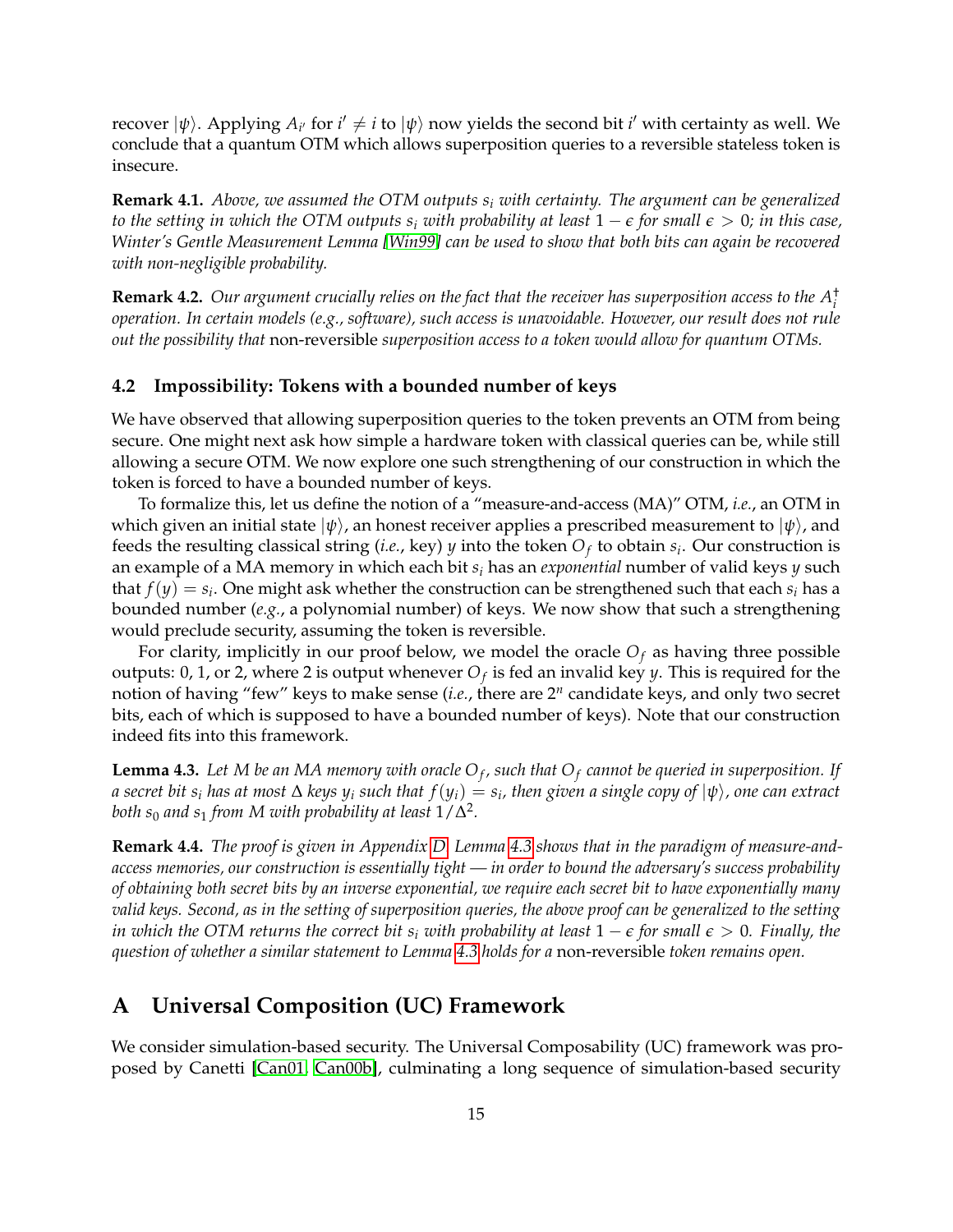recover $|\psi\rangle$. Applying $A_{i'}$ for $i' \neq i$ to $|\psi\rangle$ now yields the second bit $i'$ with certainty as well. We conclude that a quantum OTM which allows superposition queries to a reversible stateless token is insecure.

**Remark 4.1.** *Above, we assumed the OTM outputs $s_i$ with certainty. The argument can be generalized to the setting in which the OTM outputs $s_i$ with probability at least $1 - \epsilon$ for small $\epsilon > 0$; in this case, Winter's Gentle Measurement Lemma [Win99] can be used to show that both bits can again be recovered with non-negligible probability.*

**Remark 4.2.** *Our argument crucially relies on the fact that the receiver has superposition access to the $A_i^\dagger$ operation. In certain models (e.g., software), such access is unavoidable. However, our result does not rule out the possibility that* non-reversible *superposition access to a token would allow for quantum OTMs.*

### 4.2 Impossibility: Tokens with a bounded number of keys

We have observed that allowing superposition queries to the token prevents an OTM from being secure. One might next ask how simple a hardware token with classical queries can be, while still allowing a secure OTM. We now explore one such strengthening of our construction in which the token is forced to have a bounded number of keys.

To formalize this, let us define the notion of a "measure-and-access (MA)" OTM, *i.e.*, an OTM in which given an initial state $|\psi\rangle$, an honest receiver applies a prescribed measurement to $|\psi\rangle$, and feeds the resulting classical string (*i.e.*, key) $y$ into the token $O_f$ to obtain $s_i$. Our construction is an example of a MA memory in which each bit $s_i$ has an *exponential* number of valid keys $y$ such that $f(y) = s_i$. One might ask whether the construction can be strengthened such that each $s_i$ has a bounded number (*e.g.*, a polynomial number) of keys. We now show that such a strengthening would preclude security, assuming the token is reversible.

For clarity, implicitly in our proof below, we model the oracle $O_f$ as having three possible outputs: 0, 1, or 2, where 2 is output whenever $O_f$ is fed an invalid key $y$. This is required for the notion of having "few" keys to make sense (*i.e.*, there are $2^n$ candidate keys, and only two secret bits, each of which is supposed to have a bounded number of keys). Note that our construction indeed fits into this framework.

**Lemma 4.3.** *Let $M$ be an MA memory with oracle $O_f$, such that $O_f$ cannot be queried in superposition. If a secret bit $s_i$ has at most $\Delta$ keys $y_i$ such that $f(y_i) = s_i$, then given a single copy of $|\psi\rangle$, one can extract both $s_0$ and $s_1$ from $M$ with probability at least $1/\Delta^2$.*

**Remark 4.4.** *The proof is given in Appendix D. Lemma 4.3 shows that in the paradigm of measure-and-access memories, our construction is essentially tight — in order to bound the adversary's success probability of obtaining both secret bits by an inverse exponential, we require each secret bit to have exponentially many valid keys. Second, as in the setting of superposition queries, the above proof can be generalized to the setting in which the OTM returns the correct bit $s_i$ with probability at least $1 - \epsilon$ for small $\epsilon > 0$. Finally, the question of whether a similar statement to Lemma 4.3 holds for a* non-reversible *token remains open.*

## A Universal Composition (UC) Framework

We consider simulation-based security. The Universal Composability (UC) framework was proposed by Canetti [Can01, Can00b], culminating a long sequence of simulation-based security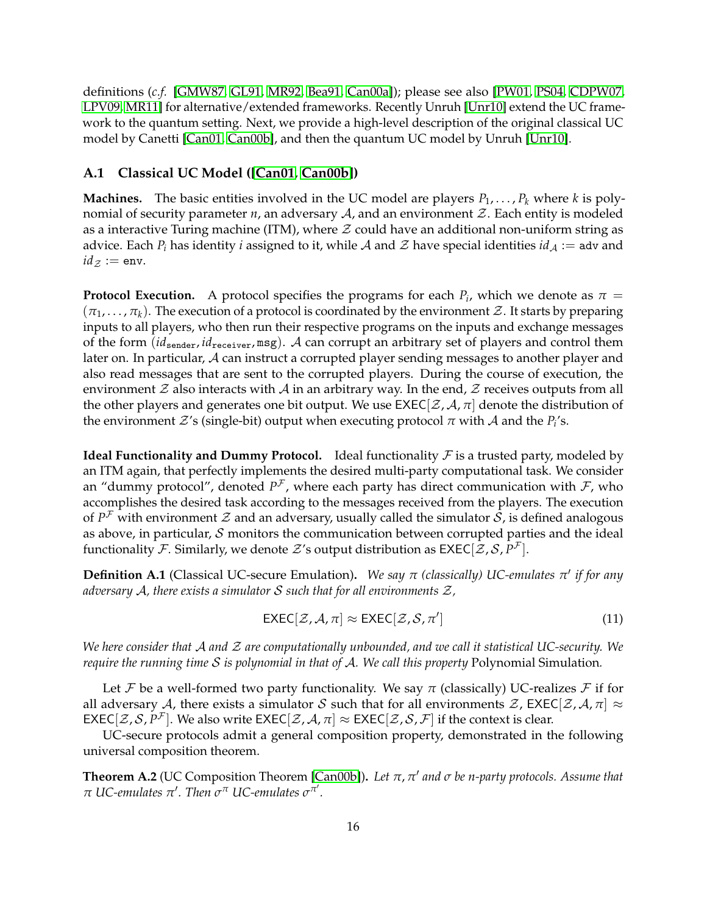definitions (*c.f.* [GMW87, GL91, MR92, Bea91, Can00a]); please see also [PW01, PS04, CDPW07, LPV09, MR11] for alternative/extended frameworks. Recently Unruh [Unr10] extend the UC framework to the quantum setting. Next, we provide a high-level description of the original classical UC model by Canetti [Can01, Can00b], and then the quantum UC model by Unruh [Unr10].

### A.1 Classical UC Model ([Can01, Can00b])

**Machines.** The basic entities involved in the UC model are players $P_1, \ldots, P_k$ where $k$ is polynomial of security parameter $n$, an adversary $\mathcal{A}$, and an environment $\mathcal{Z}$. Each entity is modeled as a interactive Turing machine (ITM), where $\mathcal{Z}$ could have an additional non-uniform string as advice. Each $P_i$ has identity $i$ assigned to it, while $\mathcal{A}$ and $\mathcal{Z}$ have special identities $id_{\mathcal{A}} := \texttt{adv}$ and $id_{\mathcal{Z}} := \texttt{env}$.

**Protocol Execution.** A protocol specifies the programs for each $P_i$, which we denote as $\pi = (\pi_1, \ldots, \pi_k)$. The execution of a protocol is coordinated by the environment $\mathcal{Z}$. It starts by preparing inputs to all players, who then run their respective programs on the inputs and exchange messages of the form $(id_{\texttt{sender}}, id_{\texttt{receiver}}, \texttt{msg})$. $\mathcal{A}$ can corrupt an arbitrary set of players and control them later on. In particular, $\mathcal{A}$ can instruct a corrupted player sending messages to another player and also read messages that are sent to the corrupted players. During the course of execution, the environment $\mathcal{Z}$ also interacts with $\mathcal{A}$ in an arbitrary way. In the end, $\mathcal{Z}$ receives outputs from all the other players and generates one bit output. We use $\mathsf{EXEC}[\mathcal{Z}, \mathcal{A}, \pi]$ denote the distribution of the environment $\mathcal{Z}$'s (single-bit) output when executing protocol $\pi$ with $\mathcal{A}$ and the $P_i$'s.

**Ideal Functionality and Dummy Protocol.** Ideal functionality $\mathcal{F}$ is a trusted party, modeled by an ITM again, that perfectly implements the desired multi-party computational task. We consider an "dummy protocol", denoted $P^{\mathcal{F}}$, where each party has direct communication with $\mathcal{F}$, who accomplishes the desired task according to the messages received from the players. The execution of $P^{\mathcal{F}}$ with environment $\mathcal{Z}$ and an adversary, usually called the simulator $\mathcal{S}$, is defined analogous as above, in particular, $\mathcal{S}$ monitors the communication between corrupted parties and the ideal functionality $\mathcal{F}$. Similarly, we denote $\mathcal{Z}$'s output distribution as $\mathsf{EXEC}[\mathcal{Z}, \mathcal{S}, P^{\mathcal{F}}]$.

**Definition A.1** (Classical UC-secure Emulation)**.** *We say $\pi$ (classically) UC-emulates $\pi'$ if for any adversary $\mathcal{A}$, there exists a simulator $\mathcal{S}$ such that for all environments $\mathcal{Z}$,*

$$\mathsf{EXEC}[\mathcal{Z}, \mathcal{A}, \pi] \approx \mathsf{EXEC}[\mathcal{Z}, \mathcal{S}, \pi'] \tag{11}$$

*We here consider that $\mathcal{A}$ and $\mathcal{Z}$ are computationally unbounded, and we call it statistical UC-security. We require the running time $\mathcal{S}$ is polynomial in that of $\mathcal{A}$. We call this property* Polynomial Simulation*.*

Let $\mathcal{F}$ be a well-formed two party functionality. We say $\pi$ (classically) UC-realizes $\mathcal{F}$ if for all adversary $\mathcal{A}$, there exists a simulator $\mathcal{S}$ such that for all environments $\mathcal{Z}$, $\mathsf{EXEC}[\mathcal{Z}, \mathcal{A}, \pi] \approx \mathsf{EXEC}[\mathcal{Z}, \mathcal{S}, P^{\mathcal{F}}]$. We also write $\mathsf{EXEC}[\mathcal{Z}, \mathcal{A}, \pi] \approx \mathsf{EXEC}[\mathcal{Z}, \mathcal{S}, \mathcal{F}]$ if the context is clear.

UC-secure protocols admit a general composition property, demonstrated in the following universal composition theorem.

**Theorem A.2** (UC Composition Theorem [Can00b])**.** *Let $\pi, \pi'$ and $\sigma$ be $n$-party protocols. Assume that $\pi$ UC-emulates $\pi'$. Then $\sigma^{\pi}$ UC-emulates $\sigma^{\pi'}$.*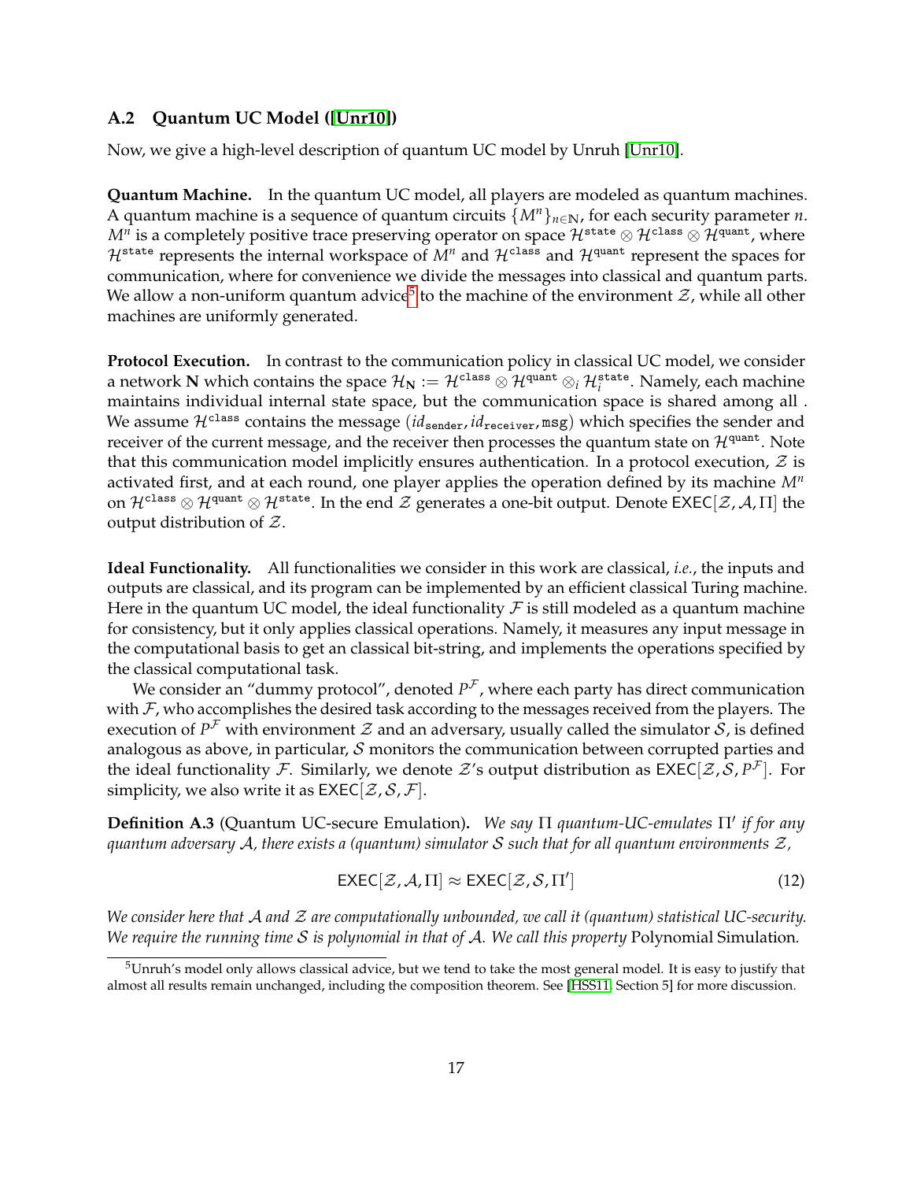### A.2 Quantum UC Model ([Unr10])

Now, we give a high-level description of quantum UC model by Unruh [Unr10].

**Quantum Machine.** In the quantum UC model, all players are modeled as quantum machines. A quantum machine is a sequence of quantum circuits $\{M^n\}_{n\in\mathbb{N}}$, for each security parameter $n$. $M^n$ is a completely positive trace preserving operator on space $\mathcal{H}^{\texttt{state}} \otimes \mathcal{H}^{\texttt{class}} \otimes \mathcal{H}^{\texttt{quant}}$, where $\mathcal{H}^{\texttt{state}}$ represents the internal workspace of $M^n$ and $\mathcal{H}^{\texttt{class}}$ and $\mathcal{H}^{\texttt{quant}}$ represent the spaces for communication, where for convenience we divide the messages into classical and quantum parts. We allow a non-uniform quantum advice[5] to the machine of the environment $\mathcal{Z}$, while all other machines are uniformly generated.

**Protocol Execution.** In contrast to the communication policy in classical UC model, we consider a network $\mathbf{N}$ which contains the space $\mathcal{H}_{\mathbf{N}} := \mathcal{H}^{\texttt{class}} \otimes \mathcal{H}^{\texttt{quant}} \otimes_i \mathcal{H}_i^{\texttt{state}}$. Namely, each machine maintains individual internal state space, but the communication space is shared among all . We assume $\mathcal{H}^{\texttt{class}}$ contains the message $(id_{\texttt{sender}}, id_{\texttt{receiver}}, \texttt{msg})$ which specifies the sender and receiver of the current message, and the receiver then processes the quantum state on $\mathcal{H}^{\texttt{quant}}$. Note that this communication model implicitly ensures authentication. In a protocol execution, $\mathcal{Z}$ is activated first, and at each round, one player applies the operation defined by its machine $M^n$ on $\mathcal{H}^{\texttt{class}} \otimes \mathcal{H}^{\texttt{quant}} \otimes \mathcal{H}^{\texttt{state}}$. In the end $\mathcal{Z}$ generates a one-bit output. Denote $\mathsf{EXEC}[\mathcal{Z}, \mathcal{A}, \Pi]$ the output distribution of $\mathcal{Z}$.

**Ideal Functionality.** All functionalities we consider in this work are classical, *i.e.*, the inputs and outputs are classical, and its program can be implemented by an efficient classical Turing machine. Here in the quantum UC model, the ideal functionality $\mathcal{F}$ is still modeled as a quantum machine for consistency, but it only applies classical operations. Namely, it measures any input message in the computational basis to get an classical bit-string, and implements the operations specified by the classical computational task.

We consider an "dummy protocol", denoted $P^{\mathcal{F}}$, where each party has direct communication with $\mathcal{F}$, who accomplishes the desired task according to the messages received from the players. The execution of $P^{\mathcal{F}}$ with environment $\mathcal{Z}$ and an adversary, usually called the simulator $\mathcal{S}$, is defined analogous as above, in particular, $\mathcal{S}$ monitors the communication between corrupted parties and the ideal functionality $\mathcal{F}$. Similarly, we denote $\mathcal{Z}$'s output distribution as $\mathsf{EXEC}[\mathcal{Z}, \mathcal{S}, P^{\mathcal{F}}]$. For simplicity, we also write it as $\mathsf{EXEC}[\mathcal{Z}, \mathcal{S}, \mathcal{F}]$.

**Definition A.3** (Quantum UC-secure Emulation)**.** *We say $\Pi$ quantum-UC-emulates $\Pi'$ if for any quantum adversary $\mathcal{A}$, there exists a (quantum) simulator $\mathcal{S}$ such that for all quantum environments $\mathcal{Z}$,*

$$\mathsf{EXEC}[\mathcal{Z}, \mathcal{A}, \Pi] \approx \mathsf{EXEC}[\mathcal{Z}, \mathcal{S}, \Pi'] \tag{12}$$

*We consider here that $\mathcal{A}$ and $\mathcal{Z}$ are computationally unbounded, we call it (quantum) statistical UC-security. We require the running time $\mathcal{S}$ is polynomial in that of $\mathcal{A}$. We call this property* Polynomial Simulation*.*

[5] Unruh's model only allows classical advice, but we tend to take the most general model. It is easy to justify that almost all results remain unchanged, including the composition theorem. See [HSS11, Section 5] for more discussion.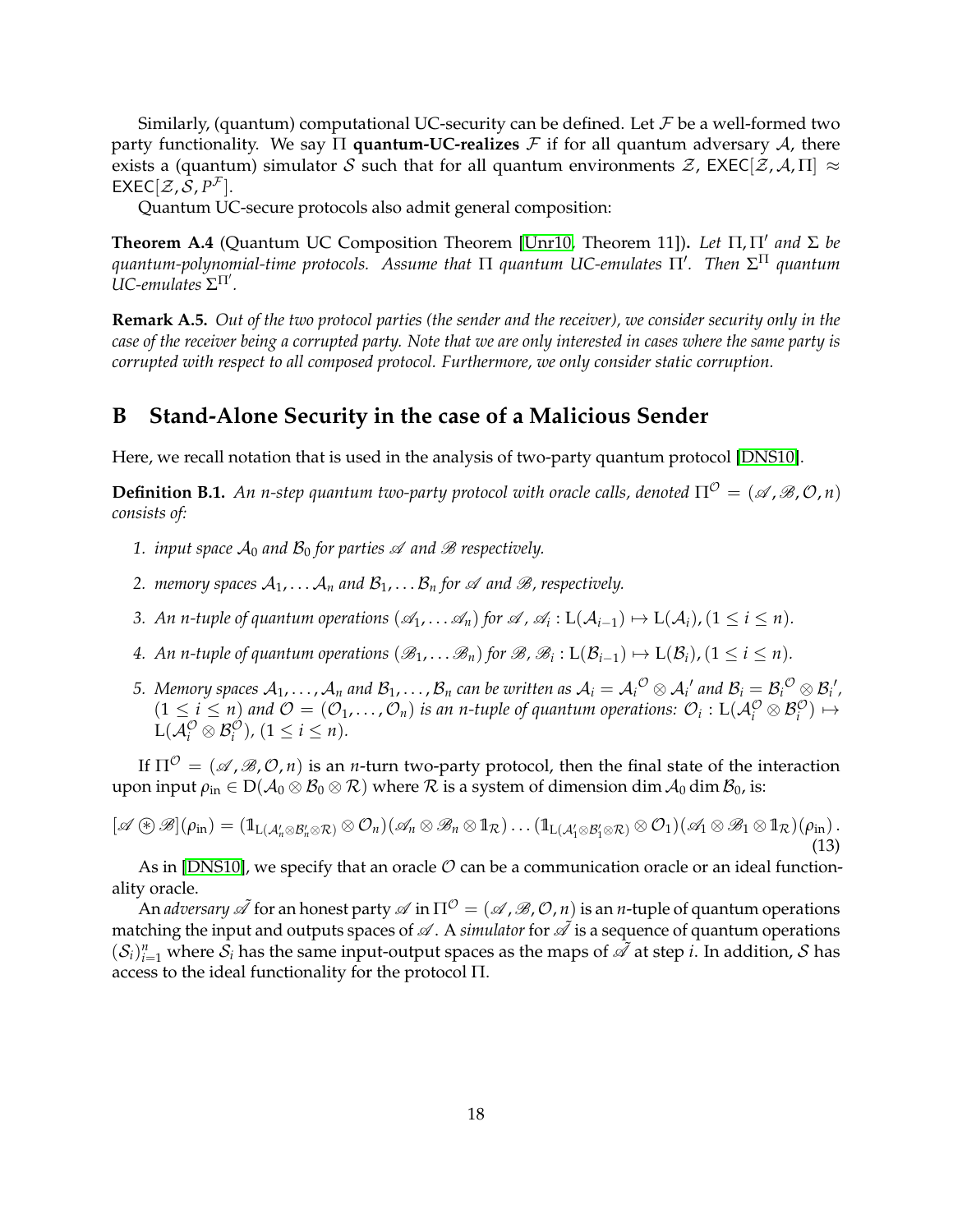Similarly, (quantum) computational UC-security can be defined. Let $\mathcal{F}$ be a well-formed two party functionality. We say $\Pi$ **quantum-UC-realizes** $\mathcal{F}$ if for all quantum adversary $\mathcal{A}$, there exists a (quantum) simulator $\mathcal{S}$ such that for all quantum environments $\mathcal{Z}$, $\mathsf{EXEC}[\mathcal{Z}, \mathcal{A}, \Pi] \approx \mathsf{EXEC}[\mathcal{Z}, \mathcal{S}, P^{\mathcal{F}}]$.

Quantum UC-secure protocols also admit general composition:

**Theorem A.4** (Quantum UC Composition Theorem [Unr10, Theorem 11])**.** *Let $\Pi, \Pi'$ and $\Sigma$ be quantum-polynomial-time protocols. Assume that $\Pi$ quantum UC-emulates $\Pi'$. Then $\Sigma^{\Pi}$ quantum UC-emulates $\Sigma^{\Pi'}$.*

**Remark A.5.** *Out of the two protocol parties (the sender and the receiver), we consider security only in the case of the receiver being a corrupted party. Note that we are only interested in cases where the same party is corrupted with respect to all composed protocol. Furthermore, we only consider static corruption.*

# B Stand-Alone Security in the case of a Malicious Sender

Here, we recall notation that is used in the analysis of two-party quantum protocol [DNS10].

**Definition B.1.** *An n-step quantum two-party protocol with oracle calls, denoted $\Pi^{\mathcal{O}} = (\mathscr{A}, \mathscr{B}, \mathcal{O}, n)$ consists of:*

1. *input space $\mathcal{A}_0$ and $\mathcal{B}_0$ for parties $\mathscr{A}$ and $\mathscr{B}$ respectively.*
2. *memory spaces $\mathcal{A}_1, \ldots \mathcal{A}_n$ and $\mathcal{B}_1, \ldots \mathcal{B}_n$ for $\mathscr{A}$ and $\mathscr{B}$, respectively.*
3. *An n-tuple of quantum operations $(\mathscr{A}_1, \ldots \mathscr{A}_n)$ for $\mathscr{A}$, $\mathscr{A}_i : \mathrm{L}(\mathcal{A}_{i-1}) \mapsto \mathrm{L}(\mathcal{A}_i), (1 \leq i \leq n)$.*
4. *An n-tuple of quantum operations $(\mathscr{B}_1, \ldots \mathscr{B}_n)$ for $\mathscr{B}$, $\mathscr{B}_i : \mathrm{L}(\mathcal{B}_{i-1}) \mapsto \mathrm{L}(\mathcal{B}_i), (1 \leq i \leq n)$.*
5. *Memory spaces $\mathcal{A}_1, \ldots, \mathcal{A}_n$ and $\mathcal{B}_1, \ldots, \mathcal{B}_n$ can be written as $\mathcal{A}_i = \mathcal{A}_i^{\mathcal{O}} \otimes \mathcal{A}_i'$ and $\mathcal{B}_i = \mathcal{B}_i^{\mathcal{O}} \otimes \mathcal{B}_i'$, $(1 \leq i \leq n)$ and $\mathcal{O} = (\mathcal{O}_1, \ldots, \mathcal{O}_n)$ is an n-tuple of quantum operations: $\mathcal{O}_i : \mathrm{L}(\mathcal{A}_i^{\mathcal{O}} \otimes \mathcal{B}_i^{\mathcal{O}}) \mapsto \mathrm{L}(\mathcal{A}_i^{\mathcal{O}} \otimes \mathcal{B}_i^{\mathcal{O}})$, $(1 \leq i \leq n)$.*

If $\Pi^{\mathcal{O}} = (\mathscr{A}, \mathscr{B}, \mathcal{O}, n)$ is an $n$-turn two-party protocol, then the final state of the interaction upon input $\rho_{\text{in}} \in \mathrm{D}(\mathcal{A}_0 \otimes \mathcal{B}_0 \otimes \mathcal{R})$ where $\mathcal{R}$ is a system of dimension $\dim \mathcal{A}_0 \dim \mathcal{B}_0$, is:

$$
[\mathscr{A} \circledast \mathscr{B}](\rho_{\text{in}}) = (\mathbb{1}_{\mathrm{L}(\mathcal{A}_n' \otimes \mathcal{B}_n' \otimes \mathcal{R})} \otimes \mathcal{O}_n)(\mathscr{A}_n \otimes \mathscr{B}_n \otimes \mathbb{1}_{\mathcal{R}}) \ldots (\mathbb{1}_{\mathrm{L}(\mathcal{A}_1' \otimes \mathcal{B}_1' \otimes \mathcal{R})} \otimes \mathcal{O}_1)(\mathscr{A}_1 \otimes \mathscr{B}_1 \otimes \mathbb{1}_{\mathcal{R}})(\rho_{\text{in}}) \,. \tag{13}
$$

As in [DNS10], we specify that an oracle $\mathcal{O}$ can be a communication oracle or an ideal functionality oracle.

An *adversary* $\tilde{\mathscr{A}}$ for an honest party $\mathscr{A}$ in $\Pi^{\mathcal{O}} = (\mathscr{A}, \mathscr{B}, \mathcal{O}, n)$ is an $n$-tuple of quantum operations matching the input and outputs spaces of $\mathscr{A}$. A *simulator* for $\tilde{\mathscr{A}}$ is a sequence of quantum operations $(\mathcal{S}_i)_{i=1}^n$ where $\mathcal{S}_i$ has the same input-output spaces as the maps of $\tilde{\mathscr{A}}$ at step $i$. In addition, $\mathcal{S}$ has access to the ideal functionality for the protocol $\Pi$.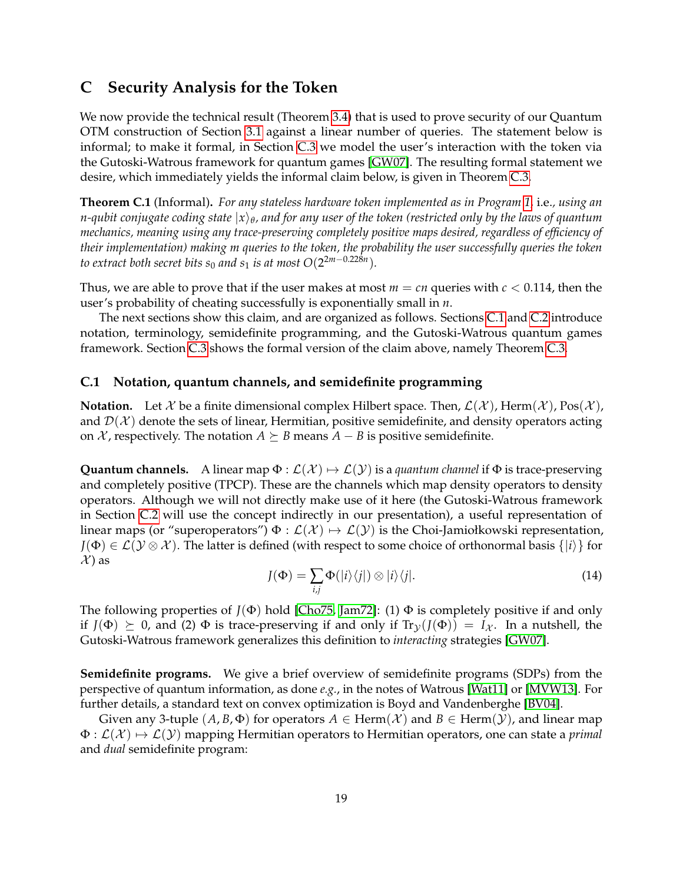## C Security Analysis for the Token

We now provide the technical result (Theorem 3.4) that is used to prove security of our Quantum OTM construction of Section 3.1 against a linear number of queries. The statement below is informal; to make it formal, in Section C.3 we model the user's interaction with the token via the Gutoski-Watrous framework for quantum games [GW07]. The resulting formal statement we desire, which immediately yields the informal claim below, is given in Theorem C.3.

**Theorem C.1** (Informal). *For any stateless hardware token implemented as in Program 1,* i.e., *using an $n$-qubit conjugate coding state $|x\rangle_\theta$, and for any user of the token (restricted only by the laws of quantum mechanics, meaning using any trace-preserving completely positive maps desired, regardless of efficiency of their implementation) making $m$ queries to the token, the probability the user successfully queries the token to extract both secret bits $s_0$ and $s_1$ is at most $O(2^{2m-0.228n})$.*

Thus, we are able to prove that if the user makes at most $m = cn$ queries with $c < 0.114$, then the user's probability of cheating successfully is exponentially small in $n$.

The next sections show this claim, and are organized as follows. Sections C.1 and C.2 introduce notation, terminology, semidefinite programming, and the Gutoski-Watrous quantum games framework. Section C.3 shows the formal version of the claim above, namely Theorem C.3.

### C.1 Notation, quantum channels, and semidefinite programming

**Notation.** Let $\mathcal{X}$ be a finite dimensional complex Hilbert space. Then, $\mathcal{L}(\mathcal{X})$, $\mathrm{Herm}(\mathcal{X})$, $\mathrm{Pos}(\mathcal{X})$, and $\mathcal{D}(\mathcal{X})$ denote the sets of linear, Hermitian, positive semidefinite, and density operators acting on $\mathcal{X}$, respectively. The notation $A \succeq B$ means $A - B$ is positive semidefinite.

**Quantum channels.** A linear map $\Phi : \mathcal{L}(\mathcal{X}) \mapsto \mathcal{L}(\mathcal{Y})$ is a *quantum channel* if $\Phi$ is trace-preserving and completely positive (TPCP). These are the channels which map density operators to density operators. Although we will not directly make use of it here (the Gutoski-Watrous framework in Section C.2 will use the concept indirectly in our presentation), a useful representation of linear maps (or "superoperators") $\Phi : \mathcal{L}(\mathcal{X}) \mapsto \mathcal{L}(\mathcal{Y})$ is the Choi-Jamiołkowski representation, $J(\Phi) \in \mathcal{L}(\mathcal{Y} \otimes \mathcal{X})$. The latter is defined (with respect to some choice of orthonormal basis $\{|i\rangle\}$ for $\mathcal{X}$) as

$$J(\Phi) = \sum_{i,j} \Phi(|i\rangle\langle j|) \otimes |i\rangle\langle j|. \tag{14}$$

The following properties of $J(\Phi)$ hold [Cho75, Jam72]: (1) $\Phi$ is completely positive if and only if $J(\Phi) \succeq 0$, and (2) $\Phi$ is trace-preserving if and only if $\mathrm{Tr}_{\mathcal{Y}}(J(\Phi)) = I_{\mathcal{X}}$. In a nutshell, the Gutoski-Watrous framework generalizes this definition to *interacting* strategies [GW07].

**Semidefinite programs.** We give a brief overview of semidefinite programs (SDPs) from the perspective of quantum information, as done *e.g.*, in the notes of Watrous [Wat11] or [MVW13]. For further details, a standard text on convex optimization is Boyd and Vandenberghe [BV04].

Given any 3-tuple $(A, B, \Phi)$ for operators $A \in \mathrm{Herm}(\mathcal{X})$ and $B \in \mathrm{Herm}(\mathcal{Y})$, and linear map $\Phi : \mathcal{L}(\mathcal{X}) \mapsto \mathcal{L}(\mathcal{Y})$ mapping Hermitian operators to Hermitian operators, one can state a *primal* and *dual* semidefinite program: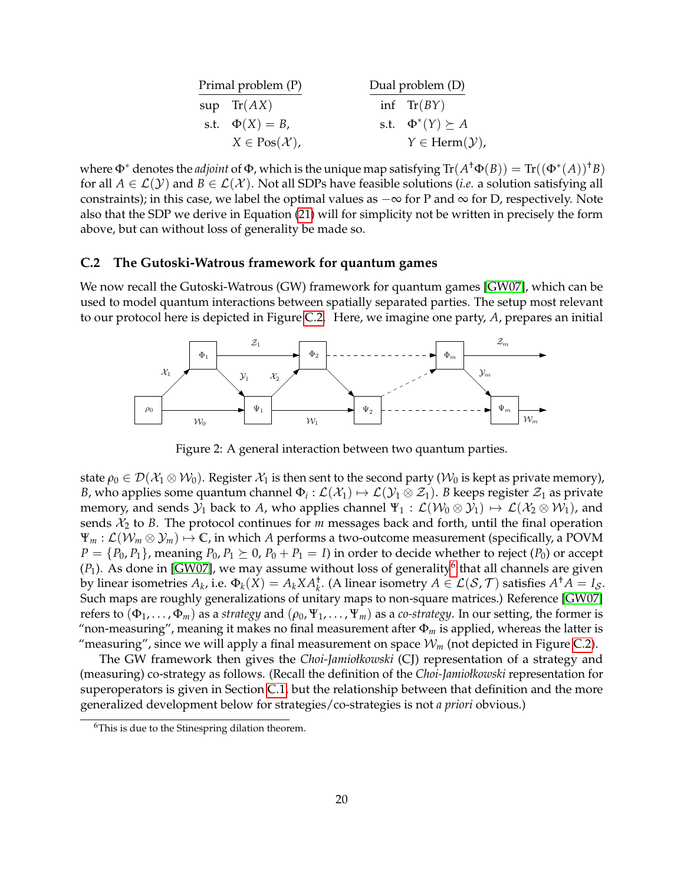| Primal problem (P) | | Dual problem (D) | |
|---|---|---|---|
| sup | $\mathrm{Tr}(AX)$ | inf | $\mathrm{Tr}(BY)$ |
| s.t. | $\Phi(X) = B$, | s.t. | $\Phi^*(Y) \succeq A$ |
| | $X \in \mathrm{Pos}(\mathcal{X})$, | | $Y \in \mathrm{Herm}(\mathcal{Y})$, |

where $\Phi^*$ denotes the *adjoint* of $\Phi$, which is the unique map satisfying $\mathrm{Tr}(A^\dagger \Phi(B)) = \mathrm{Tr}((\Phi^*(A))^\dagger B)$ for all $A \in \mathcal{L}(\mathcal{Y})$ and $B \in \mathcal{L}(\mathcal{X})$. Not all SDPs have feasible solutions (*i.e.* a solution satisfying all constraints); in this case, we label the optimal values as $-\infty$ for P and $\infty$ for D, respectively. Note also that the SDP we derive in Equation (21) will for simplicity not be written in precisely the form above, but can without loss of generality be made so.

### C.2 The Gutoski-Watrous framework for quantum games

We now recall the Gutoski-Watrous (GW) framework for quantum games [GW07], which can be used to model quantum interactions between spatially separated parties. The setup most relevant to our protocol here is depicted in Figure C.2. Here, we imagine one party, $A$, prepares an initial

Figure 2: A general interaction between two quantum parties.

state $\rho_0 \in \mathcal{D}(\mathcal{X}_1 \otimes \mathcal{W}_0)$. Register $\mathcal{X}_1$ is then sent to the second party ($\mathcal{W}_0$ is kept as private memory), $B$, who applies some quantum channel $\Phi_i : \mathcal{L}(\mathcal{X}_1) \mapsto \mathcal{L}(\mathcal{Y}_1 \otimes \mathcal{Z}_1)$. $B$ keeps register $\mathcal{Z}_1$ as private memory, and sends $\mathcal{Y}_1$ back to $A$, who applies channel $\Psi_1 : \mathcal{L}(\mathcal{W}_0 \otimes \mathcal{Y}_1) \mapsto \mathcal{L}(\mathcal{X}_2 \otimes \mathcal{W}_1)$, and sends $\mathcal{X}_2$ to $B$. The protocol continues for $m$ messages back and forth, until the final operation $\Psi_m : \mathcal{L}(\mathcal{W}_m \otimes \mathcal{Y}_m) \mapsto \mathbb{C}$, in which $A$ performs a two-outcome measurement (specifically, a POVM $P = \{P_0, P_1\}$, meaning $P_0, P_1 \succeq 0$, $P_0 + P_1 = I$) in order to decide whether to reject ($P_0$) or accept ($P_1$). As done in [GW07], we may assume without loss of generality[6] that all channels are given by linear isometries $A_k$, i.e. $\Phi_k(X) = A_k X A_k^\dagger$. (A linear isometry $A \in \mathcal{L}(\mathcal{S}, \mathcal{T})$ satisfies $A^\dagger A = I_{\mathcal{S}}$. Such maps are roughly generalizations of unitary maps to non-square matrices.) Reference [GW07] refers to $(\Phi_1, \ldots, \Phi_m)$ as a *strategy* and $(\rho_0, \Psi_1, \ldots, \Psi_m)$ as a *co-strategy*. In our setting, the former is "non-measuring", meaning it makes no final measurement after $\Phi_m$ is applied, whereas the latter is "measuring", since we will apply a final measurement on space $\mathcal{W}_m$ (not depicted in Figure C.2).

The GW framework then gives the *Choi-Jamiołkowski* (CJ) representation of a strategy and (measuring) co-strategy as follows. (Recall the definition of the *Choi-Jamiołkowski* representation for superoperators is given in Section C.1, but the relationship between that definition and the more generalized development below for strategies/co-strategies is not *a priori* obvious.)

[6] This is due to the Stinespring dilation theorem.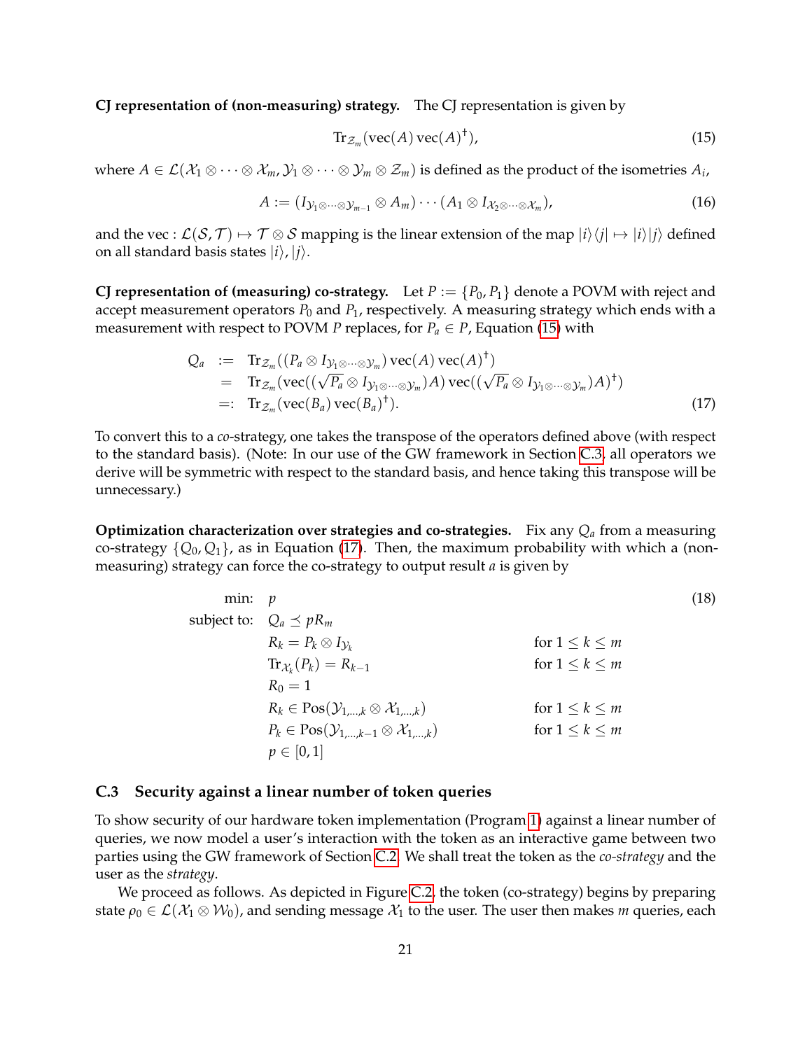**CJ representation of (non-measuring) strategy.** The CJ representation is given by

$$\mathrm{Tr}_{\mathcal{Z}_m}(\mathrm{vec}(A)\,\mathrm{vec}(A)^\dagger), \tag{15}$$

where $A \in \mathcal{L}(\mathcal{X}_1 \otimes \cdots \otimes \mathcal{X}_m, \mathcal{Y}_1 \otimes \cdots \otimes \mathcal{Y}_m \otimes \mathcal{Z}_m)$ is defined as the product of the isometries $A_i$,

$$A := (I_{\mathcal{Y}_1 \otimes \cdots \otimes \mathcal{Y}_{m-1}} \otimes A_m) \cdots (A_1 \otimes I_{\mathcal{X}_2 \otimes \cdots \otimes \mathcal{X}_m}), \tag{16}$$

and the vec : $\mathcal{L}(\mathcal{S}, \mathcal{T}) \mapsto \mathcal{T} \otimes \mathcal{S}$ mapping is the linear extension of the map $|i\rangle\langle j| \mapsto |i\rangle|j\rangle$ defined on all standard basis states $|i\rangle, |j\rangle$.

**CJ representation of (measuring) co-strategy.** Let $P := \{P_0, P_1\}$ denote a POVM with reject and accept measurement operators $P_0$ and $P_1$, respectively. A measuring strategy which ends with a measurement with respect to POVM $P$ replaces, for $P_a \in P$, Equation (15) with

$$\begin{aligned}
Q_a &:= \mathrm{Tr}_{\mathcal{Z}_m}((P_a \otimes I_{\mathcal{Y}_1 \otimes \cdots \otimes \mathcal{Y}_m})\,\mathrm{vec}(A)\,\mathrm{vec}(A)^\dagger) \\
&= \mathrm{Tr}_{\mathcal{Z}_m}(\mathrm{vec}((\sqrt{P_a} \otimes I_{\mathcal{Y}_1 \otimes \cdots \otimes \mathcal{Y}_m})A)\,\mathrm{vec}((\sqrt{P_a} \otimes I_{\mathcal{Y}_1 \otimes \cdots \otimes \mathcal{Y}_m})A)^\dagger) \\
&=: \mathrm{Tr}_{\mathcal{Z}_m}(\mathrm{vec}(B_a)\,\mathrm{vec}(B_a)^\dagger).
\end{aligned} \tag{17}$$

To convert this to a *co*-strategy, one takes the transpose of the operators defined above (with respect to the standard basis). (Note: In our use of the GW framework in Section C.3, all operators we derive will be symmetric with respect to the standard basis, and hence taking this transpose will be unnecessary.)

**Optimization characterization over strategies and co-strategies.** Fix any $Q_a$ from a measuring co-strategy $\{Q_0, Q_1\}$, as in Equation (17). Then, the maximum probability with which a (non-measuring) strategy can force the co-strategy to output result $a$ is given by

$$\begin{aligned}
\text{min:} \quad & p \\
\text{subject to:} \quad & Q_a \preceq p R_m \\
& R_k = P_k \otimes I_{\mathcal{Y}_k} && \text{for } 1 \le k \le m \\
& \mathrm{Tr}_{\mathcal{X}_k}(P_k) = R_{k-1} && \text{for } 1 \le k \le m \\
& R_0 = 1 \\
& R_k \in \mathrm{Pos}(\mathcal{Y}_{1,\ldots,k} \otimes \mathcal{X}_{1,\ldots,k}) && \text{for } 1 \le k \le m \\
& P_k \in \mathrm{Pos}(\mathcal{Y}_{1,\ldots,k-1} \otimes \mathcal{X}_{1,\ldots,k}) && \text{for } 1 \le k \le m \\
& p \in [0,1]
\end{aligned} \tag{18}$$

### C.3 Security against a linear number of token queries

To show security of our hardware token implementation (Program 1) against a linear number of queries, we now model a user's interaction with the token as an interactive game between two parties using the GW framework of Section C.2. We shall treat the token as the *co-strategy* and the user as the *strategy*.

We proceed as follows. As depicted in Figure C.2, the token (co-strategy) begins by preparing state $\rho_0 \in \mathcal{L}(\mathcal{X}_1 \otimes \mathcal{W}_0)$, and sending message $\mathcal{X}_1$ to the user. The user then makes $m$ queries, each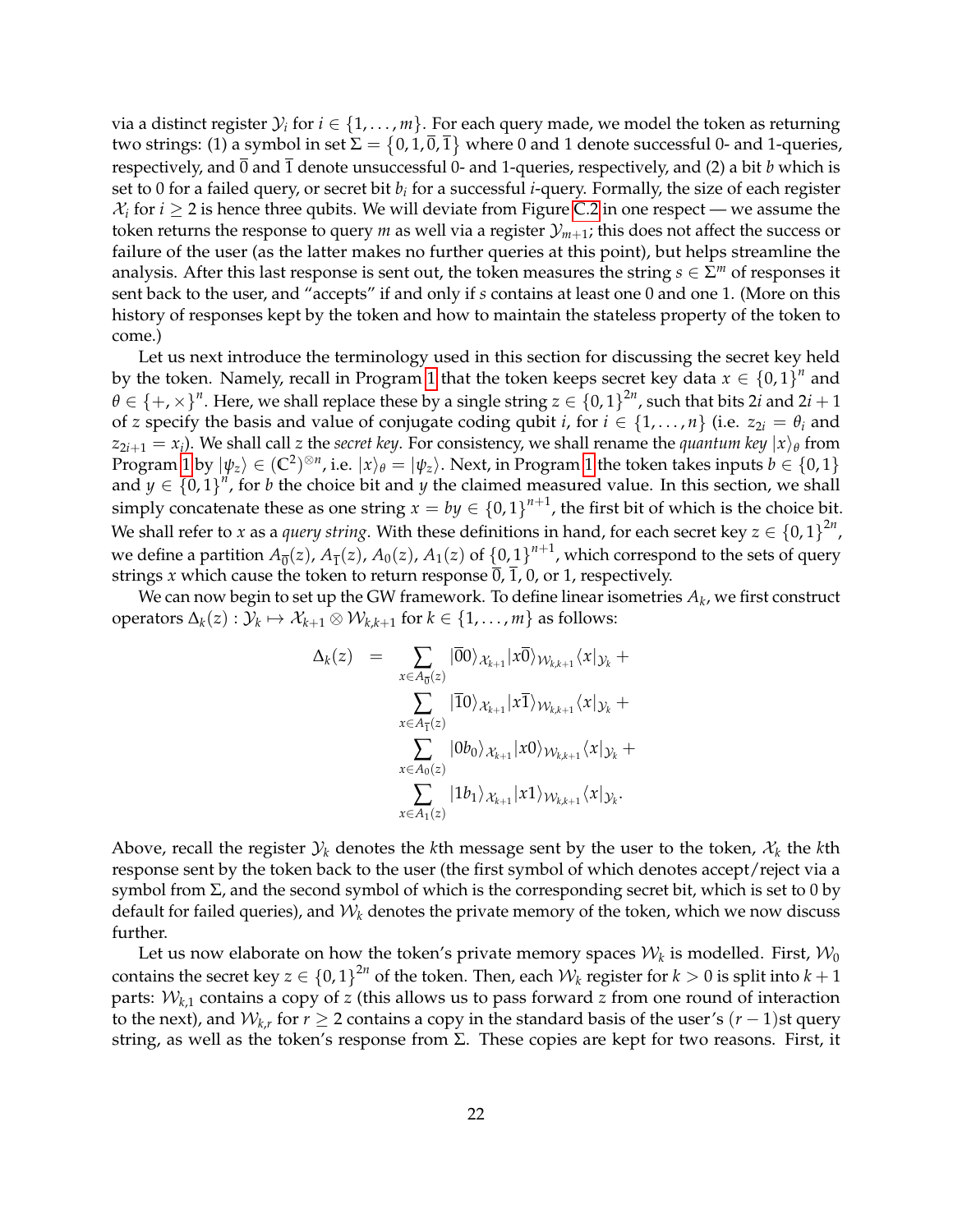via a distinct register $\mathcal{Y}_i$ for $i \in \{1, \ldots, m\}$. For each query made, we model the token as returning two strings: (1) a symbol in set $\Sigma = \{0, 1, \overline{0}, \overline{1}\}$ where 0 and 1 denote successful 0- and 1-queries, respectively, and $\overline{0}$ and $\overline{1}$ denote unsuccessful 0- and 1-queries, respectively, and (2) a bit $b$ which is set to 0 for a failed query, or secret bit $b_i$ for a successful $i$-query. Formally, the size of each register $\mathcal{X}_i$ for $i \geq 2$ is hence three qubits. We will deviate from Figure C.2 in one respect — we assume the token returns the response to query $m$ as well via a register $\mathcal{Y}_{m+1}$; this does not affect the success or failure of the user (as the latter makes no further queries at this point), but helps streamline the analysis. After this last response is sent out, the token measures the string $s \in \Sigma^m$ of responses it sent back to the user, and "accepts" if and only if $s$ contains at least one 0 and one 1. (More on this history of responses kept by the token and how to maintain the stateless property of the token to come.)

Let us next introduce the terminology used in this section for discussing the secret key held by the token. Namely, recall in Program 1 that the token keeps secret key data $x \in \{0,1\}^n$ and $\theta \in \{+, \times\}^n$. Here, we shall replace these by a single string $z \in \{0,1\}^{2n}$, such that bits $2i$ and $2i+1$ of $z$ specify the basis and value of conjugate coding qubit $i$, for $i \in \{1, \ldots, n\}$ (i.e. $z_{2i} = \theta_i$ and $z_{2i+1} = x_i$). We shall call $z$ the *secret key*. For consistency, we shall rename the *quantum key* $|x\rangle_\theta$ from Program 1 by $|\psi_z\rangle \in (\mathbb{C}^2)^{\otimes n}$, i.e. $|x\rangle_\theta = |\psi_z\rangle$. Next, in Program 1 the token takes inputs $b \in \{0,1\}$ and $y \in \{0,1\}^n$, for $b$ the choice bit and $y$ the claimed measured value. In this section, we shall simply concatenate these as one string $x = by \in \{0,1\}^{n+1}$, the first bit of which is the choice bit. We shall refer to $x$ as a *query string*. With these definitions in hand, for each secret key $z \in \{0,1\}^{2n}$, we define a partition $A_{\overline{0}}(z)$, $A_{\overline{1}}(z)$, $A_0(z)$, $A_1(z)$ of $\{0,1\}^{n+1}$, which correspond to the sets of query strings $x$ which cause the token to return response $\overline{0}$, $\overline{1}$, 0, or 1, respectively.

We can now begin to set up the GW framework. To define linear isometries $A_k$, we first construct operators $\Delta_k(z) : \mathcal{Y}_k \mapsto \mathcal{X}_{k+1} \otimes \mathcal{W}_{k,k+1}$ for $k \in \{1, \ldots, m\}$ as follows:

$$
\begin{aligned}
\Delta_k(z) \quad = \quad & \sum_{x \in A_{\overline{0}}(z)} |\overline{0}0\rangle_{\mathcal{X}_{k+1}} |x\overline{0}\rangle_{\mathcal{W}_{k,k+1}} \langle x|_{\mathcal{Y}_k} + \\
& \sum_{x \in A_{\overline{1}}(z)} |\overline{1}0\rangle_{\mathcal{X}_{k+1}} |x\overline{1}\rangle_{\mathcal{W}_{k,k+1}} \langle x|_{\mathcal{Y}_k} + \\
& \sum_{x \in A_0(z)} |0b_0\rangle_{\mathcal{X}_{k+1}} |x0\rangle_{\mathcal{W}_{k,k+1}} \langle x|_{\mathcal{Y}_k} + \\
& \sum_{x \in A_1(z)} |1b_1\rangle_{\mathcal{X}_{k+1}} |x1\rangle_{\mathcal{W}_{k,k+1}} \langle x|_{\mathcal{Y}_k}.
\end{aligned}
$$

Above, recall the register $\mathcal{Y}_k$ denotes the $k$th message sent by the user to the token, $\mathcal{X}_k$ the $k$th response sent by the token back to the user (the first symbol of which denotes accept/reject via a symbol from $\Sigma$, and the second symbol of which is the corresponding secret bit, which is set to 0 by default for failed queries), and $\mathcal{W}_k$ denotes the private memory of the token, which we now discuss further.

Let us now elaborate on how the token's private memory spaces $\mathcal{W}_k$ is modelled. First, $\mathcal{W}_0$ contains the secret key $z \in \{0,1\}^{2n}$ of the token. Then, each $\mathcal{W}_k$ register for $k > 0$ is split into $k+1$ parts: $\mathcal{W}_{k,1}$ contains a copy of $z$ (this allows us to pass forward $z$ from one round of interaction to the next), and $\mathcal{W}_{k,r}$ for $r \geq 2$ contains a copy in the standard basis of the user's $(r-1)$st query string, as well as the token's response from $\Sigma$. These copies are kept for two reasons. First, it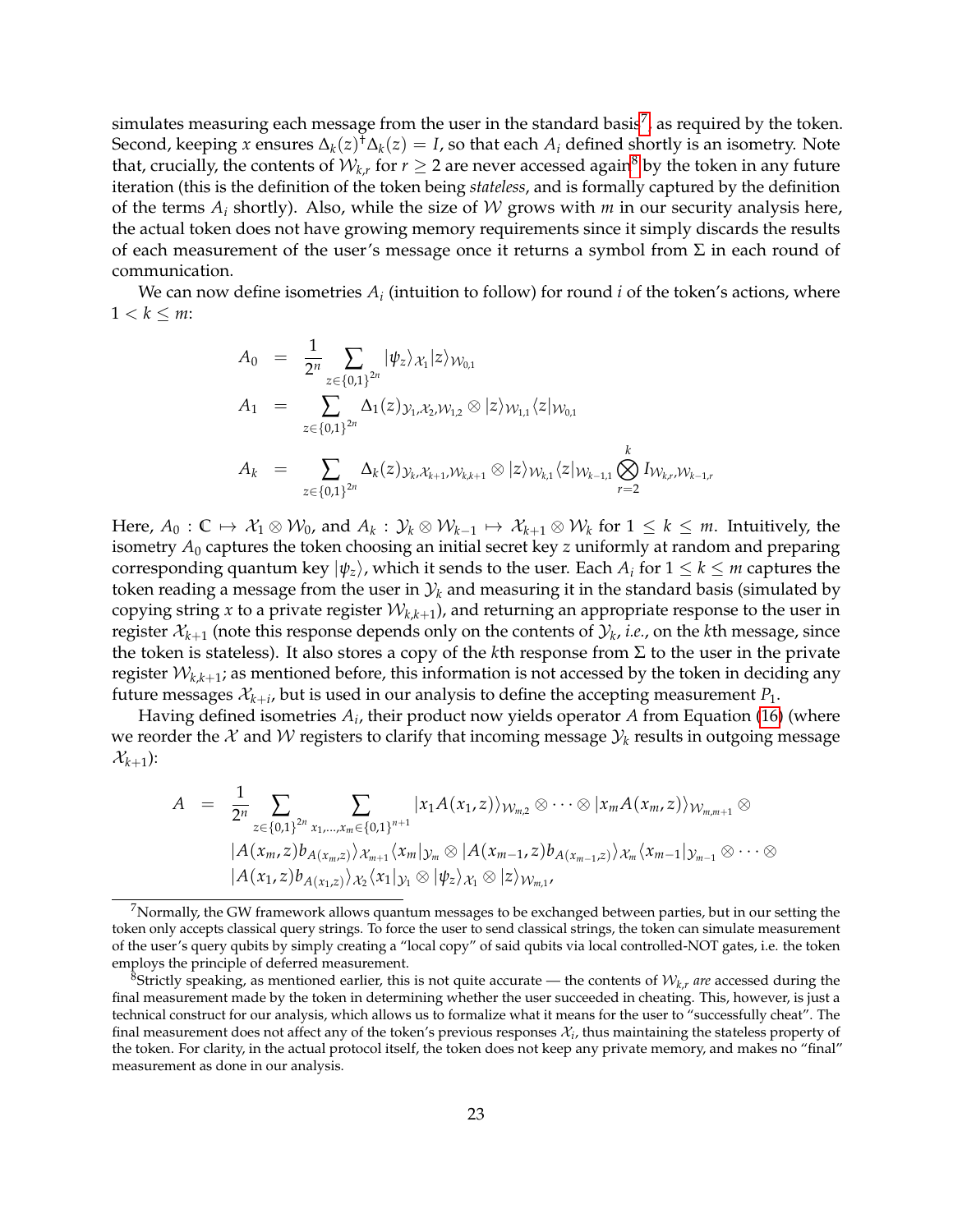simulates measuring each message from the user in the standard basis[7], as required by the token. Second, keeping $x$ ensures $\Delta_k(z)^\dagger \Delta_k(z) = I$, so that each $A_i$ defined shortly is an isometry. Note that, crucially, the contents of $\mathcal{W}_{k,r}$ for $r \geq 2$ are never accessed again[8] by the token in any future iteration (this is the definition of the token being *stateless*, and is formally captured by the definition of the terms $A_i$ shortly). Also, while the size of $\mathcal{W}$ grows with $m$ in our security analysis here, the actual token does not have growing memory requirements since it simply discards the results of each measurement of the user's message once it returns a symbol from $\Sigma$ in each round of communication.

We can now define isometries $A_i$ (intuition to follow) for round $i$ of the token's actions, where $1 < k \leq m$:

$$
\begin{aligned}
A_0 &= \frac{1}{2^n} \sum_{z \in \{0,1\}^{2n}} |\psi_z\rangle_{\mathcal{X}_1} |z\rangle_{\mathcal{W}_{0,1}} \\
A_1 &= \sum_{z \in \{0,1\}^{2n}} \Delta_1(z)_{\mathcal{Y}_1, \mathcal{X}_2, \mathcal{W}_{1,2}} \otimes |z\rangle_{\mathcal{W}_{1,1}} \langle z|_{\mathcal{W}_{0,1}} \\
A_k &= \sum_{z \in \{0,1\}^{2n}} \Delta_k(z)_{\mathcal{Y}_k, \mathcal{X}_{k+1}, \mathcal{W}_{k,k+1}} \otimes |z\rangle_{\mathcal{W}_{k,1}} \langle z|_{\mathcal{W}_{k-1,1}} \bigotimes_{r=2}^{k} I_{\mathcal{W}_{k,r}, \mathcal{W}_{k-1,r}}
\end{aligned}
$$

Here, $A_0 : \mathbb{C} \mapsto \mathcal{X}_1 \otimes \mathcal{W}_0$, and $A_k : \mathcal{Y}_k \otimes \mathcal{W}_{k-1} \mapsto \mathcal{X}_{k+1} \otimes \mathcal{W}_k$ for $1 \leq k \leq m$. Intuitively, the isometry $A_0$ captures the token choosing an initial secret key $z$ uniformly at random and preparing corresponding quantum key $|\psi_z\rangle$, which it sends to the user. Each $A_i$ for $1 \leq k \leq m$ captures the token reading a message from the user in $\mathcal{Y}_k$ and measuring it in the standard basis (simulated by copying string $x$ to a private register $\mathcal{W}_{k,k+1}$), and returning an appropriate response to the user in register $\mathcal{X}_{k+1}$ (note this response depends only on the contents of $\mathcal{Y}_k$, *i.e.*, on the $k$th message, since the token is stateless). It also stores a copy of the $k$th response from $\Sigma$ to the user in the private register $\mathcal{W}_{k,k+1}$; as mentioned before, this information is not accessed by the token in deciding any future messages $\mathcal{X}_{k+i}$, but is used in our analysis to define the accepting measurement $P_1$.

Having defined isometries $A_i$, their product now yields operator $A$ from Equation (16) (where we reorder the $\mathcal{X}$ and $\mathcal{W}$ registers to clarify that incoming message $\mathcal{Y}_k$ results in outgoing message $\mathcal{X}_{k+1}$):

$$
\begin{aligned}
A = \; & \frac{1}{2^n} \sum_{z \in \{0,1\}^{2n}} \sum_{x_1, \ldots, x_m \in \{0,1\}^{n+1}} |x_1 A(x_1, z)\rangle_{\mathcal{W}_{m,2}} \otimes \cdots \otimes |x_m A(x_m, z)\rangle_{\mathcal{W}_{m,m+1}} \otimes \\
& |A(x_m, z) b_{A(x_m,z)}\rangle_{\mathcal{X}_{m+1}} \langle x_m|_{\mathcal{Y}_m} \otimes |A(x_{m-1}, z) b_{A(x_{m-1},z)}\rangle_{\mathcal{X}_m} \langle x_{m-1}|_{\mathcal{Y}_{m-1}} \otimes \cdots \otimes \\
& |A(x_1, z) b_{A(x_1,z)}\rangle_{\mathcal{X}_2} \langle x_1|_{\mathcal{Y}_1} \otimes |\psi_z\rangle_{\mathcal{X}_1} \otimes |z\rangle_{\mathcal{W}_{m,1}},
\end{aligned}
$$

---

[7] Normally, the GW framework allows quantum messages to be exchanged between parties, but in our setting the token only accepts classical query strings. To force the user to send classical strings, the token can simulate measurement of the user's query qubits by simply creating a "local copy" of said qubits via local controlled-NOT gates, i.e. the token employs the principle of deferred measurement.

[8] Strictly speaking, as mentioned earlier, this is not quite accurate — the contents of $\mathcal{W}_{k,r}$ *are* accessed during the final measurement made by the token in determining whether the user succeeded in cheating. This, however, is just a technical construct for our analysis, which allows us to formalize what it means for the user to "successfully cheat". The final measurement does not affect any of the token's previous responses $\mathcal{X}_i$, thus maintaining the stateless property of the token. For clarity, in the actual protocol itself, the token does not keep any private memory, and makes no "final" measurement as done in our analysis.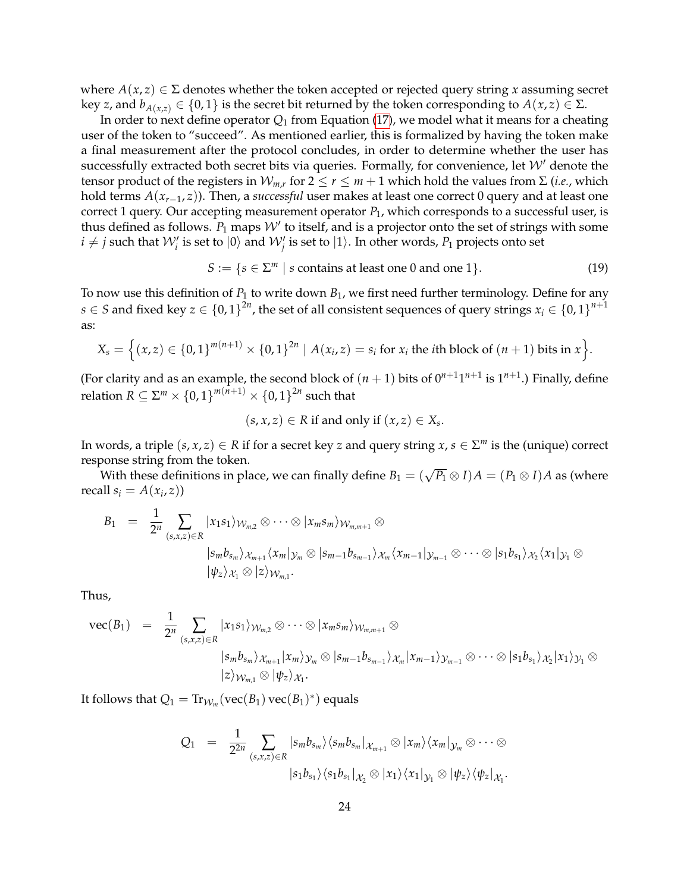where $A(x, z) \in \Sigma$ denotes whether the token accepted or rejected query string $x$ assuming secret key $z$, and $b_{A(x,z)} \in \{0, 1\}$ is the secret bit returned by the token corresponding to $A(x, z) \in \Sigma$.

In order to next define operator $Q_1$ from Equation (17), we model what it means for a cheating user of the token to "succeed". As mentioned earlier, this is formalized by having the token make a final measurement after the protocol concludes, in order to determine whether the user has successfully extracted both secret bits via queries. Formally, for convenience, let $\mathcal{W}'$ denote the tensor product of the registers in $\mathcal{W}_{m,r}$ for $2 \leq r \leq m + 1$ which hold the values from $\Sigma$ (*i.e.*, which hold terms $A(x_{r-1}, z)$). Then, a *successful* user makes at least one correct 0 query and at least one correct 1 query. Our accepting measurement operator $P_1$, which corresponds to a successful user, is thus defined as follows. $P_1$ maps $\mathcal{W}'$ to itself, and is a projector onto the set of strings with some $i \neq j$ such that $\mathcal{W}'_i$ is set to $|0\rangle$ and $\mathcal{W}'_j$ is set to $|1\rangle$. In other words, $P_1$ projects onto set

$$S := \{s \in \Sigma^m \mid s \text{ contains at least one 0 and one 1}\}. \tag{19}$$

To now use this definition of $P_1$ to write down $B_1$, we first need further terminology. Define for any $s \in S$ and fixed key $z \in \{0,1\}^{2n}$, the set of all consistent sequences of query strings $x_i \in \{0,1\}^{n+1}$ as:

$$X_s = \left\{ (x, z) \in \{0,1\}^{m(n+1)} \times \{0,1\}^{2n} \mid A(x_i, z) = s_i \text{ for } x_i \text{ the } i\text{th block of } (n+1) \text{ bits in } x \right\}.$$

(For clarity and as an example, the second block of $(n + 1)$ bits of $0^{n+1}1^{n+1}$ is $1^{n+1}$.) Finally, define relation $R \subseteq \Sigma^m \times \{0,1\}^{m(n+1)} \times \{0,1\}^{2n}$ such that

$$(s, x, z) \in R \text{ if and only if } (x, z) \in X_s.$$

In words, a triple $(s, x, z) \in R$ if for a secret key $z$ and query string $x$, $s \in \Sigma^m$ is the (unique) correct response string from the token.

With these definitions in place, we can finally define $B_1 = (\sqrt{P_1} \otimes I)A = (P_1 \otimes I)A$ as (where recall $s_i = A(x_i, z)$)

$$\begin{aligned}
B_1 \quad = \quad \frac{1}{2^n} \sum_{(s,x,z) \in R} & |x_1 s_1\rangle_{\mathcal{W}_{m,2}} \otimes \cdots \otimes |x_m s_m\rangle_{\mathcal{W}_{m,m+1}} \otimes \\
& |s_m b_{s_m}\rangle_{\mathcal{X}_{m+1}} \langle x_m|_{\mathcal{Y}_m} \otimes |s_{m-1} b_{s_{m-1}}\rangle_{\mathcal{X}_m} \langle x_{m-1}|_{\mathcal{Y}_{m-1}} \otimes \cdots \otimes |s_1 b_{s_1}\rangle_{\mathcal{X}_2} \langle x_1|_{\mathcal{Y}_1} \otimes \\
& |\psi_z\rangle_{\mathcal{X}_1} \otimes |z\rangle_{\mathcal{W}_{m,1}}.
\end{aligned}$$

Thus,

$$\begin{aligned}
\text{vec}(B_1) \quad = \quad \frac{1}{2^n} \sum_{(s,x,z) \in R} & |x_1 s_1\rangle_{\mathcal{W}_{m,2}} \otimes \cdots \otimes |x_m s_m\rangle_{\mathcal{W}_{m,m+1}} \otimes \\
& |s_m b_{s_m}\rangle_{\mathcal{X}_{m+1}} |x_m\rangle_{\mathcal{Y}_m} \otimes |s_{m-1} b_{s_{m-1}}\rangle_{\mathcal{X}_m} |x_{m-1}\rangle_{\mathcal{Y}_{m-1}} \otimes \cdots \otimes |s_1 b_{s_1}\rangle_{\mathcal{X}_2} |x_1\rangle_{\mathcal{Y}_1} \otimes \\
& |z\rangle_{\mathcal{W}_{m,1}} \otimes |\psi_z\rangle_{\mathcal{X}_1}.
\end{aligned}$$

It follows that $Q_1 = \text{Tr}_{\mathcal{W}_m}(\text{vec}(B_1)\,\text{vec}(B_1)^*)$ equals

$$\begin{aligned}
Q_1 \quad = \quad \frac{1}{2^{2n}} \sum_{(s,x,z) \in R} & |s_m b_{s_m}\rangle\langle s_m b_{s_m}|_{\mathcal{X}_{m+1}} \otimes |x_m\rangle\langle x_m|_{\mathcal{Y}_m} \otimes \cdots \otimes \\
& |s_1 b_{s_1}\rangle\langle s_1 b_{s_1}|_{\mathcal{X}_2} \otimes |x_1\rangle\langle x_1|_{\mathcal{Y}_1} \otimes |\psi_z\rangle\langle\psi_z|_{\mathcal{X}_1}.
\end{aligned}$$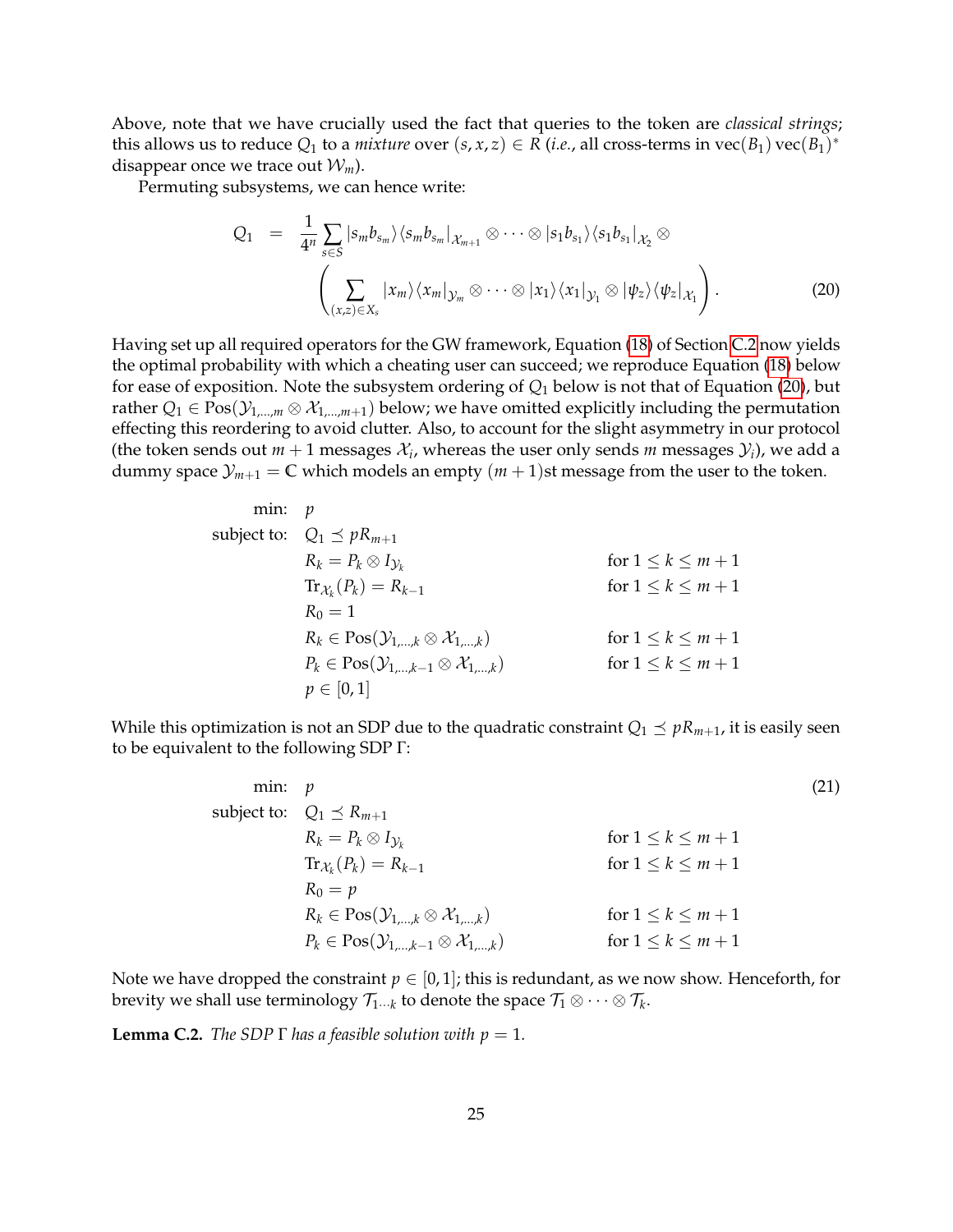Above, note that we have crucially used the fact that queries to the token are *classical strings*; this allows us to reduce $Q_1$ to a *mixture* over $(s, x, z) \in R$ (*i.e.*, all cross-terms in $\text{vec}(B_1)\,\text{vec}(B_1)^*$ disappear once we trace out $\mathcal{W}_m$).

Permuting subsystems, we can hence write:

$$
\begin{aligned}
Q_1 \quad = \quad & \frac{1}{4^n} \sum_{s \in S} |s_m b_{s_m}\rangle\langle s_m b_{s_m}|_{\mathcal{X}_{m+1}} \otimes \cdots \otimes |s_1 b_{s_1}\rangle\langle s_1 b_{s_1}|_{\mathcal{X}_2} \otimes \\
& \left( \sum_{(x,z) \in X_s} |x_m\rangle\langle x_m|_{\mathcal{Y}_m} \otimes \cdots \otimes |x_1\rangle\langle x_1|_{\mathcal{Y}_1} \otimes |\psi_z\rangle\langle \psi_z|_{\mathcal{X}_1} \right). \qquad (20)
\end{aligned}
$$

Having set up all required operators for the GW framework, Equation (18) of Section C.2 now yields the optimal probability with which a cheating user can succeed; we reproduce Equation (18) below for ease of exposition. Note the subsystem ordering of $Q_1$ below is not that of Equation (20), but rather $Q_1 \in \text{Pos}(\mathcal{Y}_{1,\ldots,m} \otimes \mathcal{X}_{1,\ldots,m+1})$ below; we have omitted explicitly including the permutation effecting this reordering to avoid clutter. Also, to account for the slight asymmetry in our protocol (the token sends out $m+1$ messages $\mathcal{X}_i$, whereas the user only sends $m$ messages $\mathcal{Y}_i$), we add a dummy space $\mathcal{Y}_{m+1} = \mathbb{C}$ which models an empty $(m+1)$st message from the user to the token.

$$
\begin{aligned}
\text{min:} \quad & p \\
\text{subject to:} \quad & Q_1 \preceq p R_{m+1} \\
& R_k = P_k \otimes I_{\mathcal{Y}_k} && \text{for } 1 \leq k \leq m+1 \\
& \text{Tr}_{\mathcal{X}_k}(P_k) = R_{k-1} && \text{for } 1 \leq k \leq m+1 \\
& R_0 = 1 \\
& R_k \in \text{Pos}(\mathcal{Y}_{1,\ldots,k} \otimes \mathcal{X}_{1,\ldots,k}) && \text{for } 1 \leq k \leq m+1 \\
& P_k \in \text{Pos}(\mathcal{Y}_{1,\ldots,k-1} \otimes \mathcal{X}_{1,\ldots,k}) && \text{for } 1 \leq k \leq m+1 \\
& p \in [0,1]
\end{aligned}
$$

While this optimization is not an SDP due to the quadratic constraint $Q_1 \preceq p R_{m+1}$, it is easily seen to be equivalent to the following SDP $\Gamma$:

$$
\begin{aligned}
\text{min:} \quad & p && && (21) \\
\text{subject to:} \quad & Q_1 \preceq R_{m+1} \\
& R_k = P_k \otimes I_{\mathcal{Y}_k} && \text{for } 1 \leq k \leq m+1 \\
& \text{Tr}_{\mathcal{X}_k}(P_k) = R_{k-1} && \text{for } 1 \leq k \leq m+1 \\
& R_0 = p \\
& R_k \in \text{Pos}(\mathcal{Y}_{1,\ldots,k} \otimes \mathcal{X}_{1,\ldots,k}) && \text{for } 1 \leq k \leq m+1 \\
& P_k \in \text{Pos}(\mathcal{Y}_{1,\ldots,k-1} \otimes \mathcal{X}_{1,\ldots,k}) && \text{for } 1 \leq k \leq m+1
\end{aligned}
$$

Note we have dropped the constraint $p \in [0,1]$; this is redundant, as we now show. Henceforth, for brevity we shall use terminology $\mathcal{T}_{1\cdots k}$ to denote the space $\mathcal{T}_1 \otimes \cdots \otimes \mathcal{T}_k$.

**Lemma C.2.** *The SDP $\Gamma$ has a feasible solution with $p = 1$.*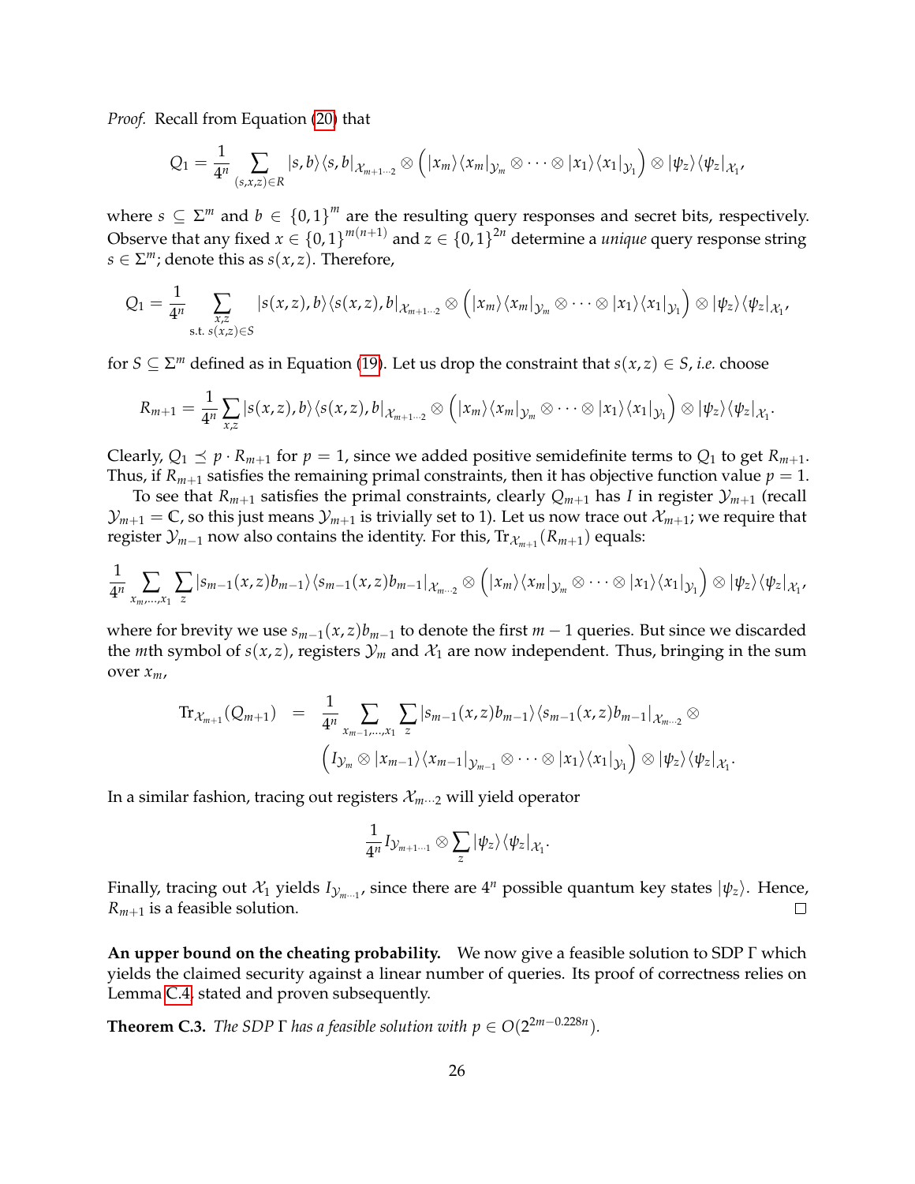*Proof.* Recall from Equation (20) that

$$Q_1 = \frac{1}{4^n} \sum_{(s,x,z)\in R} |s,b\rangle\langle s,b|_{\mathcal{X}_{m+1\cdots 2}} \otimes \Big( |x_m\rangle\langle x_m|_{\mathcal{Y}_m} \otimes \cdots \otimes |x_1\rangle\langle x_1|_{\mathcal{Y}_1} \Big) \otimes |\psi_z\rangle\langle\psi_z|_{\mathcal{X}_1},$$

where $s \subseteq \Sigma^m$ and $b \in \{0,1\}^m$ are the resulting query responses and secret bits, respectively. Observe that any fixed $x \in \{0,1\}^{m(n+1)}$ and $z \in \{0,1\}^{2n}$ determine a *unique* query response string $s \in \Sigma^m$; denote this as $s(x,z)$. Therefore,

$$Q_1 = \frac{1}{4^n} \sum_{\substack{x,z \\ \text{s.t. } s(x,z)\in S}} |s(x,z),b\rangle\langle s(x,z),b|_{\mathcal{X}_{m+1\cdots 2}} \otimes \Big( |x_m\rangle\langle x_m|_{\mathcal{Y}_m} \otimes \cdots \otimes |x_1\rangle\langle x_1|_{\mathcal{Y}_1} \Big) \otimes |\psi_z\rangle\langle\psi_z|_{\mathcal{X}_1},$$

for $S \subseteq \Sigma^m$ defined as in Equation (19). Let us drop the constraint that $s(x,z) \in S$, *i.e.* choose

$$R_{m+1} = \frac{1}{4^n} \sum_{x,z} |s(x,z),b\rangle\langle s(x,z),b|_{\mathcal{X}_{m+1\cdots 2}} \otimes \Big( |x_m\rangle\langle x_m|_{\mathcal{Y}_m} \otimes \cdots \otimes |x_1\rangle\langle x_1|_{\mathcal{Y}_1} \Big) \otimes |\psi_z\rangle\langle\psi_z|_{\mathcal{X}_1}.$$

Clearly, $Q_1 \preceq p \cdot R_{m+1}$ for $p = 1$, since we added positive semidefinite terms to $Q_1$ to get $R_{m+1}$. Thus, if $R_{m+1}$ satisfies the remaining primal constraints, then it has objective function value $p = 1$.

To see that $R_{m+1}$ satisfies the primal constraints, clearly $Q_{m+1}$ has $I$ in register $\mathcal{Y}_{m+1}$ (recall $\mathcal{Y}_{m+1} = \mathbb{C}$, so this just means $\mathcal{Y}_{m+1}$ is trivially set to 1). Let us now trace out $\mathcal{X}_{m+1}$; we require that register $\mathcal{Y}_{m-1}$ now also contains the identity. For this, $\mathrm{Tr}_{\mathcal{X}_{m+1}}(R_{m+1})$ equals:

$$\frac{1}{4^n} \sum_{x_m,\ldots,x_1} \sum_z |s_{m-1}(x,z)b_{m-1}\rangle\langle s_{m-1}(x,z)b_{m-1}|_{\mathcal{X}_{m\cdots 2}} \otimes \Big( |x_m\rangle\langle x_m|_{\mathcal{Y}_m} \otimes \cdots \otimes |x_1\rangle\langle x_1|_{\mathcal{Y}_1} \Big) \otimes |\psi_z\rangle\langle\psi_z|_{\mathcal{X}_1},$$

where for brevity we use $s_{m-1}(x,z)b_{m-1}$ to denote the first $m-1$ queries. But since we discarded the $m$th symbol of $s(x,z)$, registers $\mathcal{Y}_m$ and $\mathcal{X}_1$ are now independent. Thus, bringing in the sum over $x_m$,

$$\begin{aligned}\mathrm{Tr}_{\mathcal{X}_{m+1}}(Q_{m+1}) \;=\; & \frac{1}{4^n} \sum_{x_{m-1},\ldots,x_1} \sum_z |s_{m-1}(x,z)b_{m-1}\rangle\langle s_{m-1}(x,z)b_{m-1}|_{\mathcal{X}_{m\cdots 2}} \otimes \\ & \Big( I_{\mathcal{Y}_m} \otimes |x_{m-1}\rangle\langle x_{m-1}|_{\mathcal{Y}_{m-1}} \otimes \cdots \otimes |x_1\rangle\langle x_1|_{\mathcal{Y}_1} \Big) \otimes |\psi_z\rangle\langle\psi_z|_{\mathcal{X}_1}.\end{aligned}$$

In a similar fashion, tracing out registers $\mathcal{X}_{m\cdots 2}$ will yield operator

$$\frac{1}{4^n} I_{\mathcal{Y}_{m+1\cdots 1}} \otimes \sum_z |\psi_z\rangle\langle\psi_z|_{\mathcal{X}_1}.$$

Finally, tracing out $\mathcal{X}_1$ yields $I_{\mathcal{Y}_{m\cdots 1}}$, since there are $4^n$ possible quantum key states $|\psi_z\rangle$. Hence, $R_{m+1}$ is a feasible solution. ☐

**An upper bound on the cheating probability.** We now give a feasible solution to SDP $\Gamma$ which yields the claimed security against a linear number of queries. Its proof of correctness relies on Lemma C.4, stated and proven subsequently.

**Theorem C.3.** *The SDP $\Gamma$ has a feasible solution with $p \in O(2^{2m-0.228n})$.*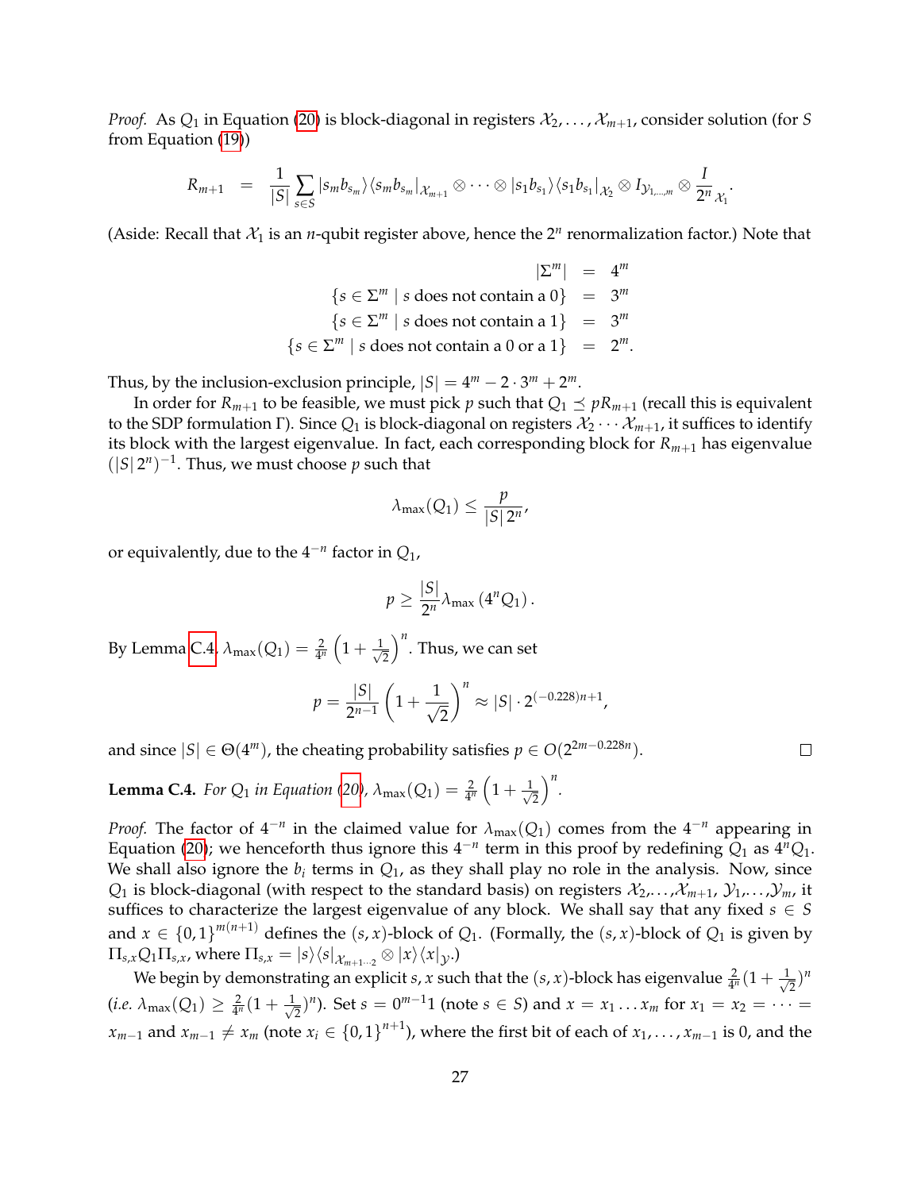*Proof.* As $Q_1$ in Equation (20) is block-diagonal in registers $\mathcal{X}_2, \ldots, \mathcal{X}_{m+1}$, consider solution (for $S$ from Equation (19))

$$R_{m+1} \quad = \quad \frac{1}{|S|} \sum_{s \in S} |s_m b_{s_m}\rangle\langle s_m b_{s_m}|_{\mathcal{X}_{m+1}} \otimes \cdots \otimes |s_1 b_{s_1}\rangle\langle s_1 b_{s_1}|_{\mathcal{X}_2} \otimes I_{\mathcal{Y}_{1,\ldots,m}} \otimes \frac{I}{2^n}_{\mathcal{X}_1}.$$

(Aside: Recall that $\mathcal{X}_1$ is an $n$-qubit register above, hence the $2^n$ renormalization factor.) Note that

$$\begin{aligned}
|\Sigma^m| &= 4^m \\
\{s \in \Sigma^m \mid s \text{ does not contain a } 0\} &= 3^m \\
\{s \in \Sigma^m \mid s \text{ does not contain a } 1\} &= 3^m \\
\{s \in \Sigma^m \mid s \text{ does not contain a } 0 \text{ or a } 1\} &= 2^m.
\end{aligned}$$

Thus, by the inclusion-exclusion principle, $|S| = 4^m - 2 \cdot 3^m + 2^m$.

In order for $R_{m+1}$ to be feasible, we must pick $p$ such that $Q_1 \preceq pR_{m+1}$ (recall this is equivalent to the SDP formulation $\Gamma$). Since $Q_1$ is block-diagonal on registers $\mathcal{X}_2 \cdots \mathcal{X}_{m+1}$, it suffices to identify its block with the largest eigenvalue. In fact, each corresponding block for $R_{m+1}$ has eigenvalue $(|S|\, 2^n)^{-1}$. Thus, we must choose $p$ such that

$$\lambda_{\max}(Q_1) \leq \frac{p}{|S|\, 2^n},$$

or equivalently, due to the $4^{-n}$ factor in $Q_1$,

$$p \geq \frac{|S|}{2^n} \lambda_{\max}\left(4^n Q_1\right).$$

By Lemma C.4, $\lambda_{\max}(Q_1) = \frac{2}{4^n}\left(1 + \frac{1}{\sqrt{2}}\right)^n$. Thus, we can set

$$p = \frac{|S|}{2^{n-1}}\left(1 + \frac{1}{\sqrt{2}}\right)^n \approx |S| \cdot 2^{(-0.228)n+1},$$

and since $|S| \in \Theta(4^m)$, the cheating probability satisfies $p \in O(2^{2m-0.228n})$. $\square$

**Lemma C.4.** *For $Q_1$ in Equation (20), $\lambda_{\max}(Q_1) = \frac{2}{4^n}\left(1 + \frac{1}{\sqrt{2}}\right)^n$.*

*Proof.* The factor of $4^{-n}$ in the claimed value for $\lambda_{\max}(Q_1)$ comes from the $4^{-n}$ appearing in Equation (20); we henceforth thus ignore this $4^{-n}$ term in this proof by redefining $Q_1$ as $4^n Q_1$. We shall also ignore the $b_i$ terms in $Q_1$, as they shall play no role in the analysis. Now, since $Q_1$ is block-diagonal (with respect to the standard basis) on registers $\mathcal{X}_2, \ldots, \mathcal{X}_{m+1}$, $\mathcal{Y}_1, \ldots, \mathcal{Y}_m$, it suffices to characterize the largest eigenvalue of any block. We shall say that any fixed $s \in S$ and $x \in \{0,1\}^{m(n+1)}$ defines the $(s,x)$-block of $Q_1$. (Formally, the $(s,x)$-block of $Q_1$ is given by $\Pi_{s,x} Q_1 \Pi_{s,x}$, where $\Pi_{s,x} = |s\rangle\langle s|_{\mathcal{X}_{m+1\cdots 2}} \otimes |x\rangle\langle x|_{\mathcal{Y}}$.)

We begin by demonstrating an explicit $s, x$ such that the $(s,x)$-block has eigenvalue $\frac{2}{4^n}(1 + \frac{1}{\sqrt{2}})^n$ (*i.e.* $\lambda_{\max}(Q_1) \geq \frac{2}{4^n}(1 + \frac{1}{\sqrt{2}})^n$). Set $s = 0^{m-1}1$ (note $s \in S$) and $x = x_1 \ldots x_m$ for $x_1 = x_2 = \cdots = x_{m-1}$ and $x_{m-1} \neq x_m$ (note $x_i \in \{0,1\}^{n+1}$), where the first bit of each of $x_1, \ldots, x_{m-1}$ is 0, and the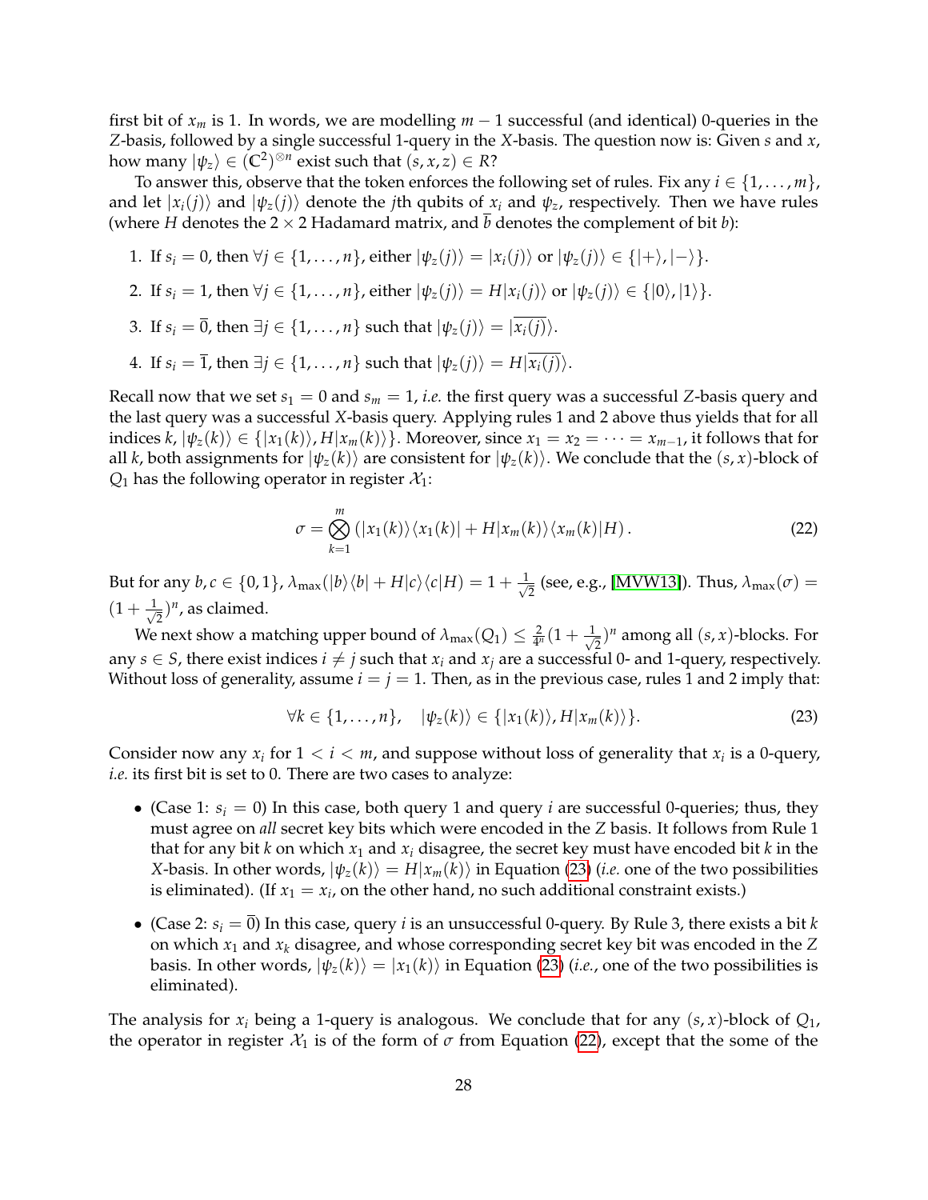first bit of $x_m$ is 1. In words, we are modelling $m-1$ successful (and identical) 0-queries in the $Z$-basis, followed by a single successful 1-query in the $X$-basis. The question now is: Given $s$ and $x$, how many $|\psi_z\rangle \in (\mathbb{C}^2)^{\otimes n}$ exist such that $(s, x, z) \in R$?

To answer this, observe that the token enforces the following set of rules. Fix any $i \in \{1, \ldots, m\}$, and let $|x_i(j)\rangle$ and $|\psi_z(j)\rangle$ denote the $j$th qubits of $x_i$ and $\psi_z$, respectively. Then we have rules (where $H$ denotes the $2 \times 2$ Hadamard matrix, and $\overline{b}$ denotes the complement of bit $b$):

1. If $s_i = 0$, then $\forall j \in \{1, \ldots, n\}$, either $|\psi_z(j)\rangle = |x_i(j)\rangle$ or $|\psi_z(j)\rangle \in \{|+\rangle, |-\rangle\}$.
2. If $s_i = 1$, then $\forall j \in \{1, \ldots, n\}$, either $|\psi_z(j)\rangle = H|x_i(j)\rangle$ or $|\psi_z(j)\rangle \in \{|0\rangle, |1\rangle\}$.
3. If $s_i = \overline{0}$, then $\exists j \in \{1, \ldots, n\}$ such that $|\psi_z(j)\rangle = |\overline{x_i(j)}\rangle$.
4. If $s_i = \overline{1}$, then $\exists j \in \{1, \ldots, n\}$ such that $|\psi_z(j)\rangle = H|\overline{x_i(j)}\rangle$.

Recall now that we set $s_1 = 0$ and $s_m = 1$, *i.e.* the first query was a successful $Z$-basis query and the last query was a successful $X$-basis query. Applying rules 1 and 2 above thus yields that for all indices $k$, $|\psi_z(k)\rangle \in \{|x_1(k)\rangle, H|x_m(k)\rangle\}$. Moreover, since $x_1 = x_2 = \cdots = x_{m-1}$, it follows that for all $k$, both assignments for $|\psi_z(k)\rangle$ are consistent for $|\psi_z(k)\rangle$. We conclude that the $(s, x)$-block of $Q_1$ has the following operator in register $\mathcal{X}_1$:

$$\sigma = \bigotimes_{k=1}^{m} \left(|x_1(k)\rangle\langle x_1(k)| + H|x_m(k)\rangle\langle x_m(k)|H\right). \tag{22}$$

But for any $b, c \in \{0,1\}$, $\lambda_{\max}(|b\rangle\langle b| + H|c\rangle\langle c|H) = 1 + \frac{1}{\sqrt{2}}$ (see, e.g., [MVW13]). Thus, $\lambda_{\max}(\sigma) = (1 + \frac{1}{\sqrt{2}})^n$, as claimed.

We next show a matching upper bound of $\lambda_{\max}(Q_1) \leq \frac{2}{4^n}(1 + \frac{1}{\sqrt{2}})^n$ among all $(s, x)$-blocks. For any $s \in S$, there exist indices $i \neq j$ such that $x_i$ and $x_j$ are a successful 0- and 1-query, respectively. Without loss of generality, assume $i = j = 1$. Then, as in the previous case, rules 1 and 2 imply that:

$$\forall k \in \{1, \ldots, n\}, \quad |\psi_z(k)\rangle \in \{|x_1(k)\rangle, H|x_m(k)\rangle\}. \tag{23}$$

Consider now any $x_i$ for $1 < i < m$, and suppose without loss of generality that $x_i$ is a 0-query, *i.e.* its first bit is set to 0. There are two cases to analyze:

- (Case 1: $s_i = 0$) In this case, both query 1 and query $i$ are successful 0-queries; thus, they must agree on *all* secret key bits which were encoded in the $Z$ basis. It follows from Rule 1 that for any bit $k$ on which $x_1$ and $x_i$ disagree, the secret key must have encoded bit $k$ in the $X$-basis. In other words, $|\psi_z(k)\rangle = H|x_m(k)\rangle$ in Equation (23) (*i.e.* one of the two possibilities is eliminated). (If $x_1 = x_i$, on the other hand, no such additional constraint exists.)
- (Case 2: $s_i = \overline{0}$) In this case, query $i$ is an unsuccessful 0-query. By Rule 3, there exists a bit $k$ on which $x_1$ and $x_k$ disagree, and whose corresponding secret key bit was encoded in the $Z$ basis. In other words, $|\psi_z(k)\rangle = |x_1(k)\rangle$ in Equation (23) (*i.e.*, one of the two possibilities is eliminated).

The analysis for $x_i$ being a 1-query is analogous. We conclude that for any $(s, x)$-block of $Q_1$, the operator in register $\mathcal{X}_1$ is of the form of $\sigma$ from Equation (22), except that the some of the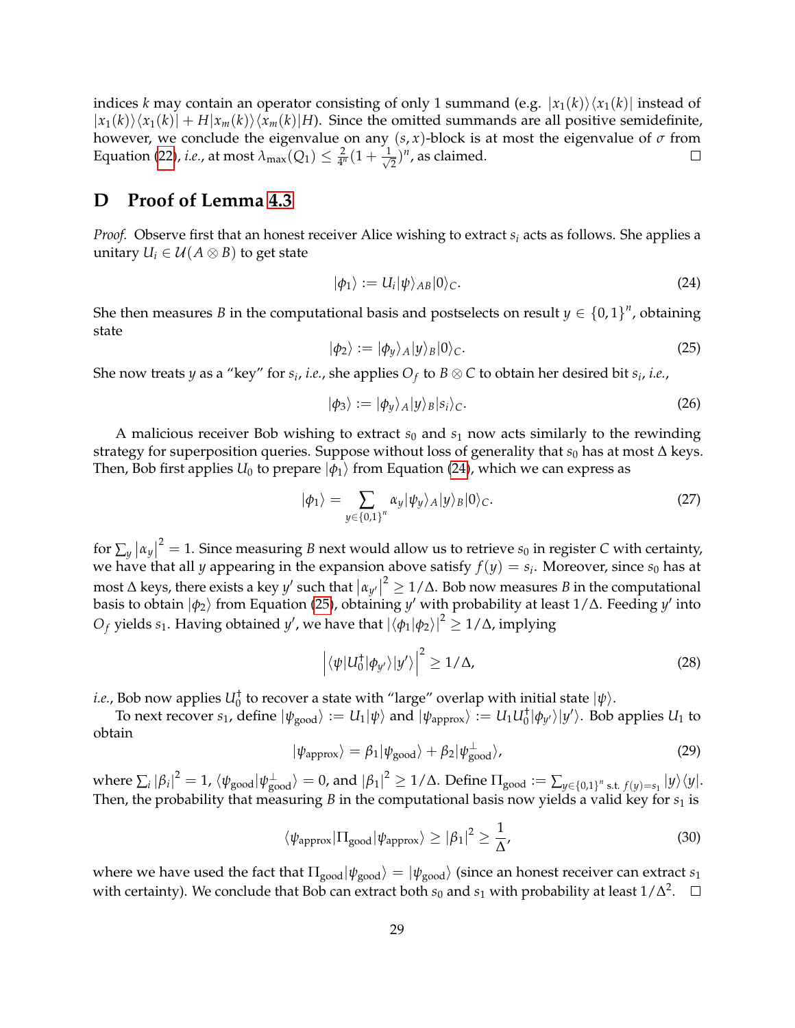indices $k$ may contain an operator consisting of only 1 summand (e.g. $|x_1(k)\rangle\langle x_1(k)|$ instead of $|x_1(k)\rangle\langle x_1(k)| + H|x_m(k)\rangle\langle x_m(k)|H$). Since the omitted summands are all positive semidefinite, however, we conclude the eigenvalue on any $(s, x)$-block is at most the eigenvalue of $\sigma$ from Equation (22), *i.e.*, at most $\lambda_{\max}(Q_1) \leq \frac{2}{4^n}(1 + \frac{1}{\sqrt{2}})^n$, as claimed. $\square$

# D Proof of Lemma 4.3

*Proof.* Observe first that an honest receiver Alice wishing to extract $s_i$ acts as follows. She applies a unitary $U_i \in \mathcal{U}(A \otimes B)$ to get state

$$|\phi_1\rangle := U_i|\psi\rangle_{AB}|0\rangle_C. \tag{24}$$

She then measures $B$ in the computational basis and postselects on result $y \in \{0,1\}^n$, obtaining state

$$|\phi_2\rangle := |\phi_y\rangle_A|y\rangle_B|0\rangle_C. \tag{25}$$

She now treats $y$ as a "key" for $s_i$, *i.e.*, she applies $O_f$ to $B \otimes C$ to obtain her desired bit $s_i$, *i.e.*,

$$|\phi_3\rangle := |\phi_y\rangle_A|y\rangle_B|s_i\rangle_C. \tag{26}$$

A malicious receiver Bob wishing to extract $s_0$ and $s_1$ now acts similarly to the rewinding strategy for superposition queries. Suppose without loss of generality that $s_0$ has at most $\Delta$ keys. Then, Bob first applies $U_0$ to prepare $|\phi_1\rangle$ from Equation (24), which we can express as

$$|\phi_1\rangle = \sum_{y \in \{0,1\}^n} \alpha_y|\phi_y\rangle_A|y\rangle_B|0\rangle_C. \tag{27}$$

for $\sum_y |\alpha_y|^2 = 1$. Since measuring $B$ next would allow us to retrieve $s_0$ in register $C$ with certainty, we have that all $y$ appearing in the expansion above satisfy $f(y) = s_i$. Moreover, since $s_0$ has at most $\Delta$ keys, there exists a key $y'$ such that $|\alpha_{y'}|^2 \geq 1/\Delta$. Bob now measures $B$ in the computational basis to obtain $|\phi_2\rangle$ from Equation (25), obtaining $y'$ with probability at least $1/\Delta$. Feeding $y'$ into $O_f$ yields $s_1$. Having obtained $y'$, we have that $|\langle\phi_1|\phi_2\rangle|^2 \geq 1/\Delta$, implying

$$\left|\langle\psi|U_0^\dagger|\phi_{y'}\rangle|y'\rangle\right|^2 \geq 1/\Delta, \tag{28}$$

*i.e.*, Bob now applies $U_0^\dagger$ to recover a state with "large" overlap with initial state $|\psi\rangle$.

To next recover $s_1$, define $|\psi_{\text{good}}\rangle := U_1|\psi\rangle$ and $|\psi_{\text{approx}}\rangle := U_1U_0^\dagger|\phi_{y'}\rangle|y'\rangle$. Bob applies $U_1$ to obtain

$$|\psi_{\text{approx}}\rangle = \beta_1|\psi_{\text{good}}\rangle + \beta_2|\psi_{\text{good}}^\perp\rangle, \tag{29}$$

where $\sum_i |\beta_i|^2 = 1$, $\langle\psi_{\text{good}}|\psi_{\text{good}}^\perp\rangle = 0$, and $|\beta_1|^2 \geq 1/\Delta$. Define $\Pi_{\text{good}} := \sum_{y \in \{0,1\}^n \text{ s.t. } f(y)=s_1} |y\rangle\langle y|$. Then, the probability that measuring $B$ in the computational basis now yields a valid key for $s_1$ is

$$\langle\psi_{\text{approx}}|\Pi_{\text{good}}|\psi_{\text{approx}}\rangle \geq |\beta_1|^2 \geq \frac{1}{\Delta}, \tag{30}$$

where we have used the fact that $\Pi_{\text{good}}|\psi_{\text{good}}\rangle = |\psi_{\text{good}}\rangle$ (since an honest receiver can extract $s_1$ with certainty). We conclude that Bob can extract both $s_0$ and $s_1$ with probability at least $1/\Delta^2$. $\square$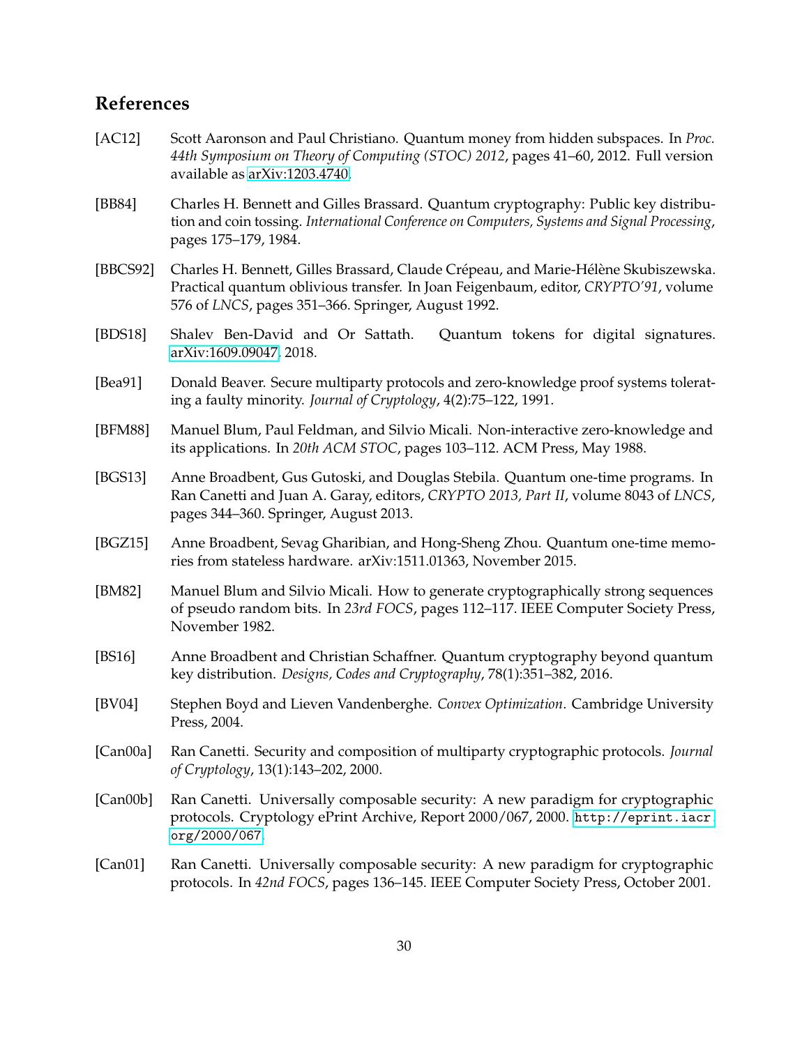## References

[AC12] Scott Aaronson and Paul Christiano. Quantum money from hidden subspaces. In *Proc. 44th Symposium on Theory of Computing (STOC) 2012*, pages 41–60, 2012. Full version available as arXiv:1203.4740.

[BB84] Charles H. Bennett and Gilles Brassard. Quantum cryptography: Public key distribution and coin tossing. *International Conference on Computers, Systems and Signal Processing*, pages 175–179, 1984.

[BBCS92] Charles H. Bennett, Gilles Brassard, Claude Crépeau, and Marie-Hélène Skubiszewska. Practical quantum oblivious transfer. In Joan Feigenbaum, editor, *CRYPTO'91*, volume 576 of *LNCS*, pages 351–366. Springer, August 1992.

[BDS18] Shalev Ben-David and Or Sattath. Quantum tokens for digital signatures. arXiv:1609.09047, 2018.

[Bea91] Donald Beaver. Secure multiparty protocols and zero-knowledge proof systems tolerating a faulty minority. *Journal of Cryptology*, 4(2):75–122, 1991.

[BFM88] Manuel Blum, Paul Feldman, and Silvio Micali. Non-interactive zero-knowledge and its applications. In *20th ACM STOC*, pages 103–112. ACM Press, May 1988.

[BGS13] Anne Broadbent, Gus Gutoski, and Douglas Stebila. Quantum one-time programs. In Ran Canetti and Juan A. Garay, editors, *CRYPTO 2013, Part II*, volume 8043 of *LNCS*, pages 344–360. Springer, August 2013.

[BGZ15] Anne Broadbent, Sevag Gharibian, and Hong-Sheng Zhou. Quantum one-time memories from stateless hardware. arXiv:1511.01363, November 2015.

[BM82] Manuel Blum and Silvio Micali. How to generate cryptographically strong sequences of pseudo random bits. In *23rd FOCS*, pages 112–117. IEEE Computer Society Press, November 1982.

[BS16] Anne Broadbent and Christian Schaffner. Quantum cryptography beyond quantum key distribution. *Designs, Codes and Cryptography*, 78(1):351–382, 2016.

[BV04] Stephen Boyd and Lieven Vandenberghe. *Convex Optimization*. Cambridge University Press, 2004.

[Can00a] Ran Canetti. Security and composition of multiparty cryptographic protocols. *Journal of Cryptology*, 13(1):143–202, 2000.

[Can00b] Ran Canetti. Universally composable security: A new paradigm for cryptographic protocols. Cryptology ePrint Archive, Report 2000/067, 2000. `http://eprint.iacr.org/2000/067`.

[Can01] Ran Canetti. Universally composable security: A new paradigm for cryptographic protocols. In *42nd FOCS*, pages 136–145. IEEE Computer Society Press, October 2001.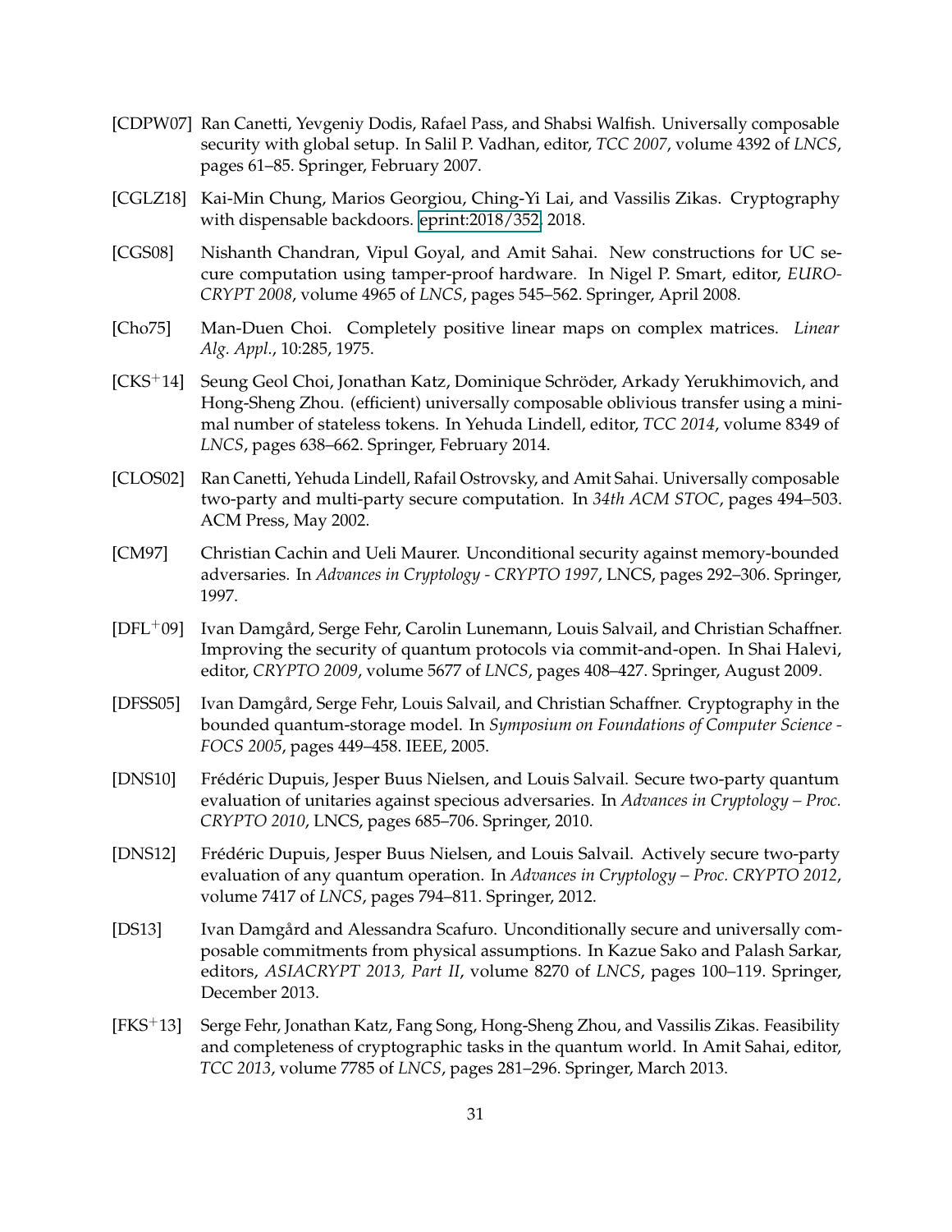[CDPW07] Ran Canetti, Yevgeniy Dodis, Rafael Pass, and Shabsi Walfish. Universally composable security with global setup. In Salil P. Vadhan, editor, *TCC 2007*, volume 4392 of *LNCS*, pages 61–85. Springer, February 2007.

[CGLZ18] Kai-Min Chung, Marios Georgiou, Ching-Yi Lai, and Vassilis Zikas. Cryptography with dispensable backdoors. eprint:2018/352. 2018.

[CGS08] Nishanth Chandran, Vipul Goyal, and Amit Sahai. New constructions for UC secure computation using tamper-proof hardware. In Nigel P. Smart, editor, *EUROCRYPT 2008*, volume 4965 of *LNCS*, pages 545–562. Springer, April 2008.

[Cho75] Man-Duen Choi. Completely positive linear maps on complex matrices. *Linear Alg. Appl.*, 10:285, 1975.

[CKS+14] Seung Geol Choi, Jonathan Katz, Dominique Schröder, Arkady Yerukhimovich, and Hong-Sheng Zhou. (efficient) universally composable oblivious transfer using a minimal number of stateless tokens. In Yehuda Lindell, editor, *TCC 2014*, volume 8349 of *LNCS*, pages 638–662. Springer, February 2014.

[CLOS02] Ran Canetti, Yehuda Lindell, Rafail Ostrovsky, and Amit Sahai. Universally composable two-party and multi-party secure computation. In *34th ACM STOC*, pages 494–503. ACM Press, May 2002.

[CM97] Christian Cachin and Ueli Maurer. Unconditional security against memory-bounded adversaries. In *Advances in Cryptology - CRYPTO 1997*, LNCS, pages 292–306. Springer, 1997.

[DFL+09] Ivan Damgård, Serge Fehr, Carolin Lunemann, Louis Salvail, and Christian Schaffner. Improving the security of quantum protocols via commit-and-open. In Shai Halevi, editor, *CRYPTO 2009*, volume 5677 of *LNCS*, pages 408–427. Springer, August 2009.

[DFSS05] Ivan Damgård, Serge Fehr, Louis Salvail, and Christian Schaffner. Cryptography in the bounded quantum-storage model. In *Symposium on Foundations of Computer Science - FOCS 2005*, pages 449–458. IEEE, 2005.

[DNS10] Frédéric Dupuis, Jesper Buus Nielsen, and Louis Salvail. Secure two-party quantum evaluation of unitaries against specious adversaries. In *Advances in Cryptology – Proc. CRYPTO 2010*, LNCS, pages 685–706. Springer, 2010.

[DNS12] Frédéric Dupuis, Jesper Buus Nielsen, and Louis Salvail. Actively secure two-party evaluation of any quantum operation. In *Advances in Cryptology – Proc. CRYPTO 2012*, volume 7417 of *LNCS*, pages 794–811. Springer, 2012.

[DS13] Ivan Damgård and Alessandra Scafuro. Unconditionally secure and universally composable commitments from physical assumptions. In Kazue Sako and Palash Sarkar, editors, *ASIACRYPT 2013, Part II*, volume 8270 of *LNCS*, pages 100–119. Springer, December 2013.

[FKS+13] Serge Fehr, Jonathan Katz, Fang Song, Hong-Sheng Zhou, and Vassilis Zikas. Feasibility and completeness of cryptographic tasks in the quantum world. In Amit Sahai, editor, *TCC 2013*, volume 7785 of *LNCS*, pages 281–296. Springer, March 2013.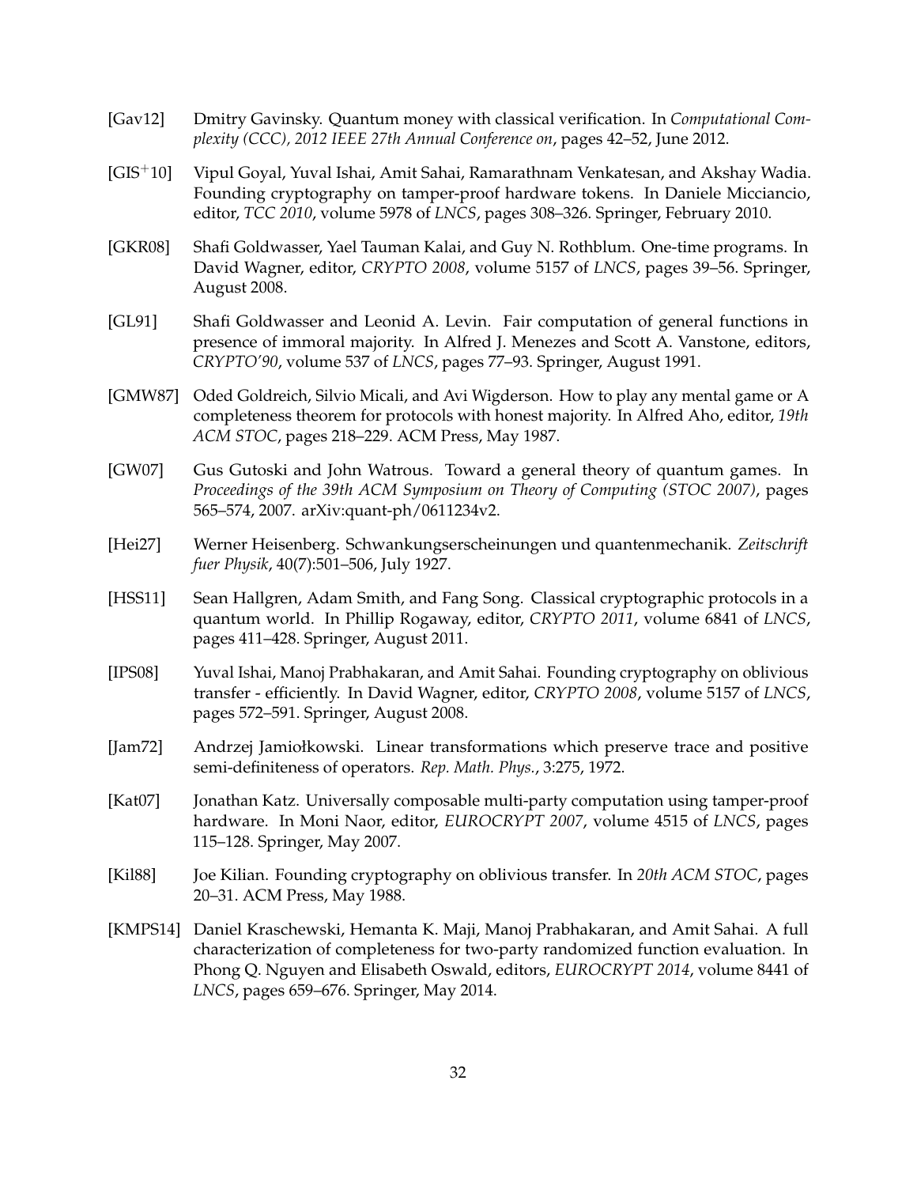[Gav12] Dmitry Gavinsky. Quantum money with classical verification. In *Computational Complexity (CCC), 2012 IEEE 27th Annual Conference on*, pages 42–52, June 2012.

[GIS$^+$10] Vipul Goyal, Yuval Ishai, Amit Sahai, Ramarathnam Venkatesan, and Akshay Wadia. Founding cryptography on tamper-proof hardware tokens. In Daniele Micciancio, editor, *TCC 2010*, volume 5978 of *LNCS*, pages 308–326. Springer, February 2010.

[GKR08] Shafi Goldwasser, Yael Tauman Kalai, and Guy N. Rothblum. One-time programs. In David Wagner, editor, *CRYPTO 2008*, volume 5157 of *LNCS*, pages 39–56. Springer, August 2008.

[GL91] Shafi Goldwasser and Leonid A. Levin. Fair computation of general functions in presence of immoral majority. In Alfred J. Menezes and Scott A. Vanstone, editors, *CRYPTO'90*, volume 537 of *LNCS*, pages 77–93. Springer, August 1991.

[GMW87] Oded Goldreich, Silvio Micali, and Avi Wigderson. How to play any mental game or A completeness theorem for protocols with honest majority. In Alfred Aho, editor, *19th ACM STOC*, pages 218–229. ACM Press, May 1987.

[GW07] Gus Gutoski and John Watrous. Toward a general theory of quantum games. In *Proceedings of the 39th ACM Symposium on Theory of Computing (STOC 2007)*, pages 565–574, 2007. arXiv:quant-ph/0611234v2.

[Hei27] Werner Heisenberg. Schwankungserscheinungen und quantenmechanik. *Zeitschrift fuer Physik*, 40(7):501–506, July 1927.

[HSS11] Sean Hallgren, Adam Smith, and Fang Song. Classical cryptographic protocols in a quantum world. In Phillip Rogaway, editor, *CRYPTO 2011*, volume 6841 of *LNCS*, pages 411–428. Springer, August 2011.

[IPS08] Yuval Ishai, Manoj Prabhakaran, and Amit Sahai. Founding cryptography on oblivious transfer - efficiently. In David Wagner, editor, *CRYPTO 2008*, volume 5157 of *LNCS*, pages 572–591. Springer, August 2008.

[Jam72] Andrzej Jamiołkowski. Linear transformations which preserve trace and positive semi-definiteness of operators. *Rep. Math. Phys.*, 3:275, 1972.

[Kat07] Jonathan Katz. Universally composable multi-party computation using tamper-proof hardware. In Moni Naor, editor, *EUROCRYPT 2007*, volume 4515 of *LNCS*, pages 115–128. Springer, May 2007.

[Kil88] Joe Kilian. Founding cryptography on oblivious transfer. In *20th ACM STOC*, pages 20–31. ACM Press, May 1988.

[KMPS14] Daniel Kraschewski, Hemanta K. Maji, Manoj Prabhakaran, and Amit Sahai. A full characterization of completeness for two-party randomized function evaluation. In Phong Q. Nguyen and Elisabeth Oswald, editors, *EUROCRYPT 2014*, volume 8441 of *LNCS*, pages 659–676. Springer, May 2014.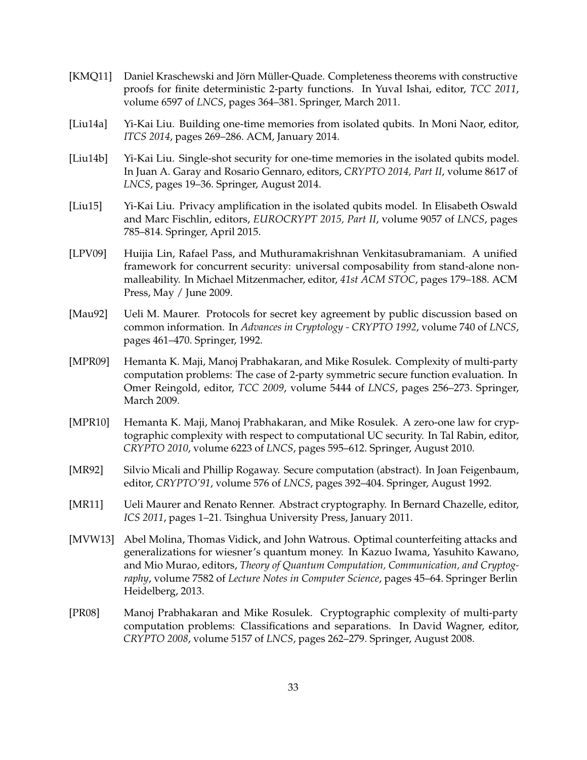[KMQ11] Daniel Kraschewski and Jörn Müller-Quade. Completeness theorems with constructive proofs for finite deterministic 2-party functions. In Yuval Ishai, editor, *TCC 2011*, volume 6597 of *LNCS*, pages 364–381. Springer, March 2011.

[Liu14a] Yi-Kai Liu. Building one-time memories from isolated qubits. In Moni Naor, editor, *ITCS 2014*, pages 269–286. ACM, January 2014.

[Liu14b] Yi-Kai Liu. Single-shot security for one-time memories in the isolated qubits model. In Juan A. Garay and Rosario Gennaro, editors, *CRYPTO 2014, Part II*, volume 8617 of *LNCS*, pages 19–36. Springer, August 2014.

[Liu15] Yi-Kai Liu. Privacy amplification in the isolated qubits model. In Elisabeth Oswald and Marc Fischlin, editors, *EUROCRYPT 2015, Part II*, volume 9057 of *LNCS*, pages 785–814. Springer, April 2015.

[LPV09] Huijia Lin, Rafael Pass, and Muthuramakrishnan Venkitasubramaniam. A unified framework for concurrent security: universal composability from stand-alone non-malleability. In Michael Mitzenmacher, editor, *41st ACM STOC*, pages 179–188. ACM Press, May / June 2009.

[Mau92] Ueli M. Maurer. Protocols for secret key agreement by public discussion based on common information. In *Advances in Cryptology - CRYPTO 1992*, volume 740 of *LNCS*, pages 461–470. Springer, 1992.

[MPR09] Hemanta K. Maji, Manoj Prabhakaran, and Mike Rosulek. Complexity of multi-party computation problems: The case of 2-party symmetric secure function evaluation. In Omer Reingold, editor, *TCC 2009*, volume 5444 of *LNCS*, pages 256–273. Springer, March 2009.

[MPR10] Hemanta K. Maji, Manoj Prabhakaran, and Mike Rosulek. A zero-one law for cryptographic complexity with respect to computational UC security. In Tal Rabin, editor, *CRYPTO 2010*, volume 6223 of *LNCS*, pages 595–612. Springer, August 2010.

[MR92] Silvio Micali and Phillip Rogaway. Secure computation (abstract). In Joan Feigenbaum, editor, *CRYPTO'91*, volume 576 of *LNCS*, pages 392–404. Springer, August 1992.

[MR11] Ueli Maurer and Renato Renner. Abstract cryptography. In Bernard Chazelle, editor, *ICS 2011*, pages 1–21. Tsinghua University Press, January 2011.

[MVW13] Abel Molina, Thomas Vidick, and John Watrous. Optimal counterfeiting attacks and generalizations for wiesner's quantum money. In Kazuo Iwama, Yasuhito Kawano, and Mio Murao, editors, *Theory of Quantum Computation, Communication, and Cryptography*, volume 7582 of *Lecture Notes in Computer Science*, pages 45–64. Springer Berlin Heidelberg, 2013.

[PR08] Manoj Prabhakaran and Mike Rosulek. Cryptographic complexity of multi-party computation problems: Classifications and separations. In David Wagner, editor, *CRYPTO 2008*, volume 5157 of *LNCS*, pages 262–279. Springer, August 2008.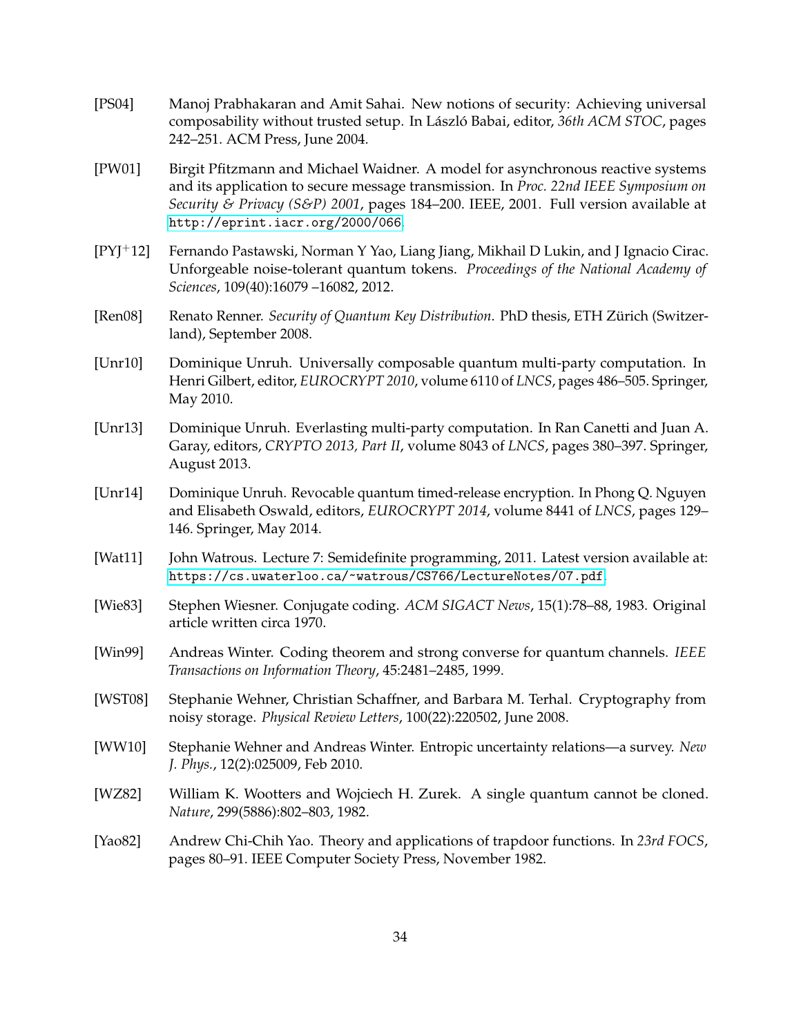[PS04] Manoj Prabhakaran and Amit Sahai. New notions of security: Achieving universal composability without trusted setup. In László Babai, editor, *36th ACM STOC*, pages 242–251. ACM Press, June 2004.

[PW01] Birgit Pfitzmann and Michael Waidner. A model for asynchronous reactive systems and its application to secure message transmission. In *Proc. 22nd IEEE Symposium on Security & Privacy (S&P) 2001*, pages 184–200. IEEE, 2001. Full version available at http://eprint.iacr.org/2000/066.

[PYJ+12] Fernando Pastawski, Norman Y Yao, Liang Jiang, Mikhail D Lukin, and J Ignacio Cirac. Unforgeable noise-tolerant quantum tokens. *Proceedings of the National Academy of Sciences*, 109(40):16079 –16082, 2012.

[Ren08] Renato Renner. *Security of Quantum Key Distribution*. PhD thesis, ETH Zürich (Switzerland), September 2008.

[Unr10] Dominique Unruh. Universally composable quantum multi-party computation. In Henri Gilbert, editor, *EUROCRYPT 2010*, volume 6110 of *LNCS*, pages 486–505. Springer, May 2010.

[Unr13] Dominique Unruh. Everlasting multi-party computation. In Ran Canetti and Juan A. Garay, editors, *CRYPTO 2013, Part II*, volume 8043 of *LNCS*, pages 380–397. Springer, August 2013.

[Unr14] Dominique Unruh. Revocable quantum timed-release encryption. In Phong Q. Nguyen and Elisabeth Oswald, editors, *EUROCRYPT 2014*, volume 8441 of *LNCS*, pages 129–146. Springer, May 2014.

[Wat11] John Watrous. Lecture 7: Semidefinite programming, 2011. Latest version available at: https://cs.uwaterloo.ca/~watrous/CS766/LectureNotes/07.pdf.

[Wie83] Stephen Wiesner. Conjugate coding. *ACM SIGACT News*, 15(1):78–88, 1983. Original article written circa 1970.

[Win99] Andreas Winter. Coding theorem and strong converse for quantum channels. *IEEE Transactions on Information Theory*, 45:2481–2485, 1999.

[WST08] Stephanie Wehner, Christian Schaffner, and Barbara M. Terhal. Cryptography from noisy storage. *Physical Review Letters*, 100(22):220502, June 2008.

[WW10] Stephanie Wehner and Andreas Winter. Entropic uncertainty relations—a survey. *New J. Phys.*, 12(2):025009, Feb 2010.

[WZ82] William K. Wootters and Wojciech H. Zurek. A single quantum cannot be cloned. *Nature*, 299(5886):802–803, 1982.

[Yao82] Andrew Chi-Chih Yao. Theory and applications of trapdoor functions. In *23rd FOCS*, pages 80–91. IEEE Computer Society Press, November 1982.